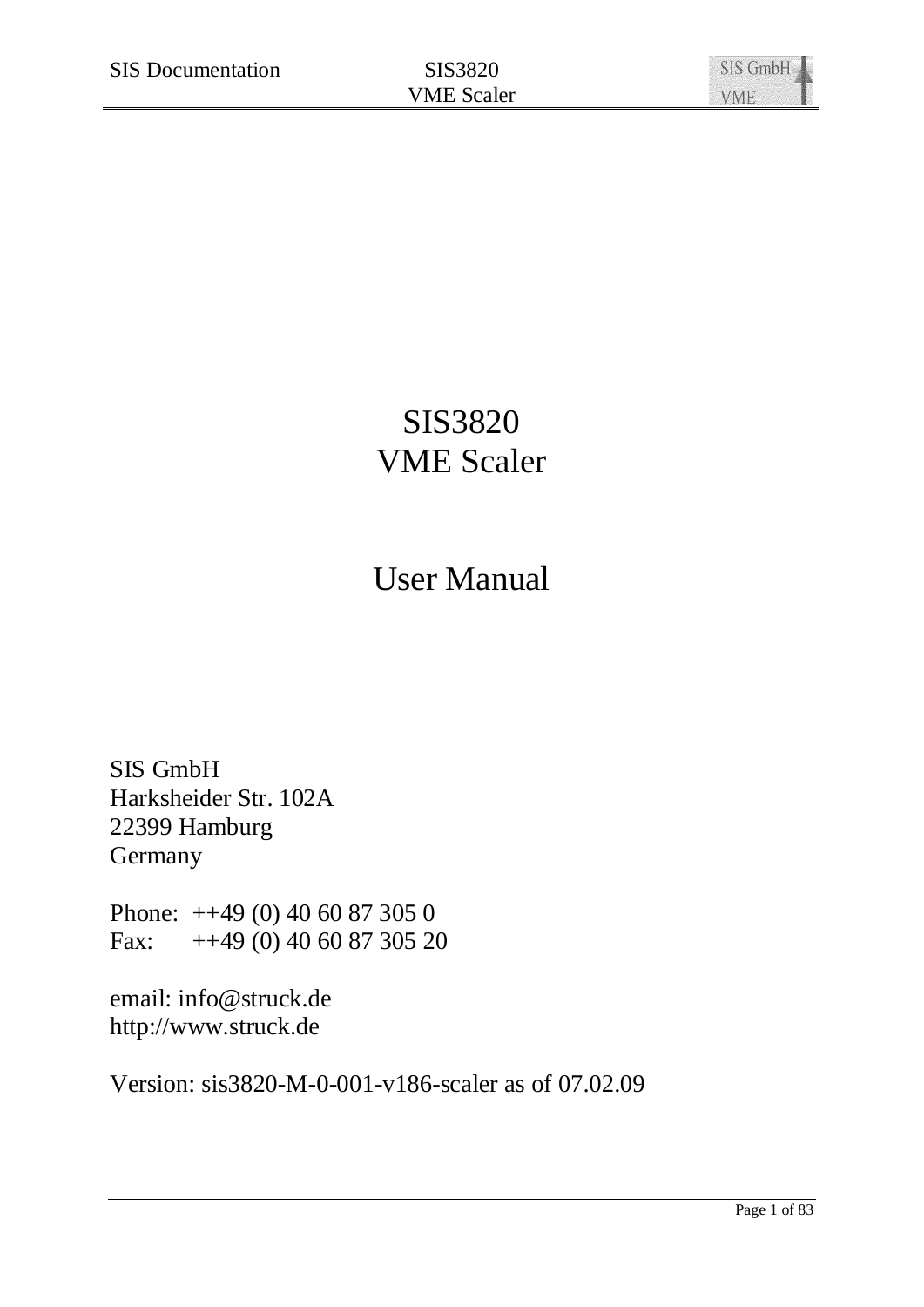# SIS3820
# VME Scaler

# User Manual

SIS GmbH
Harksheider Str. 102A
22399 Hamburg
Germany

Phone: ++49 (0) 40 60 87 305 0
Fax: ++49 (0) 40 60 87 305 20

email: info@struck.de
http://www.struck.de

Version: sis3820-M-0-001-v186-scaler as of 07.02.09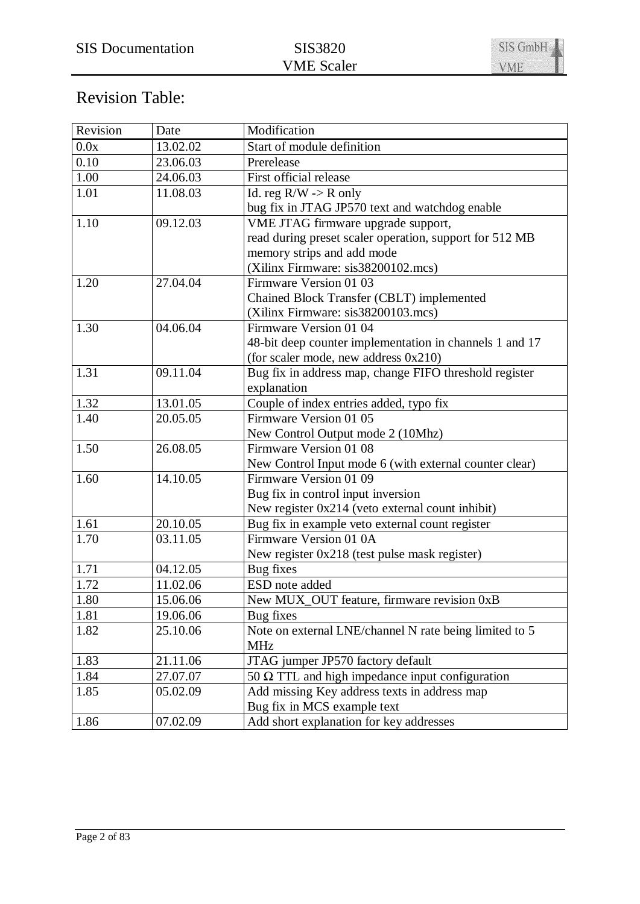# Revision Table:

| Revision | Date | Modification |
|---|---|---|
| 0.0x | 13.02.02 | Start of module definition |
| 0.10 | 23.06.03 | Prerelease |
| 1.00 | 24.06.03 | First official release |
| 1.01 | 11.08.03 | Id. reg R/W -> R only<br>bug fix in JTAG JP570 text and watchdog enable |
| 1.10 | 09.12.03 | VME JTAG firmware upgrade support,<br>read during preset scaler operation, support for 512 MB memory strips and add mode<br>(Xilinx Firmware: sis38200102.mcs) |
| 1.20 | 27.04.04 | Firmware Version 01 03<br>Chained Block Transfer (CBLT) implemented<br>(Xilinx Firmware: sis38200103.mcs) |
| 1.30 | 04.06.04 | Firmware Version 01 04<br>48-bit deep counter implementation in channels 1 and 17 (for scaler mode, new address 0x210) |
| 1.31 | 09.11.04 | Bug fix in address map, change FIFO threshold register explanation |
| 1.32 | 13.01.05 | Couple of index entries added, typo fix |
| 1.40 | 20.05.05 | Firmware Version 01 05<br>New Control Output mode 2 (10Mhz) |
| 1.50 | 26.08.05 | Firmware Version 01 08<br>New Control Input mode 6 (with external counter clear) |
| 1.60 | 14.10.05 | Firmware Version 01 09<br>Bug fix in control input inversion<br>New register 0x214 (veto external count inhibit) |
| 1.61 | 20.10.05 | Bug fix in example veto external count register |
| 1.70 | 03.11.05 | Firmware Version 01 0A<br>New register 0x218 (test pulse mask register) |
| 1.71 | 04.12.05 | Bug fixes |
| 1.72 | 11.02.06 | ESD note added |
| 1.80 | 15.06.06 | New MUX_OUT feature, firmware revision 0xB |
| 1.81 | 19.06.06 | Bug fixes |
| 1.82 | 25.10.06 | Note on external LNE/channel N rate being limited to 5 MHz |
| 1.83 | 21.11.06 | JTAG jumper JP570 factory default |
| 1.84 | 27.07.07 | 50 Ω TTL and high impedance input configuration |
| 1.85 | 05.02.09 | Add missing Key address texts in address map<br>Bug fix in MCS example text |
| 1.86 | 07.02.09 | Add short explanation for key addresses |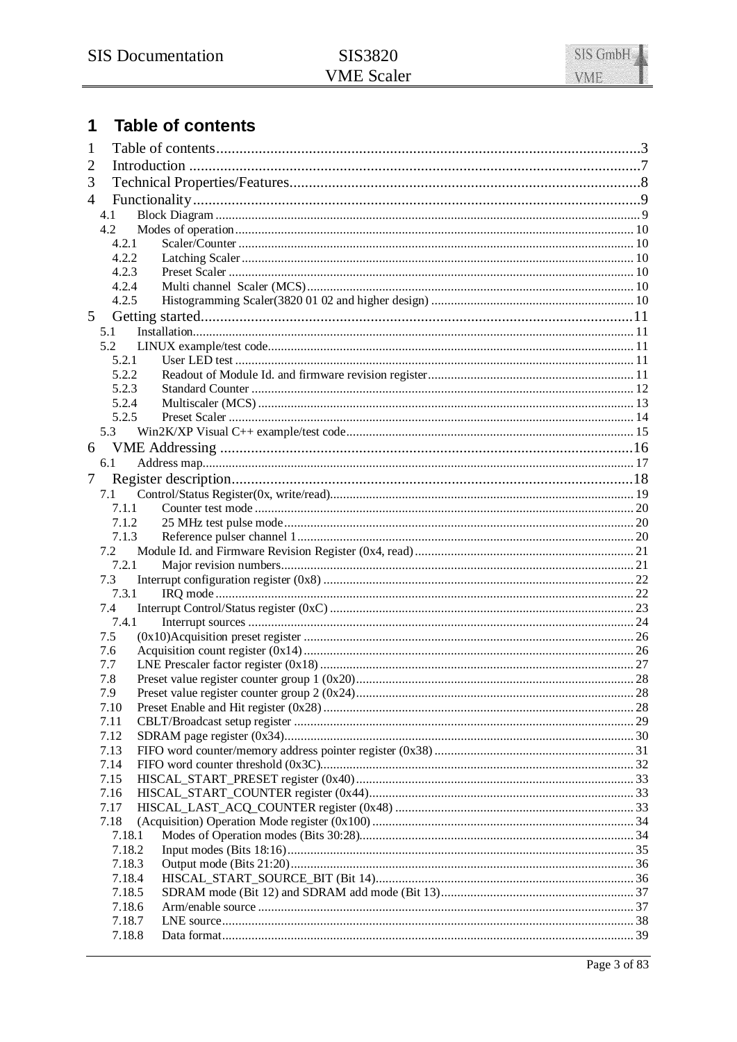# 1 Table of contents

1 Table of contents ........................................................................ 3
2 Introduction ............................................................................... 7
3 Technical Properties/Features ...................................................... 8
4 Functionality ............................................................................... 9
  4.1 Block Diagram ......................................................................... 9
  4.2 Modes of operation .................................................................. 10
    4.2.1 Scaler/Counter .................................................................. 10
    4.2.2 Latching Scaler ................................................................. 10
    4.2.3 Preset Scaler .................................................................... 10
    4.2.4 Multi channel Scaler (MCS) ............................................... 10
    4.2.5 Histogramming Scaler(3820 01 02 and higher design) ........... 10
5 Getting started ........................................................................... 11
  5.1 Installation ............................................................................. 11
  5.2 LINUX example/test code ......................................................... 11
    5.2.1 User LED test .................................................................... 11
    5.2.2 Readout of Module Id. and firmware revision register ............ 11
    5.2.3 Standard Counter ............................................................... 12
    5.2.4 Multiscaler (MCS) .............................................................. 13
    5.2.5 Preset Scaler ..................................................................... 14
  5.3 Win2K/XP Visual C++ example/test code ..................................... 15
6 VME Addressing .......................................................................... 16
  6.1 Address map ........................................................................... 17
7 Register description ..................................................................... 18
  7.1 Control/Status Register(0x, write/read) ...................................... 19
    7.1.1 Counter test mode ............................................................. 20
    7.1.2 25 MHz test pulse mode ...................................................... 20
    7.1.3 Reference pulser channel 1 ................................................. 20
  7.2 Module Id. and Firmware Revision Register (0x4, read) ................. 21
    7.2.1 Major revision numbers ....................................................... 21
  7.3 Interrupt configuration register (0x8) ......................................... 22
    7.3.1 IRQ mode .......................................................................... 22
  7.4 Interrupt Control/Status register (0xC) ....................................... 23
    7.4.1 Interrupt sources ............................................................... 24
  7.5 (0x10)Acquisition preset register ............................................... 26
  7.6 Acquisition count register (0x14) ............................................... 26
  7.7 LNE Prescaler factor register (0x18) ........................................... 27
  7.8 Preset value register counter group 1 (0x20) ............................... 28
  7.9 Preset value register counter group 2 (0x24) ............................... 28
  7.10 Preset Enable and Hit register (0x28) ........................................ 28
  7.11 CBLT/Broadcast setup register ................................................. 29
  7.12 SDRAM page register (0x34) ..................................................... 30
  7.13 FIFO word counter/memory address pointer register (0x38) .......... 31
  7.14 FIFO word counter threshold (0x3C) ........................................... 32
  7.15 HISCAL_START_PRESET register (0x40) ...................................... 33
  7.16 HISCAL_START_COUNTER register (0x44) .................................... 33
  7.17 HISCAL_LAST_ACQ_COUNTER register (0x48) ............................. 33
  7.18 (Acquisition) Operation Mode register (0x100) ............................ 34
    7.18.1 Modes of Operation modes (Bits 30:28) ................................ 34
    7.18.2 Input modes (Bits 18:16) .................................................... 35
    7.18.3 Output mode (Bits 21:20) ................................................... 36
    7.18.4 HISCAL_START_SOURCE_BIT (Bit 14) ................................... 36
    7.18.5 SDRAM mode (Bit 12) and SDRAM add mode (Bit 13) ............... 37
    7.18.6 Arm/enable source ............................................................. 37
    7.18.7 LNE source ....................................................................... 38
    7.18.8 Data format ...................................................................... 39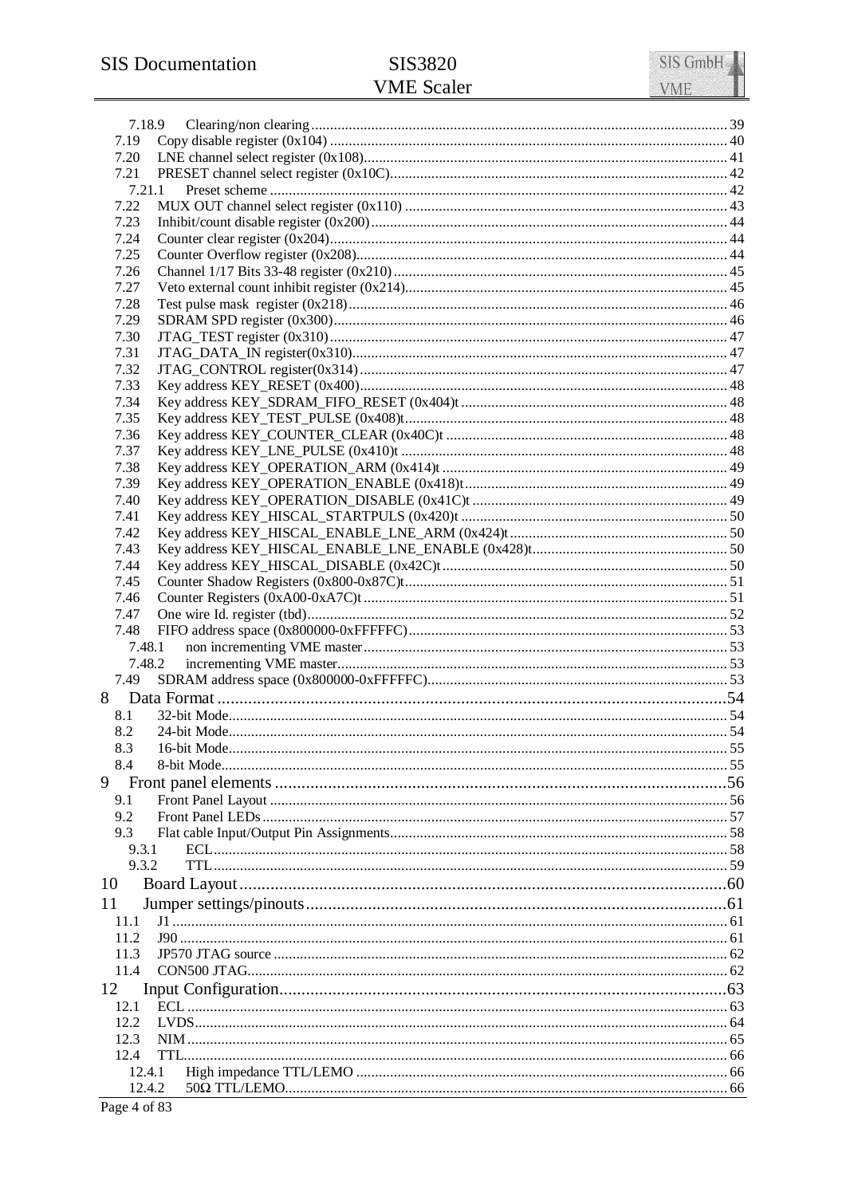7.18.9 Clearing/non clearing ........ 39
7.19 Copy disable register (0x104) ........ 40
7.20 LNE channel select register (0x108) ........ 41
7.21 PRESET channel select register (0x10C) ........ 42
7.21.1 Preset scheme ........ 42
7.22 MUX OUT channel select register (0x110) ........ 43
7.23 Inhibit/count disable register (0x200) ........ 44
7.24 Counter clear register (0x204) ........ 44
7.25 Counter Overflow register (0x208) ........ 44
7.26 Channel 1/17 Bits 33-48 register (0x210) ........ 45
7.27 Veto external count inhibit register (0x214) ........ 45
7.28 Test pulse mask register (0x218) ........ 46
7.29 SDRAM SPD register (0x300) ........ 46
7.30 JTAG_TEST register (0x310) ........ 47
7.31 JTAG_DATA_IN register(0x310) ........ 47
7.32 JTAG_CONTROL register(0x314) ........ 47
7.33 Key address KEY_RESET (0x400) ........ 48
7.34 Key address KEY_SDRAM_FIFO_RESET (0x404)t ........ 48
7.35 Key address KEY_TEST_PULSE (0x408)t ........ 48
7.36 Key address KEY_COUNTER_CLEAR (0x40C)t ........ 48
7.37 Key address KEY_LNE_PULSE (0x410)t ........ 48
7.38 Key address KEY_OPERATION_ARM (0x414)t ........ 49
7.39 Key address KEY_OPERATION_ENABLE (0x418)t ........ 49
7.40 Key address KEY_OPERATION_DISABLE (0x41C)t ........ 49
7.41 Key address KEY_HISCAL_STARTPULS (0x420)t ........ 50
7.42 Key address KEY_HISCAL_ENABLE_LNE_ARM (0x424)t ........ 50
7.43 Key address KEY_HISCAL_ENABLE_LNE_ENABLE (0x428)t ........ 50
7.44 Key address KEY_HISCAL_DISABLE (0x42C)t ........ 50
7.45 Counter Shadow Registers (0x800-0x87C)t ........ 51
7.46 Counter Registers (0xA00-0xA7C)t ........ 51
7.47 One wire Id. register (tbd) ........ 52
7.48 FIFO address space (0x800000-0xFFFFFC) ........ 53
7.48.1 non incrementing VME master ........ 53
7.48.2 incrementing VME master ........ 53
7.49 SDRAM address space (0x800000-0xFFFFFC) ........ 53

8 Data Format ........ 54
8.1 32-bit Mode ........ 54
8.2 24-bit Mode ........ 54
8.3 16-bit Mode ........ 55
8.4 8-bit Mode ........ 55

9 Front panel elements ........ 56
9.1 Front Panel Layout ........ 56
9.2 Front Panel LEDs ........ 57
9.3 Flat cable Input/Output Pin Assignments ........ 58
9.3.1 ECL ........ 58
9.3.2 TTL ........ 59

10 Board Layout ........ 60

11 Jumper settings/pinouts ........ 61
11.1 J1 ........ 61
11.2 J90 ........ 61
11.3 JP570 JTAG source ........ 62
11.4 CON500 JTAG ........ 62

12 Input Configuration ........ 63
12.1 ECL ........ 63
12.2 LVDS ........ 64
12.3 NIM ........ 65
12.4 TTL ........ 66
12.4.1 High impedance TTL/LEMO ........ 66
12.4.2 50Ω TTL/LEMO ........ 66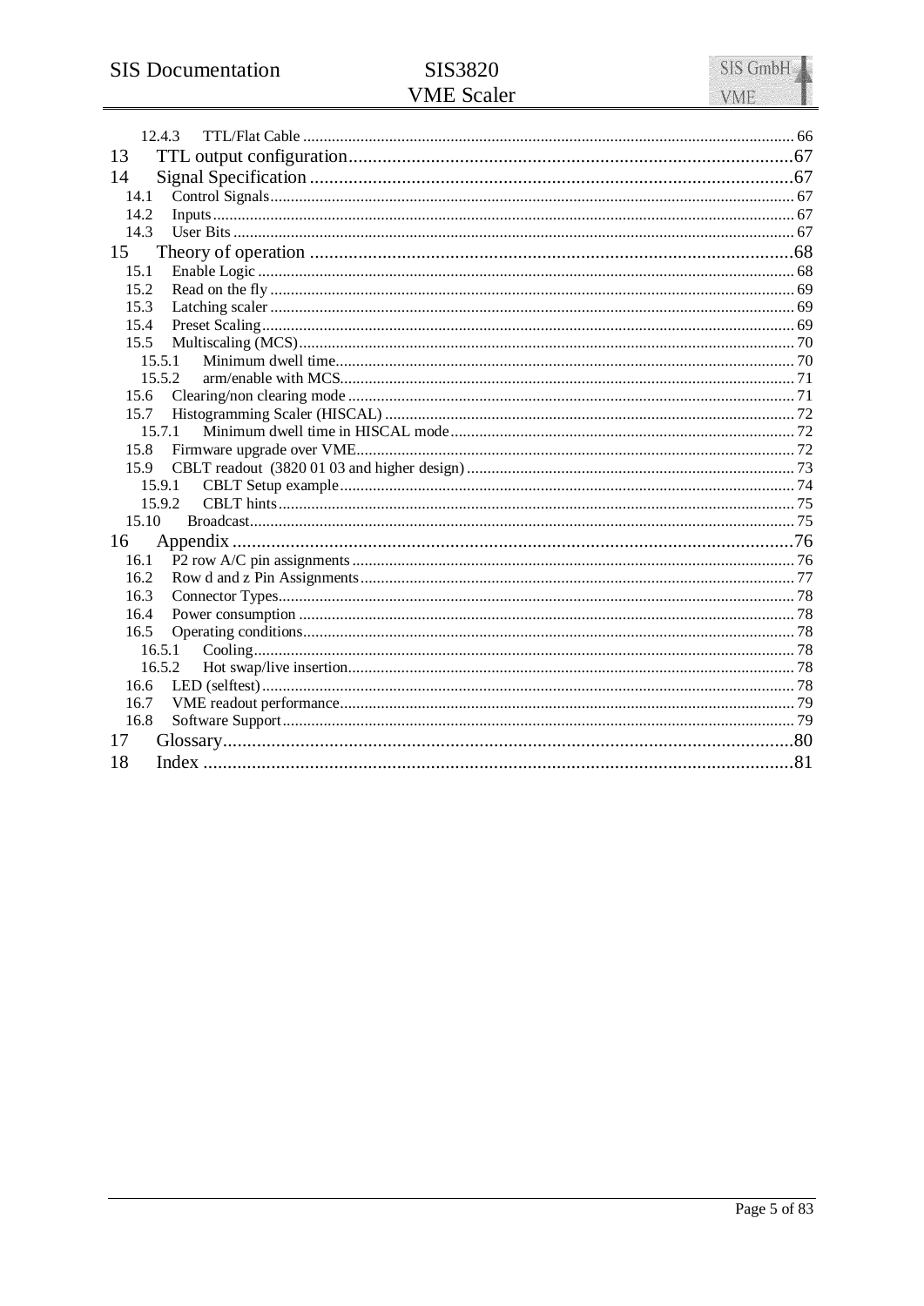12.4.3 TTL/Flat Cable ..... 66

13 TTL output configuration ..... 67

14 Signal Specification ..... 67

14.1 Control Signals ..... 67

14.2 Inputs ..... 67

14.3 User Bits ..... 67

15 Theory of operation ..... 68

15.1 Enable Logic ..... 68

15.2 Read on the fly ..... 69

15.3 Latching scaler ..... 69

15.4 Preset Scaling ..... 69

15.5 Multiscaling (MCS) ..... 70

15.5.1 Minimum dwell time ..... 70

15.5.2 arm/enable with MCS ..... 71

15.6 Clearing/non clearing mode ..... 71

15.7 Histogramming Scaler (HISCAL) ..... 72

15.7.1 Minimum dwell time in HISCAL mode ..... 72

15.8 Firmware upgrade over VME ..... 72

15.9 CBLT readout (3820 01 03 and higher design) ..... 73

15.9.1 CBLT Setup example ..... 74

15.9.2 CBLT hints ..... 75

15.10 Broadcast ..... 75

16 Appendix ..... 76

16.1 P2 row A/C pin assignments ..... 76

16.2 Row d and z Pin Assignments ..... 77

16.3 Connector Types ..... 78

16.4 Power consumption ..... 78

16.5 Operating conditions ..... 78

16.5.1 Cooling ..... 78

16.5.2 Hot swap/live insertion ..... 78

16.6 LED (selftest) ..... 78

16.7 VME readout performance ..... 79

16.8 Software Support ..... 79

17 Glossary ..... 80

18 Index ..... 81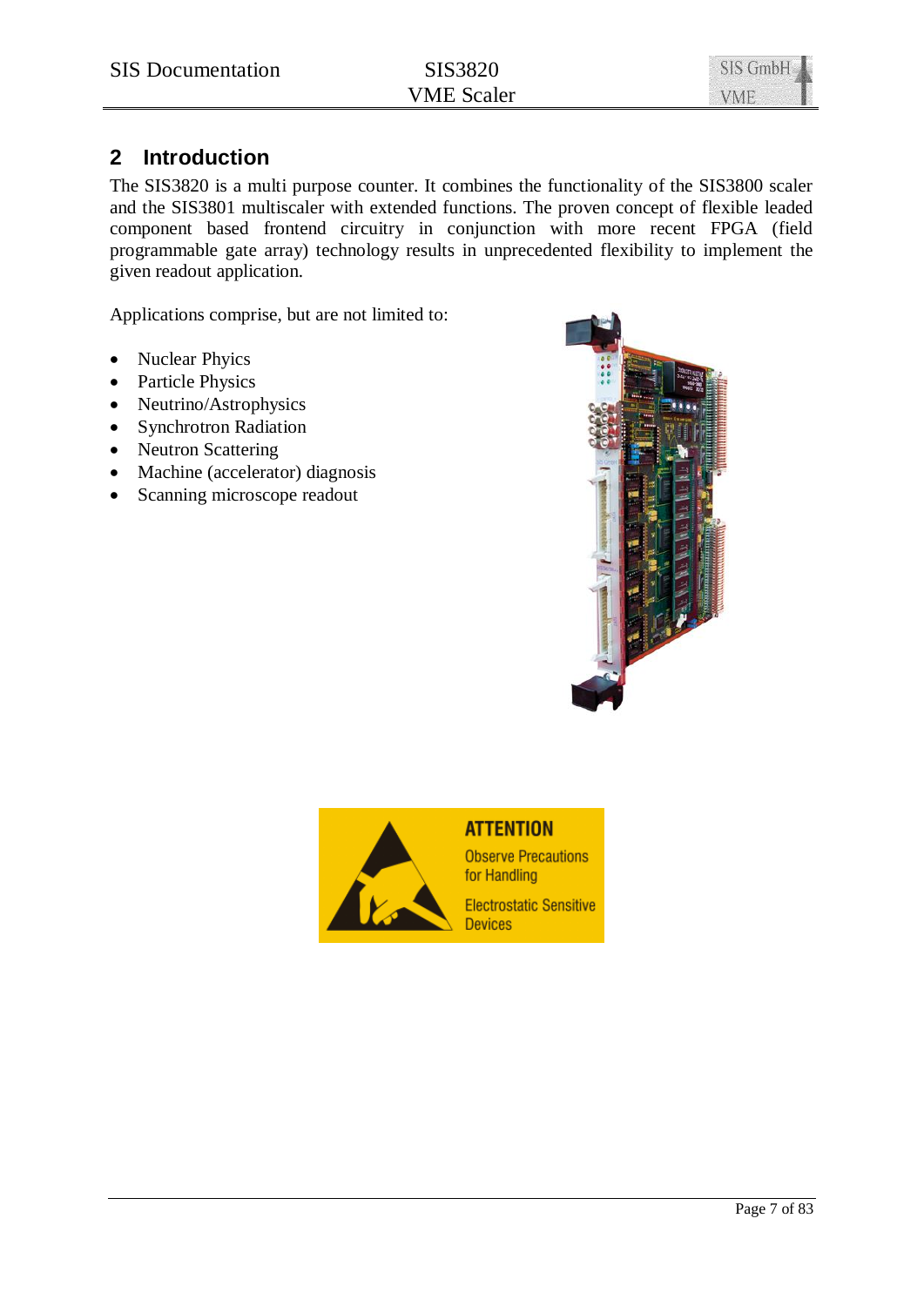## 2 Introduction

The SIS3820 is a multi purpose counter. It combines the functionality of the SIS3800 scaler and the SIS3801 multiscaler with extended functions. The proven concept of flexible leaded component based frontend circuitry in conjunction with more recent FPGA (field programmable gate array) technology results in unprecedented flexibility to implement the given readout application.

Applications comprise, but are not limited to:

- Nuclear Phyics
- Particle Physics
- Neutrino/Astrophysics
- Synchrotron Radiation
- Neutron Scattering
- Machine (accelerator) diagnosis
- Scanning microscope readout

ATTENTION

Observe Precautions for Handling

Electrostatic Sensitive Devices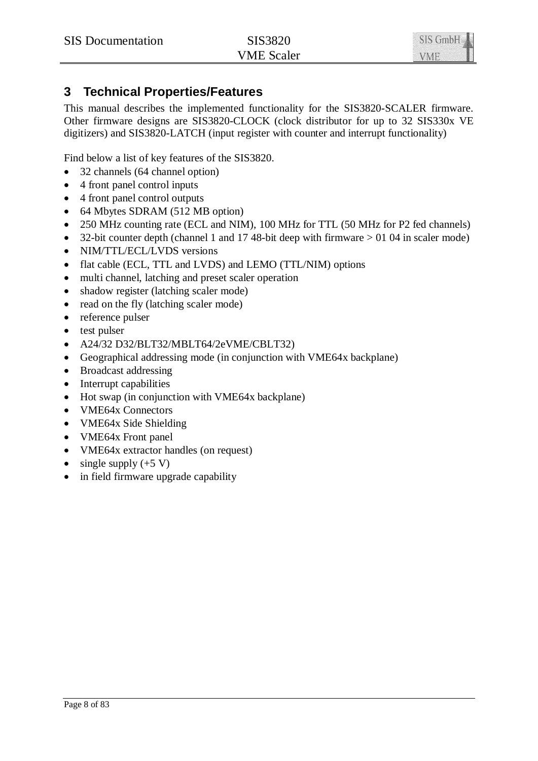# 3 Technical Properties/Features

This manual describes the implemented functionality for the SIS3820-SCALER firmware. Other firmware designs are SIS3820-CLOCK (clock distributor for up to 32 SIS330x VE digitizers) and SIS3820-LATCH (input register with counter and interrupt functionality)

Find below a list of key features of the SIS3820.

- 32 channels (64 channel option)
- 4 front panel control inputs
- 4 front panel control outputs
- 64 Mbytes SDRAM (512 MB option)
- 250 MHz counting rate (ECL and NIM), 100 MHz for TTL (50 MHz for P2 fed channels)
- 32-bit counter depth (channel 1 and 17 48-bit deep with firmware > 01 04 in scaler mode)
- NIM/TTL/ECL/LVDS versions
- flat cable (ECL, TTL and LVDS) and LEMO (TTL/NIM) options
- multi channel, latching and preset scaler operation
- shadow register (latching scaler mode)
- read on the fly (latching scaler mode)
- reference pulser
- test pulser
- A24/32 D32/BLT32/MBLT64/2eVME/CBLT32)
- Geographical addressing mode (in conjunction with VME64x backplane)
- Broadcast addressing
- Interrupt capabilities
- Hot swap (in conjunction with VME64x backplane)
- VME64x Connectors
- VME64x Side Shielding
- VME64x Front panel
- VME64x extractor handles (on request)
- single supply (+5 V)
- in field firmware upgrade capability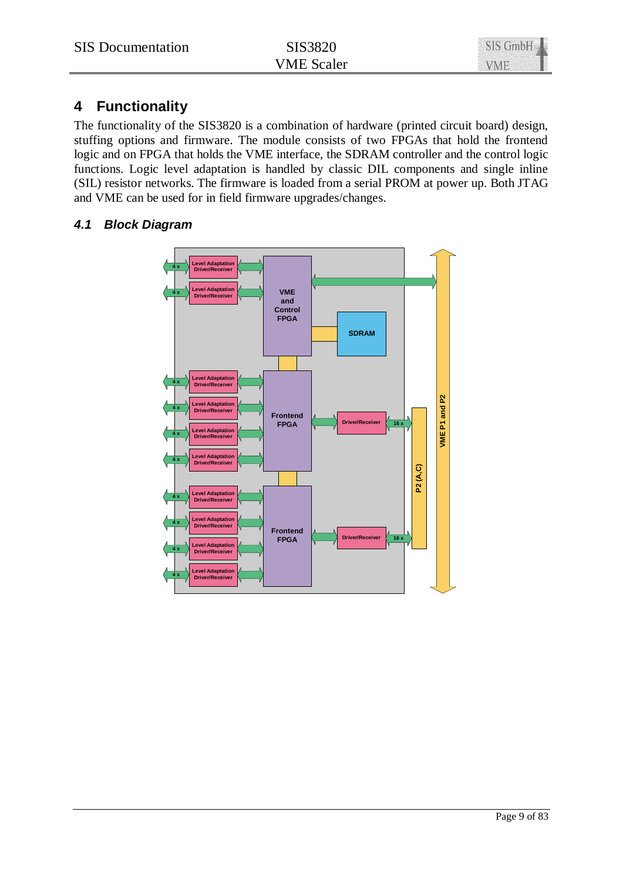# 4 Functionality

The functionality of the SIS3820 is a combination of hardware (printed circuit board) design, stuffing options and firmware. The module consists of two FPGAs that hold the frontend logic and on FPGA that holds the VME interface, the SDRAM controller and the control logic functions. Logic level adaptation is handled by classic DIL components and single inline (SIL) resistor networks. The firmware is loaded from a serial PROM at power up. Both JTAG and VME can be used for in field firmware upgrades/changes.

## 4.1 Block Diagram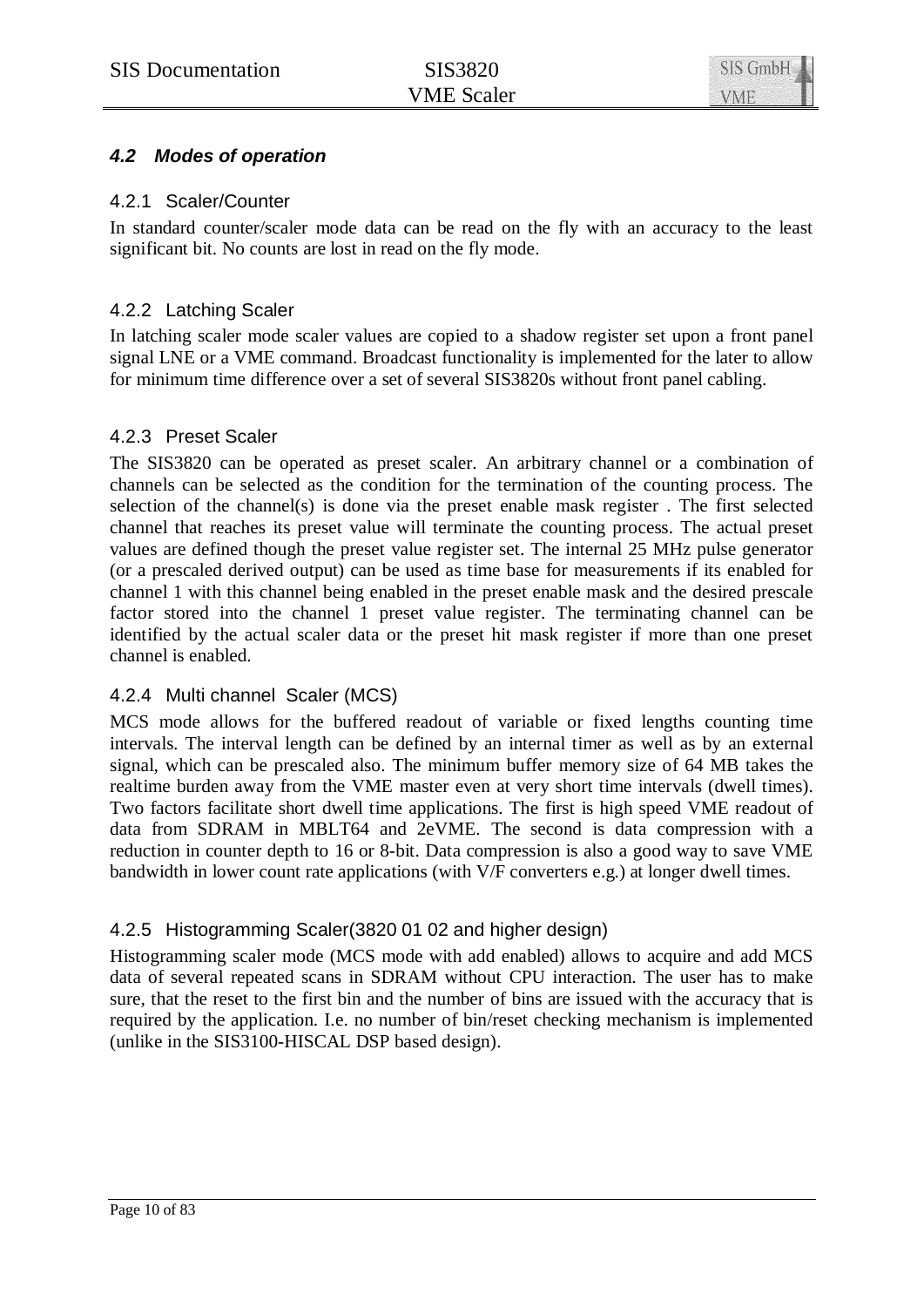### *4.2 Modes of operation*

#### 4.2.1 Scaler/Counter

In standard counter/scaler mode data can be read on the fly with an accuracy to the least significant bit. No counts are lost in read on the fly mode.

#### 4.2.2 Latching Scaler

In latching scaler mode scaler values are copied to a shadow register set upon a front panel signal LNE or a VME command. Broadcast functionality is implemented for the later to allow for minimum time difference over a set of several SIS3820s without front panel cabling.

#### 4.2.3 Preset Scaler

The SIS3820 can be operated as preset scaler. An arbitrary channel or a combination of channels can be selected as the condition for the termination of the counting process. The selection of the channel(s) is done via the preset enable mask register . The first selected channel that reaches its preset value will terminate the counting process. The actual preset values are defined though the preset value register set. The internal 25 MHz pulse generator (or a prescaled derived output) can be used as time base for measurements if its enabled for channel 1 with this channel being enabled in the preset enable mask and the desired prescale factor stored into the channel 1 preset value register. The terminating channel can be identified by the actual scaler data or the preset hit mask register if more than one preset channel is enabled.

#### 4.2.4 Multi channel Scaler (MCS)

MCS mode allows for the buffered readout of variable or fixed lengths counting time intervals. The interval length can be defined by an internal timer as well as by an external signal, which can be prescaled also. The minimum buffer memory size of 64 MB takes the realtime burden away from the VME master even at very short time intervals (dwell times). Two factors facilitate short dwell time applications. The first is high speed VME readout of data from SDRAM in MBLT64 and 2eVME. The second is data compression with a reduction in counter depth to 16 or 8-bit. Data compression is also a good way to save VME bandwidth in lower count rate applications (with V/F converters e.g.) at longer dwell times.

#### 4.2.5 Histogramming Scaler(3820 01 02 and higher design)

Histogramming scaler mode (MCS mode with add enabled) allows to acquire and add MCS data of several repeated scans in SDRAM without CPU interaction. The user has to make sure, that the reset to the first bin and the number of bins are issued with the accuracy that is required by the application. I.e. no number of bin/reset checking mechanism is implemented (unlike in the SIS3100-HISCAL DSP based design).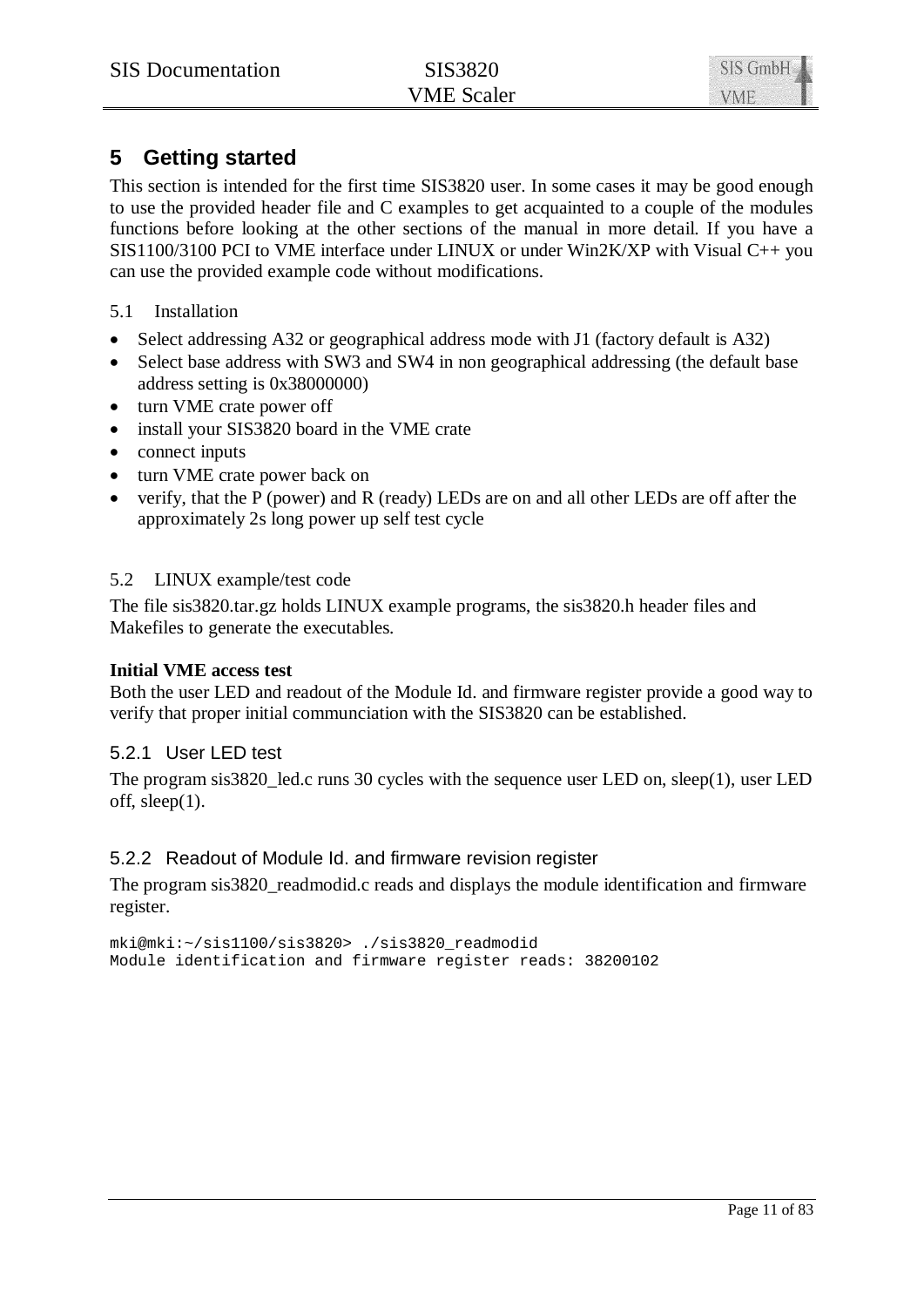# 5 Getting started

This section is intended for the first time SIS3820 user. In some cases it may be good enough to use the provided header file and C examples to get acquainted to a couple of the modules functions before looking at the other sections of the manual in more detail. If you have a SIS1100/3100 PCI to VME interface under LINUX or under Win2K/XP with Visual C++ you can use the provided example code without modifications.

## 5.1 Installation

- Select addressing A32 or geographical address mode with J1 (factory default is A32)
- Select base address with SW3 and SW4 in non geographical addressing (the default base address setting is 0x38000000)
- turn VME crate power off
- install your SIS3820 board in the VME crate
- connect inputs
- turn VME crate power back on
- verify, that the P (power) and R (ready) LEDs are on and all other LEDs are off after the approximately 2s long power up self test cycle

## 5.2 LINUX example/test code

The file sis3820.tar.gz holds LINUX example programs, the sis3820.h header files and Makefiles to generate the executables.

**Initial VME access test**

Both the user LED and readout of the Module Id. and firmware register provide a good way to verify that proper initial communciation with the SIS3820 can be established.

### 5.2.1 User LED test

The program sis3820_led.c runs 30 cycles with the sequence user LED on, sleep(1), user LED off, sleep(1).

### 5.2.2 Readout of Module Id. and firmware revision register

The program sis3820_readmodid.c reads and displays the module identification and firmware register.

```
mki@mki:~/sis1100/sis3820> ./sis3820_readmodid
Module identification and firmware register reads: 38200102
```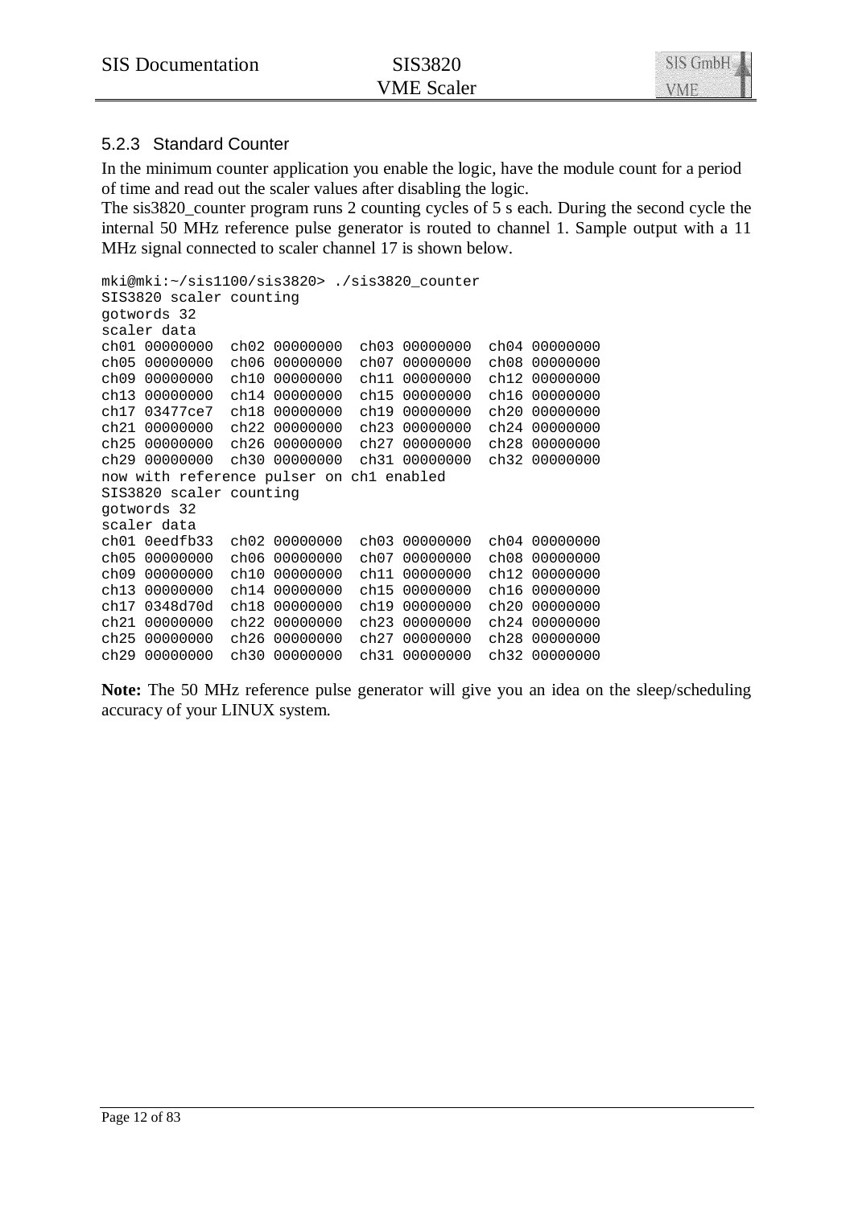### 5.2.3 Standard Counter

In the minimum counter application you enable the logic, have the module count for a period of time and read out the scaler values after disabling the logic.

The sis3820_counter program runs 2 counting cycles of 5 s each. During the second cycle the internal 50 MHz reference pulse generator is routed to channel 1. Sample output with a 11 MHz signal connected to scaler channel 17 is shown below.

```
mki@mki:~/sis1100/sis3820> ./sis3820_counter
SIS3820 scaler counting
gotwords 32
scaler data
ch01 00000000  ch02 00000000  ch03 00000000  ch04 00000000
ch05 00000000  ch06 00000000  ch07 00000000  ch08 00000000
ch09 00000000  ch10 00000000  ch11 00000000  ch12 00000000
ch13 00000000  ch14 00000000  ch15 00000000  ch16 00000000
ch17 03477ce7  ch18 00000000  ch19 00000000  ch20 00000000
ch21 00000000  ch22 00000000  ch23 00000000  ch24 00000000
ch25 00000000  ch26 00000000  ch27 00000000  ch28 00000000
ch29 00000000  ch30 00000000  ch31 00000000  ch32 00000000
now with reference pulser on ch1 enabled
SIS3820 scaler counting
gotwords 32
scaler data
ch01 0eedfb33  ch02 00000000  ch03 00000000  ch04 00000000
ch05 00000000  ch06 00000000  ch07 00000000  ch08 00000000
ch09 00000000  ch10 00000000  ch11 00000000  ch12 00000000
ch13 00000000  ch14 00000000  ch15 00000000  ch16 00000000
ch17 0348d70d  ch18 00000000  ch19 00000000  ch20 00000000
ch21 00000000  ch22 00000000  ch23 00000000  ch24 00000000
ch25 00000000  ch26 00000000  ch27 00000000  ch28 00000000
ch29 00000000  ch30 00000000  ch31 00000000  ch32 00000000
```

**Note:** The 50 MHz reference pulse generator will give you an idea on the sleep/scheduling accuracy of your LINUX system.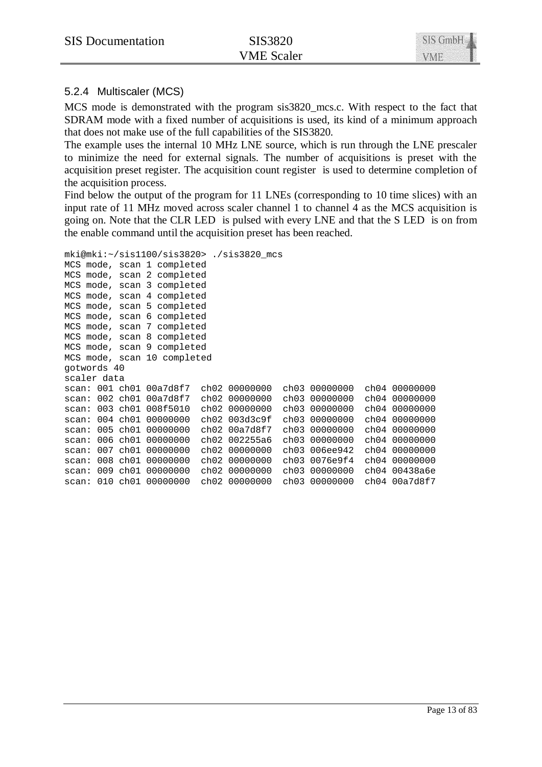### 5.2.4 Multiscaler (MCS)

MCS mode is demonstrated with the program sis3820_mcs.c. With respect to the fact that SDRAM mode with a fixed number of acquisitions is used, its kind of a minimum approach that does not make use of the full capabilities of the SIS3820.

The example uses the internal 10 MHz LNE source, which is run through the LNE prescaler to minimize the need for external signals. The number of acquisitions is preset with the acquisition preset register. The acquisition count register is used to determine completion of the acquisition process.

Find below the output of the program for 11 LNEs (corresponding to 10 time slices) with an input rate of 11 MHz moved across scaler channel 1 to channel 4 as the MCS acquisition is going on. Note that the CLR LED is pulsed with every LNE and that the S LED is on from the enable command until the acquisition preset has been reached.

```
mki@mki:~/sis1100/sis3820> ./sis3820_mcs
MCS mode, scan 1 completed
MCS mode, scan 2 completed
MCS mode, scan 3 completed
MCS mode, scan 4 completed
MCS mode, scan 5 completed
MCS mode, scan 6 completed
MCS mode, scan 7 completed
MCS mode, scan 8 completed
MCS mode, scan 9 completed
MCS mode, scan 10 completed
gotwords 40
scaler data
scan: 001 ch01 00a7d8f7  ch02 00000000  ch03 00000000  ch04 00000000
scan: 002 ch01 00a7d8f7  ch02 00000000  ch03 00000000  ch04 00000000
scan: 003 ch01 008f5010  ch02 00000000  ch03 00000000  ch04 00000000
scan: 004 ch01 00000000  ch02 003d3c9f  ch03 00000000  ch04 00000000
scan: 005 ch01 00000000  ch02 00a7d8f7  ch03 00000000  ch04 00000000
scan: 006 ch01 00000000  ch02 002255a6  ch03 00000000  ch04 00000000
scan: 007 ch01 00000000  ch02 00000000  ch03 006ee942  ch04 00000000
scan: 008 ch01 00000000  ch02 00000000  ch03 0076e9f4  ch04 00000000
scan: 009 ch01 00000000  ch02 00000000  ch03 00000000  ch04 00438a6e
scan: 010 ch01 00000000  ch02 00000000  ch03 00000000  ch04 00a7d8f7
```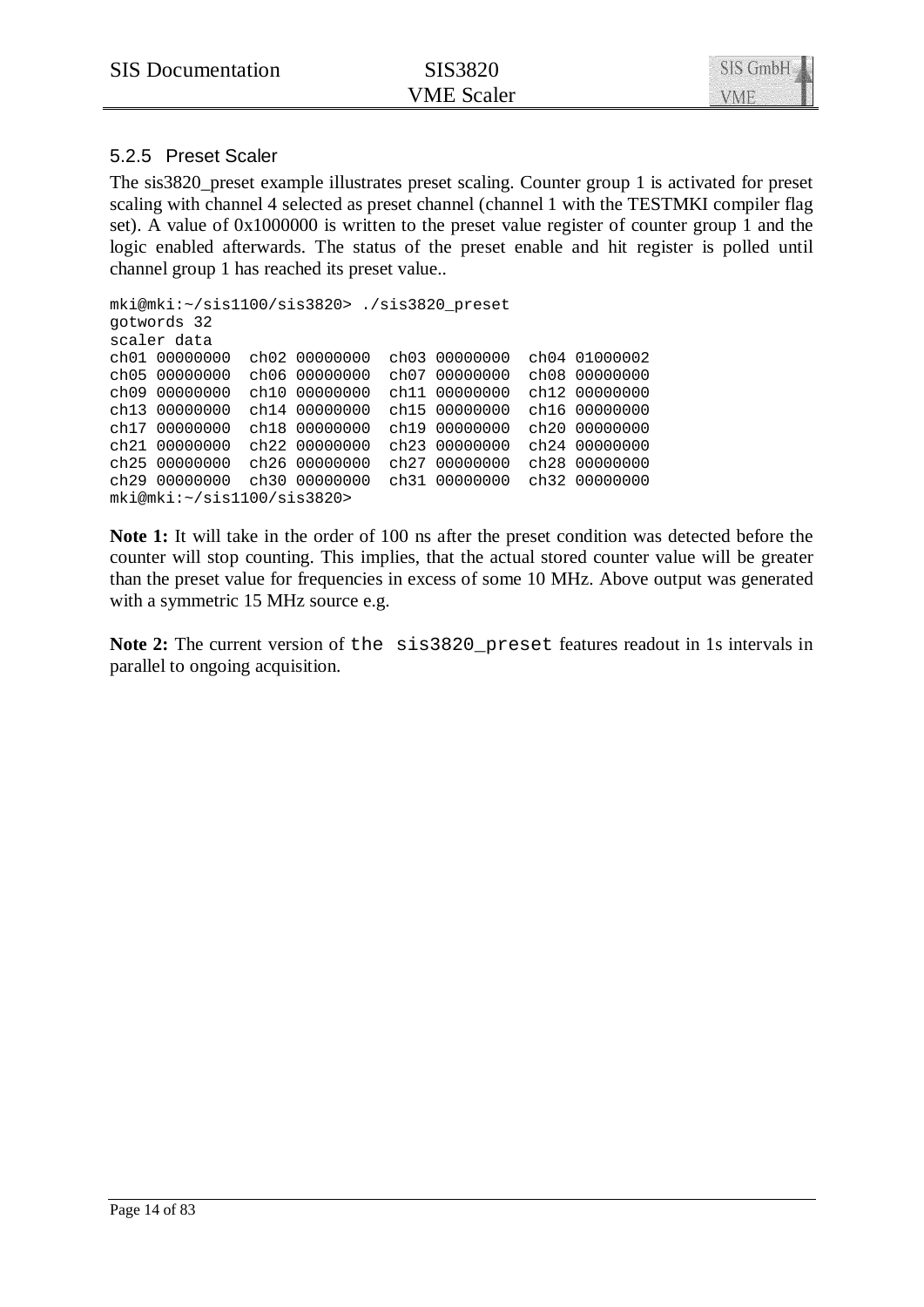### 5.2.5 Preset Scaler

The sis3820_preset example illustrates preset scaling. Counter group 1 is activated for preset scaling with channel 4 selected as preset channel (channel 1 with the TESTMKI compiler flag set). A value of 0x1000000 is written to the preset value register of counter group 1 and the logic enabled afterwards. The status of the preset enable and hit register is polled until channel group 1 has reached its preset value..

```
mki@mki:~/sis1100/sis3820> ./sis3820_preset
gotwords 32
scaler data
ch01 00000000  ch02 00000000  ch03 00000000  ch04 01000002
ch05 00000000  ch06 00000000  ch07 00000000  ch08 00000000
ch09 00000000  ch10 00000000  ch11 00000000  ch12 00000000
ch13 00000000  ch14 00000000  ch15 00000000  ch16 00000000
ch17 00000000  ch18 00000000  ch19 00000000  ch20 00000000
ch21 00000000  ch22 00000000  ch23 00000000  ch24 00000000
ch25 00000000  ch26 00000000  ch27 00000000  ch28 00000000
ch29 00000000  ch30 00000000  ch31 00000000  ch32 00000000
mki@mki:~/sis1100/sis3820>
```

**Note 1:** It will take in the order of 100 ns after the preset condition was detected before the counter will stop counting. This implies, that the actual stored counter value will be greater than the preset value for frequencies in excess of some 10 MHz. Above output was generated with a symmetric 15 MHz source e.g.

**Note 2:** The current version of `the sis3820_preset` features readout in 1s intervals in parallel to ongoing acquisition.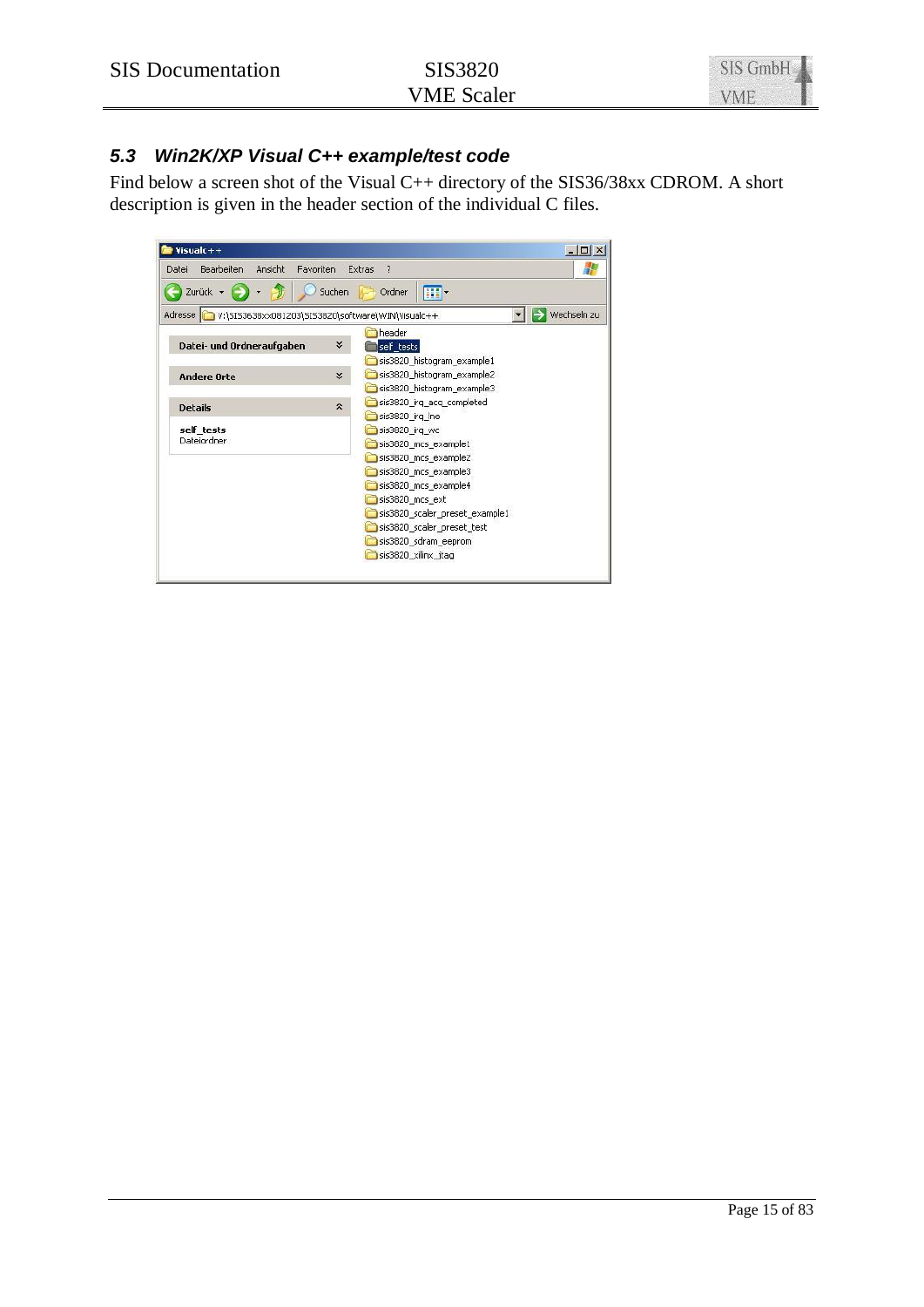## 5.3 Win2K/XP Visual C++ example/test code

Find below a screen shot of the Visual C++ directory of the SIS36/38xx CDROM. A short description is given in the header section of the individual C files.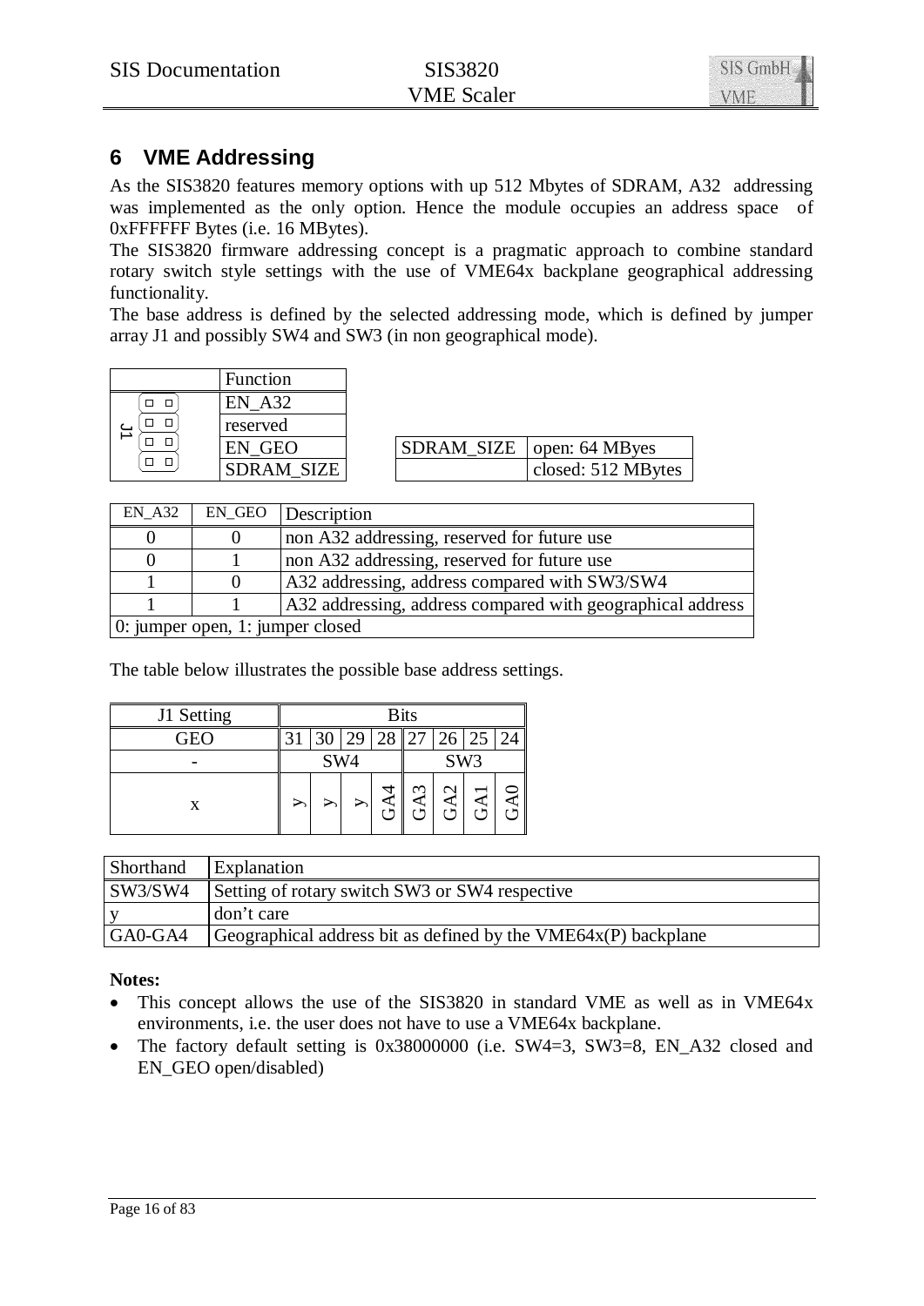# 6 VME Addressing

As the SIS3820 features memory options with up 512 Mbytes of SDRAM, A32 addressing was implemented as the only option. Hence the module occupies an address space of 0xFFFFFF Bytes (i.e. 16 MBytes).

The SIS3820 firmware addressing concept is a pragmatic approach to combine standard rotary switch style settings with the use of VME64x backplane geographical addressing functionality.

The base address is defined by the selected addressing mode, which is defined by jumper array J1 and possibly SW4 and SW3 (in non geographical mode).

| J1 | Function |
|---|---|
| □ □ | EN_A32 |
| □ □ | reserved |
| □ □ | EN_GEO |
| □ □ | SDRAM_SIZE |

| SDRAM_SIZE | open: 64 MByes |
|---|---|
| | closed: 512 MBytes |

| EN_A32 | EN_GEO | Description |
|---|---|---|
| 0 | 0 | non A32 addressing, reserved for future use |
| 0 | 1 | non A32 addressing, reserved for future use |
| 1 | 0 | A32 addressing, address compared with SW3/SW4 |
| 1 | 1 | A32 addressing, address compared with geographical address |
| 0: jumper open, 1: jumper closed | | |

The table below illustrates the possible base address settings.

| J1 Setting | Bits | | | | | | | |
|---|---|---|---|---|---|---|---|---|
| GEO | 31 | 30 | 29 | 28 | 27 | 26 | 25 | 24 |
| - | SW4 | | | | SW3 | | | |
| x | y | y | y | GA4 | GA3 | GA2 | GA1 | GA0 |

| Shorthand | Explanation |
|---|---|
| SW3/SW4 | Setting of rotary switch SW3 or SW4 respective |
| y | don't care |
| GA0-GA4 | Geographical address bit as defined by the VME64x(P) backplane |

**Notes:**

- This concept allows the use of the SIS3820 in standard VME as well as in VME64x environments, i.e. the user does not have to use a VME64x backplane.
- The factory default setting is 0x38000000 (i.e. SW4=3, SW3=8, EN_A32 closed and EN_GEO open/disabled)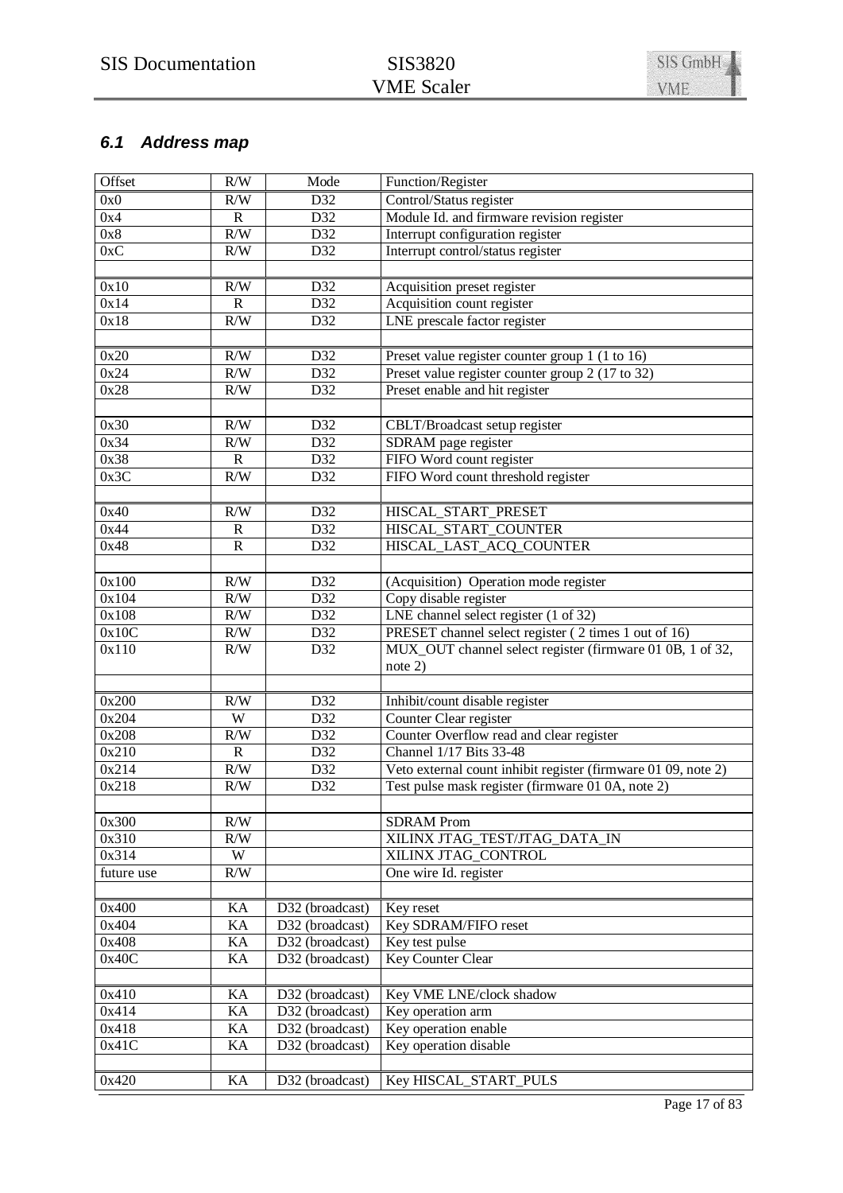### *6.1 Address map*

| Offset | R/W | Mode | Function/Register |
|---|---|---|---|
| 0x0 | R/W | D32 | Control/Status register |
| 0x4 | R | D32 | Module Id. and firmware revision register |
| 0x8 | R/W | D32 | Interrupt configuration register |
| 0xC | R/W | D32 | Interrupt control/status register |
| | | | |
| 0x10 | R/W | D32 | Acquisition preset register |
| 0x14 | R | D32 | Acquisition count register |
| 0x18 | R/W | D32 | LNE prescale factor register |
| | | | |
| 0x20 | R/W | D32 | Preset value register counter group 1 (1 to 16) |
| 0x24 | R/W | D32 | Preset value register counter group 2 (17 to 32) |
| 0x28 | R/W | D32 | Preset enable and hit register |
| | | | |
| 0x30 | R/W | D32 | CBLT/Broadcast setup register |
| 0x34 | R/W | D32 | SDRAM page register |
| 0x38 | R | D32 | FIFO Word count register |
| 0x3C | R/W | D32 | FIFO Word count threshold register |
| | | | |
| 0x40 | R/W | D32 | HISCAL_START_PRESET |
| 0x44 | R | D32 | HISCAL_START_COUNTER |
| 0x48 | R | D32 | HISCAL_LAST_ACQ_COUNTER |
| | | | |
| 0x100 | R/W | D32 | (Acquisition) Operation mode register |
| 0x104 | R/W | D32 | Copy disable register |
| 0x108 | R/W | D32 | LNE channel select register (1 of 32) |
| 0x10C | R/W | D32 | PRESET channel select register ( 2 times 1 out of 16) |
| 0x110 | R/W | D32 | MUX_OUT channel select register (firmware 01 0B, 1 of 32, note 2) |
| | | | |
| 0x200 | R/W | D32 | Inhibit/count disable register |
| 0x204 | W | D32 | Counter Clear register |
| 0x208 | R/W | D32 | Counter Overflow read and clear register |
| 0x210 | R | D32 | Channel 1/17 Bits 33-48 |
| 0x214 | R/W | D32 | Veto external count inhibit register (firmware 01 09, note 2) |
| 0x218 | R/W | D32 | Test pulse mask register (firmware 01 0A, note 2) |
| | | | |
| 0x300 | R/W | | SDRAM Prom |
| 0x310 | R/W | | XILINX JTAG_TEST/JTAG_DATA_IN |
| 0x314 | W | | XILINX JTAG_CONTROL |
| future use | R/W | | One wire Id. register |
| | | | |
| 0x400 | KA | D32 (broadcast) | Key reset |
| 0x404 | KA | D32 (broadcast) | Key SDRAM/FIFO reset |
| 0x408 | KA | D32 (broadcast) | Key test pulse |
| 0x40C | KA | D32 (broadcast) | Key Counter Clear |
| | | | |
| 0x410 | KA | D32 (broadcast) | Key VME LNE/clock shadow |
| 0x414 | KA | D32 (broadcast) | Key operation arm |
| 0x418 | KA | D32 (broadcast) | Key operation enable |
| 0x41C | KA | D32 (broadcast) | Key operation disable |
| | | | |
| 0x420 | KA | D32 (broadcast) | Key HISCAL_START_PULS |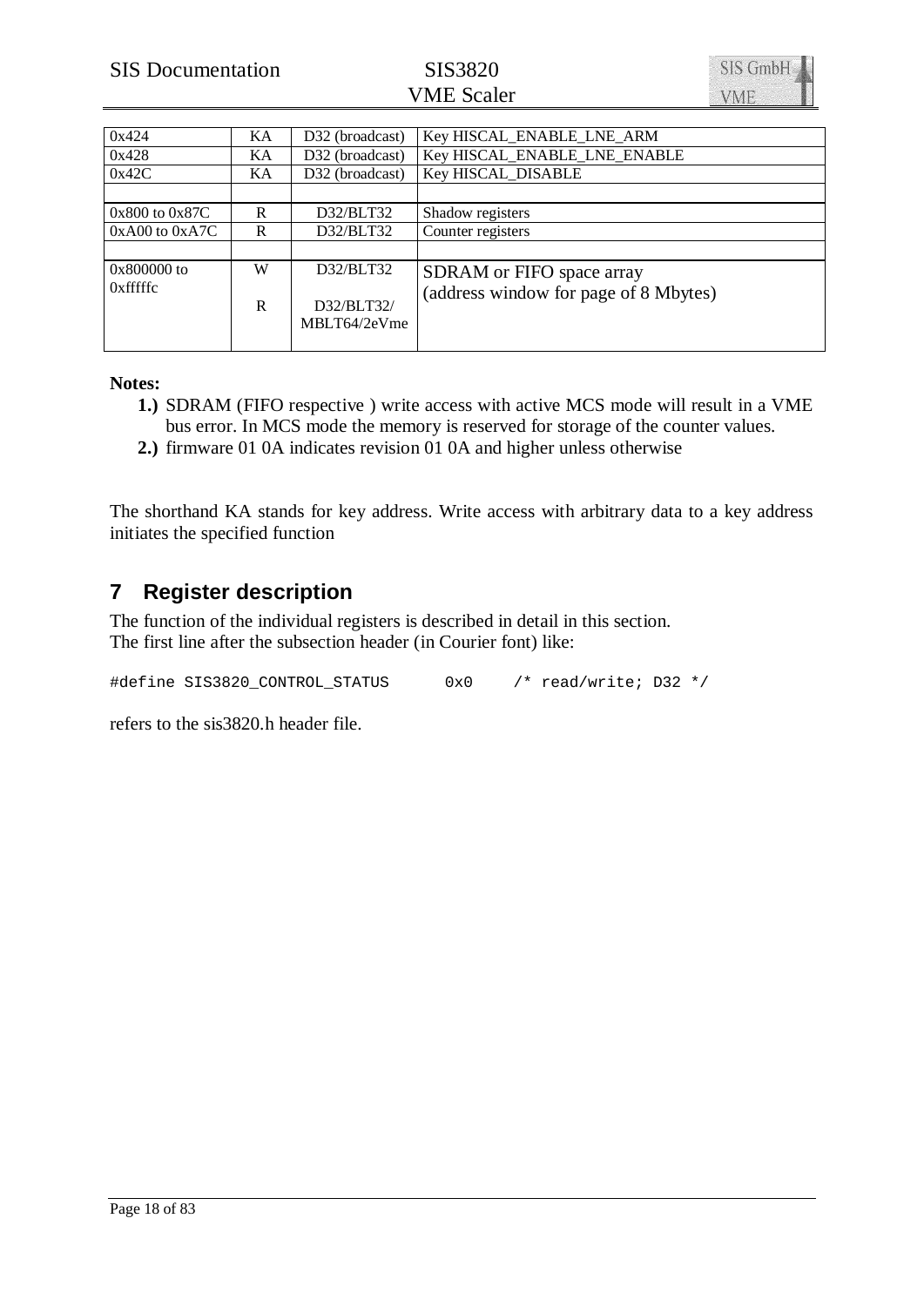| | | | |
|---|---|---|---|
| 0x424 | KA | D32 (broadcast) | Key HISCAL_ENABLE_LNE_ARM |
| 0x428 | KA | D32 (broadcast) | Key HISCAL_ENABLE_LNE_ENABLE |
| 0x42C | KA | D32 (broadcast) | Key HISCAL_DISABLE |
| | | | |
| 0x800 to 0x87C | R | D32/BLT32 | Shadow registers |
| 0xA00 to 0xA7C | R | D32/BLT32 | Counter registers |
| | | | |
| 0x800000 to 0xfffffc | W<br><br>R | D32/BLT32<br><br>D32/BLT32/ MBLT64/2eVme | SDRAM or FIFO space array (address window for page of 8 Mbytes) |

**Notes:**

**1.)** SDRAM (FIFO respective ) write access with active MCS mode will result in a VME bus error. In MCS mode the memory is reserved for storage of the counter values.

**2.)** firmware 01 0A indicates revision 01 0A and higher unless otherwise

The shorthand KA stands for key address. Write access with arbitrary data to a key address initiates the specified function

## 7 Register description

The function of the individual registers is described in detail in this section.
The first line after the subsection header (in Courier font) like:

```
#define SIS3820_CONTROL_STATUS      0x0    /* read/write; D32 */
```

refers to the sis3820.h header file.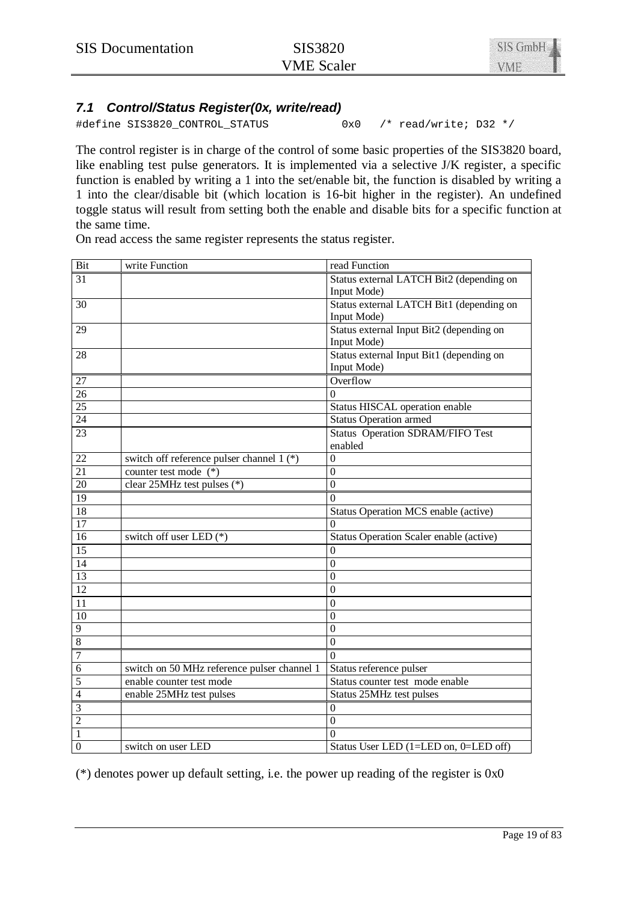### 7.1 Control/Status Register(0x, write/read)

```
#define SIS3820_CONTROL_STATUS          0x0   /* read/write; D32 */
```

The control register is in charge of the control of some basic properties of the SIS3820 board, like enabling test pulse generators. It is implemented via a selective J/K register, a specific function is enabled by writing a 1 into the set/enable bit, the function is disabled by writing a 1 into the clear/disable bit (which location is 16-bit higher in the register). An undefined toggle status will result from setting both the enable and disable bits for a specific function at the same time.

On read access the same register represents the status register.

| Bit | write Function | read Function |
|---|---|---|
| 31 | | Status external LATCH Bit2 (depending on Input Mode) |
| 30 | | Status external LATCH Bit1 (depending on Input Mode) |
| 29 | | Status external Input Bit2 (depending on Input Mode) |
| 28 | | Status external Input Bit1 (depending on Input Mode) |
| 27 | | Overflow |
| 26 | | 0 |
| 25 | | Status HISCAL operation enable |
| 24 | | Status Operation armed |
| 23 | | Status Operation SDRAM/FIFO Test enabled |
| 22 | switch off reference pulser channel 1 (*) | 0 |
| 21 | counter test mode (*) | 0 |
| 20 | clear 25MHz test pulses (*) | 0 |
| 19 | | 0 |
| 18 | | Status Operation MCS enable (active) |
| 17 | | 0 |
| 16 | switch off user LED (*) | Status Operation Scaler enable (active) |
| 15 | | 0 |
| 14 | | 0 |
| 13 | | 0 |
| 12 | | 0 |
| 11 | | 0 |
| 10 | | 0 |
| 9 | | 0 |
| 8 | | 0 |
| 7 | | 0 |
| 6 | switch on 50 MHz reference pulser channel 1 | Status reference pulser |
| 5 | enable counter test mode | Status counter test mode enable |
| 4 | enable 25MHz test pulses | Status 25MHz test pulses |
| 3 | | 0 |
| 2 | | 0 |
| 1 | | 0 |
| 0 | switch on user LED | Status User LED (1=LED on, 0=LED off) |

(*) denotes power up default setting, i.e. the power up reading of the register is 0x0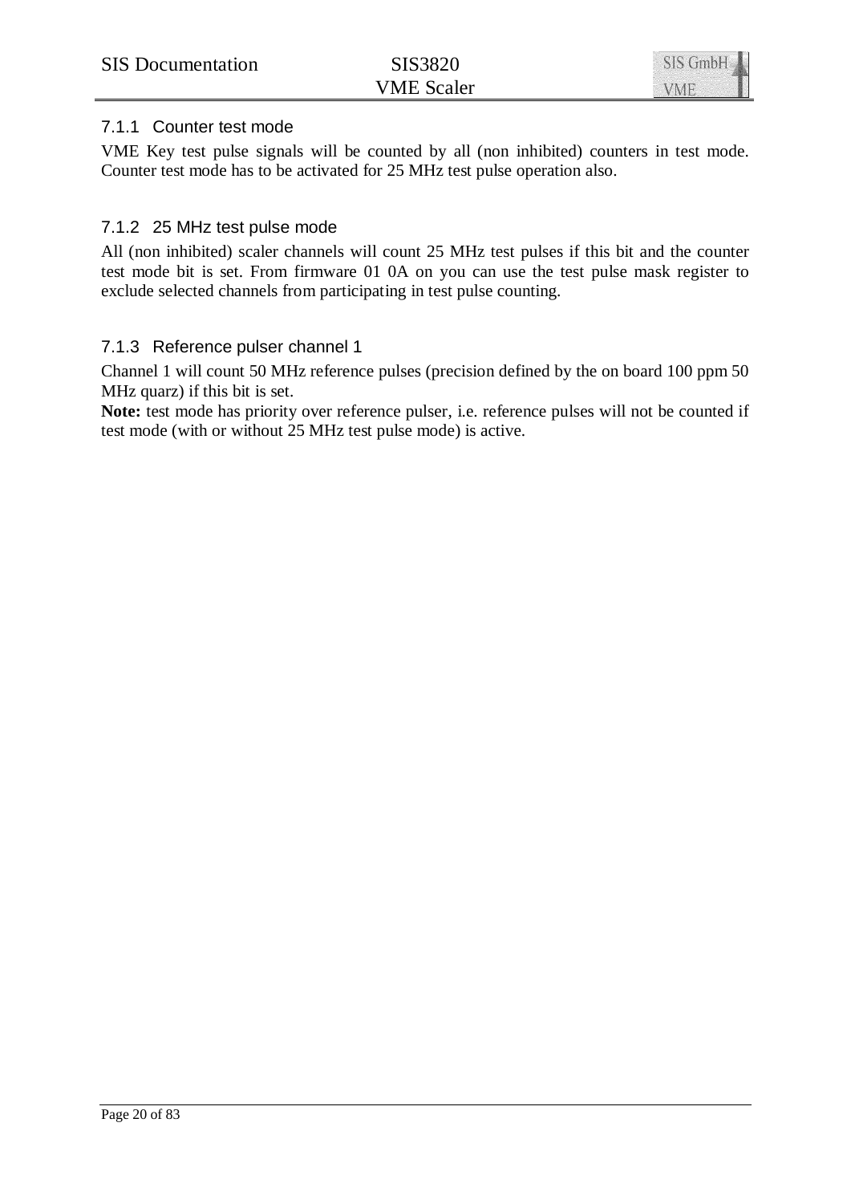### 7.1.1 Counter test mode

VME Key test pulse signals will be counted by all (non inhibited) counters in test mode. Counter test mode has to be activated for 25 MHz test pulse operation also.

### 7.1.2 25 MHz test pulse mode

All (non inhibited) scaler channels will count 25 MHz test pulses if this bit and the counter test mode bit is set. From firmware 01 0A on you can use the test pulse mask register to exclude selected channels from participating in test pulse counting.

### 7.1.3 Reference pulser channel 1

Channel 1 will count 50 MHz reference pulses (precision defined by the on board 100 ppm 50 MHz quarz) if this bit is set.
**Note:** test mode has priority over reference pulser, i.e. reference pulses will not be counted if test mode (with or without 25 MHz test pulse mode) is active.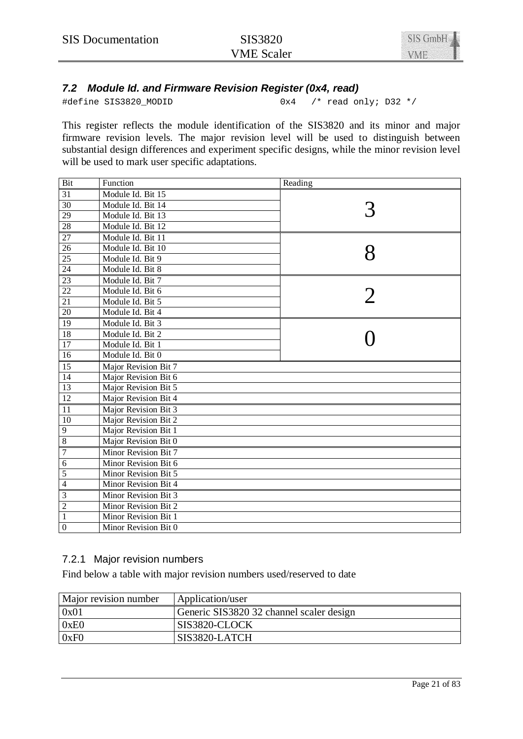### 7.2 Module Id. and Firmware Revision Register (0x4, read)

```
#define SIS3820_MODID                    0x4   /* read only; D32 */
```

This register reflects the module identification of the SIS3820 and its minor and major firmware revision levels. The major revision level will be used to distinguish between substantial design differences and experiment specific designs, while the minor revision level will be used to mark user specific adaptations.

| Bit | Function | Reading |
|---|---|---|
| 31 | Module Id. Bit 15 | 3 |
| 30 | Module Id. Bit 14 | |
| 29 | Module Id. Bit 13 | |
| 28 | Module Id. Bit 12 | |
| 27 | Module Id. Bit 11 | 8 |
| 26 | Module Id. Bit 10 | |
| 25 | Module Id. Bit 9 | |
| 24 | Module Id. Bit 8 | |
| 23 | Module Id. Bit 7 | 2 |
| 22 | Module Id. Bit 6 | |
| 21 | Module Id. Bit 5 | |
| 20 | Module Id. Bit 4 | |
| 19 | Module Id. Bit 3 | 0 |
| 18 | Module Id. Bit 2 | |
| 17 | Module Id. Bit 1 | |
| 16 | Module Id. Bit 0 | |
| 15 | Major Revision Bit 7 | |
| 14 | Major Revision Bit 6 | |
| 13 | Major Revision Bit 5 | |
| 12 | Major Revision Bit 4 | |
| 11 | Major Revision Bit 3 | |
| 10 | Major Revision Bit 2 | |
| 9 | Major Revision Bit 1 | |
| 8 | Major Revision Bit 0 | |
| 7 | Minor Revision Bit 7 | |
| 6 | Minor Revision Bit 6 | |
| 5 | Minor Revision Bit 5 | |
| 4 | Minor Revision Bit 4 | |
| 3 | Minor Revision Bit 3 | |
| 2 | Minor Revision Bit 2 | |
| 1 | Minor Revision Bit 1 | |
| 0 | Minor Revision Bit 0 | |

#### 7.2.1 Major revision numbers

Find below a table with major revision numbers used/reserved to date

| Major revision number | Application/user |
|---|---|
| 0x01 | Generic SIS3820 32 channel scaler design |
| 0xE0 | SIS3820-CLOCK |
| 0xF0 | SIS3820-LATCH |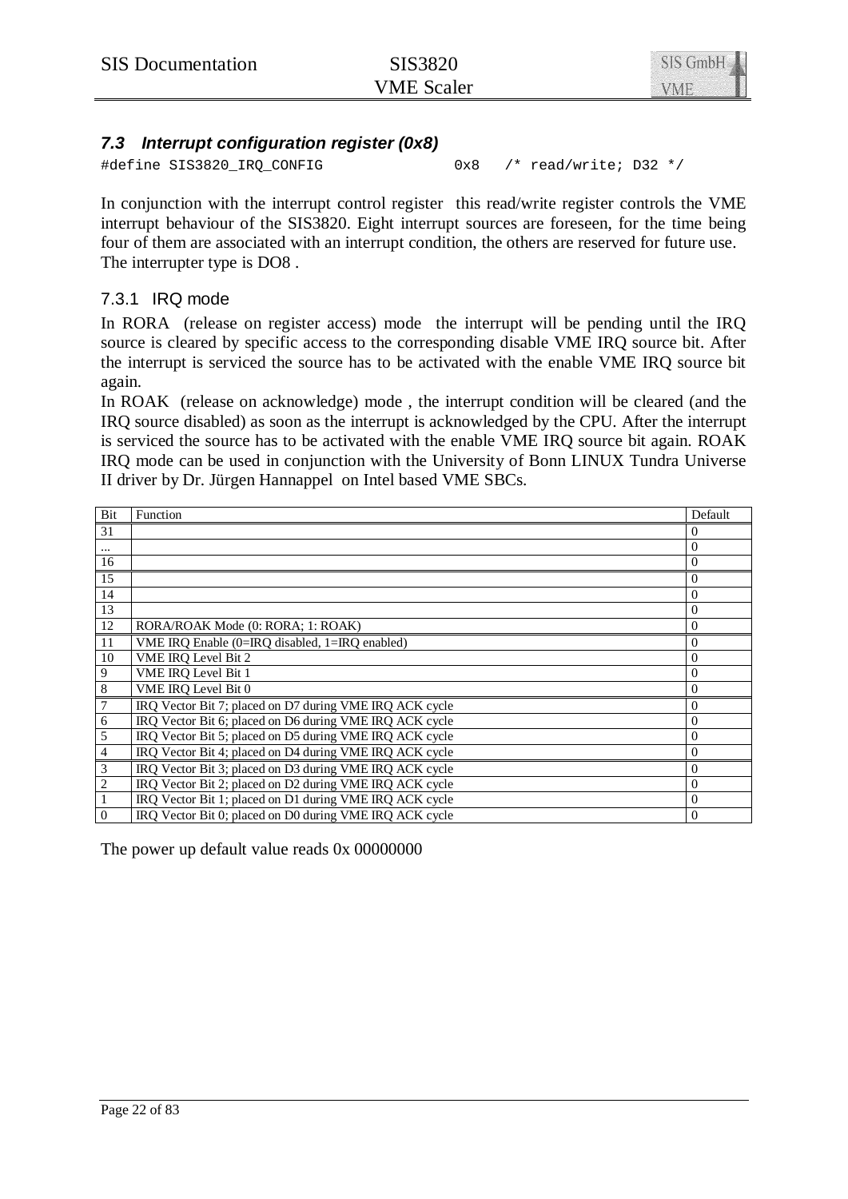### *7.3 Interrupt configuration register (0x8)*

```
#define SIS3820_IRQ_CONFIG              0x8   /* read/write; D32 */
```

In conjunction with the interrupt control register  this read/write register controls the VME interrupt behaviour of the SIS3820. Eight interrupt sources are foreseen, for the time being four of them are associated with an interrupt condition, the others are reserved for future use. The interrupter type is DO8 .

#### 7.3.1 IRQ mode

In RORA  (release on register access) mode  the interrupt will be pending until the IRQ source is cleared by specific access to the corresponding disable VME IRQ source bit. After the interrupt is serviced the source has to be activated with the enable VME IRQ source bit again.
In ROAK  (release on acknowledge) mode , the interrupt condition will be cleared (and the IRQ source disabled) as soon as the interrupt is acknowledged by the CPU. After the interrupt is serviced the source has to be activated with the enable VME IRQ source bit again. ROAK IRQ mode can be used in conjunction with the University of Bonn LINUX Tundra Universe II driver by Dr. Jürgen Hannappel  on Intel based VME SBCs.

| Bit | Function | Default |
|---|---|---|
| 31 | | 0 |
| ... | | 0 |
| 16 | | 0 |
| 15 | | 0 |
| 14 | | 0 |
| 13 | | 0 |
| 12 | RORA/ROAK Mode (0: RORA; 1: ROAK) | 0 |
| 11 | VME IRQ Enable (0=IRQ disabled, 1=IRQ enabled) | 0 |
| 10 | VME IRQ Level Bit 2 | 0 |
| 9 | VME IRQ Level Bit 1 | 0 |
| 8 | VME IRQ Level Bit 0 | 0 |
| 7 | IRQ Vector Bit 7; placed on D7 during VME IRQ ACK cycle | 0 |
| 6 | IRQ Vector Bit 6; placed on D6 during VME IRQ ACK cycle | 0 |
| 5 | IRQ Vector Bit 5; placed on D5 during VME IRQ ACK cycle | 0 |
| 4 | IRQ Vector Bit 4; placed on D4 during VME IRQ ACK cycle | 0 |
| 3 | IRQ Vector Bit 3; placed on D3 during VME IRQ ACK cycle | 0 |
| 2 | IRQ Vector Bit 2; placed on D2 during VME IRQ ACK cycle | 0 |
| 1 | IRQ Vector Bit 1; placed on D1 during VME IRQ ACK cycle | 0 |
| 0 | IRQ Vector Bit 0; placed on D0 during VME IRQ ACK cycle | 0 |

The power up default value reads 0x 00000000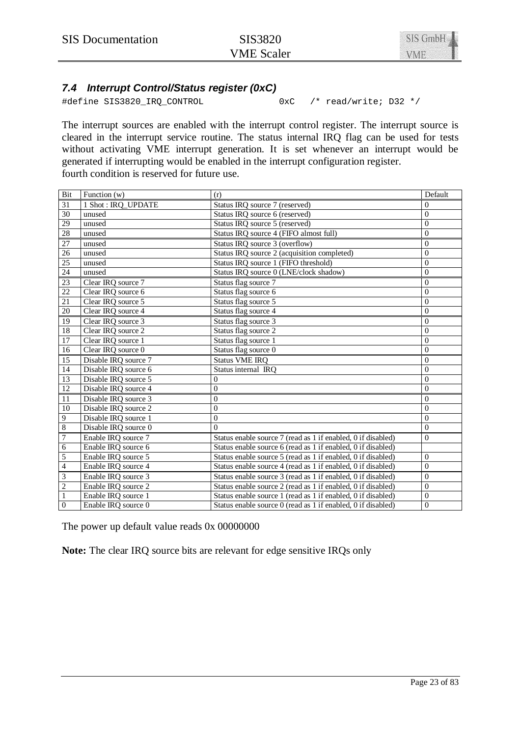### *7.4 Interrupt Control/Status register (0xC)*

```
#define SIS3820_IRQ_CONTROL                0xC   /* read/write; D32 */
```

The interrupt sources are enabled with the interrupt control register. The interrupt source is cleared in the interrupt service routine. The status internal IRQ flag can be used for tests without activating VME interrupt generation. It is set whenever an interrupt would be generated if interrupting would be enabled in the interrupt configuration register.
fourth condition is reserved for future use.

| Bit | Function (w) | (r) | Default |
|---|---|---|---|
| 31 | 1 Shot : IRQ_UPDATE | Status IRQ source 7 (reserved) | 0 |
| 30 | unused | Status IRQ source 6 (reserved) | 0 |
| 29 | unused | Status IRQ source 5 (reserved) | 0 |
| 28 | unused | Status IRQ source 4 (FIFO almost full) | 0 |
| 27 | unused | Status IRQ source 3 (overflow) | 0 |
| 26 | unused | Status IRQ source 2 (acquisition completed) | 0 |
| 25 | unused | Status IRQ source 1 (FIFO threshold) | 0 |
| 24 | unused | Status IRQ source 0 (LNE/clock shadow) | 0 |
| 23 | Clear IRQ source 7 | Status flag source 7 | 0 |
| 22 | Clear IRQ source 6 | Status flag source 6 | 0 |
| 21 | Clear IRQ source 5 | Status flag source 5 | 0 |
| 20 | Clear IRQ source 4 | Status flag source 4 | 0 |
| 19 | Clear IRQ source 3 | Status flag source 3 | 0 |
| 18 | Clear IRQ source 2 | Status flag source 2 | 0 |
| 17 | Clear IRQ source 1 | Status flag source 1 | 0 |
| 16 | Clear IRQ source 0 | Status flag source 0 | 0 |
| 15 | Disable IRQ source 7 | Status VME IRQ | 0 |
| 14 | Disable IRQ source 6 | Status internal IRQ | 0 |
| 13 | Disable IRQ source 5 | 0 | 0 |
| 12 | Disable IRQ source 4 | 0 | 0 |
| 11 | Disable IRQ source 3 | 0 | 0 |
| 10 | Disable IRQ source 2 | 0 | 0 |
| 9 | Disable IRQ source 1 | 0 | 0 |
| 8 | Disable IRQ source 0 | 0 | 0 |
| 7 | Enable IRQ source 7 | Status enable source 7 (read as 1 if enabled, 0 if disabled) | 0 |
| 6 | Enable IRQ source 6 | Status enable source 6 (read as 1 if enabled, 0 if disabled) | |
| 5 | Enable IRQ source 5 | Status enable source 5 (read as 1 if enabled, 0 if disabled) | 0 |
| 4 | Enable IRQ source 4 | Status enable source 4 (read as 1 if enabled, 0 if disabled) | 0 |
| 3 | Enable IRQ source 3 | Status enable source 3 (read as 1 if enabled, 0 if disabled) | 0 |
| 2 | Enable IRQ source 2 | Status enable source 2 (read as 1 if enabled, 0 if disabled) | 0 |
| 1 | Enable IRQ source 1 | Status enable source 1 (read as 1 if enabled, 0 if disabled) | 0 |
| 0 | Enable IRQ source 0 | Status enable source 0 (read as 1 if enabled, 0 if disabled) | 0 |

The power up default value reads 0x 00000000

**Note:** The clear IRQ source bits are relevant for edge sensitive IRQs only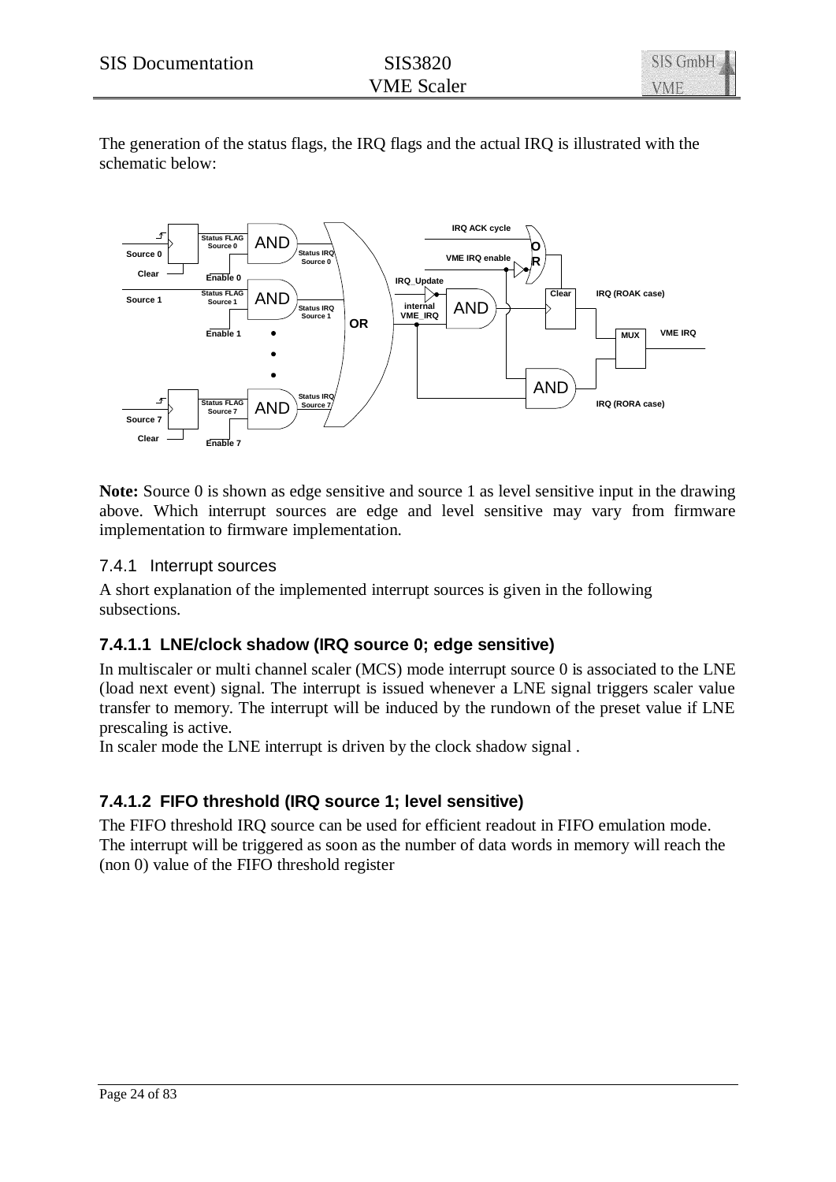The generation of the status flags, the IRQ flags and the actual IRQ is illustrated with the schematic below:

**Note:** Source 0 is shown as edge sensitive and source 1 as level sensitive input in the drawing above. Which interrupt sources are edge and level sensitive may vary from firmware implementation to firmware implementation.

### 7.4.1 Interrupt sources

A short explanation of the implemented interrupt sources is given in the following subsections.

#### 7.4.1.1 LNE/clock shadow (IRQ source 0; edge sensitive)

In multiscaler or multi channel scaler (MCS) mode interrupt source 0 is associated to the LNE (load next event) signal. The interrupt is issued whenever a LNE signal triggers scaler value transfer to memory. The interrupt will be induced by the rundown of the preset value if LNE prescaling is active.
In scaler mode the LNE interrupt is driven by the clock shadow signal .

#### 7.4.1.2 FIFO threshold (IRQ source 1; level sensitive)

The FIFO threshold IRQ source can be used for efficient readout in FIFO emulation mode.
The interrupt will be triggered as soon as the number of data words in memory will reach the (non 0) value of the FIFO threshold register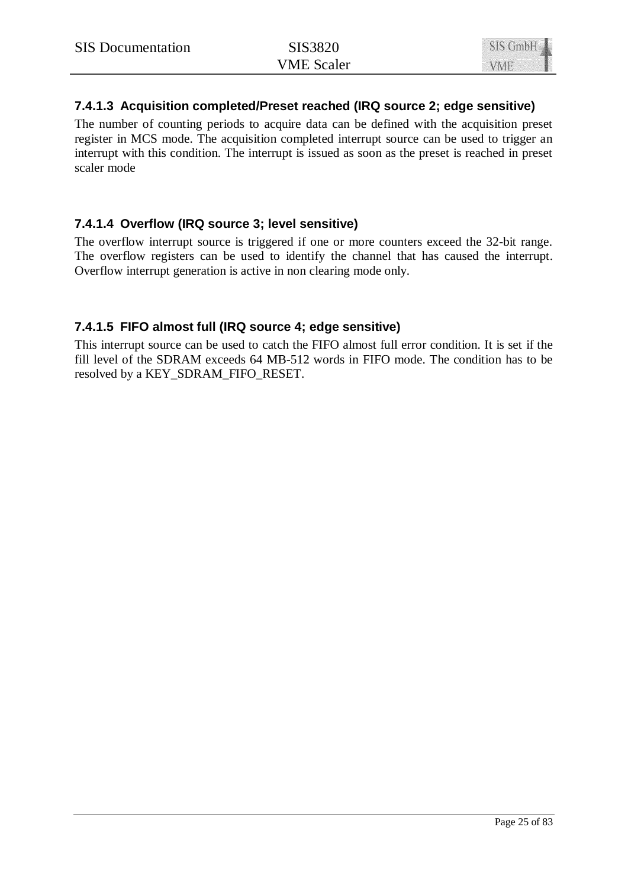#### 7.4.1.3 Acquisition completed/Preset reached (IRQ source 2; edge sensitive)

The number of counting periods to acquire data can be defined with the acquisition preset register in MCS mode. The acquisition completed interrupt source can be used to trigger an interrupt with this condition. The interrupt is issued as soon as the preset is reached in preset scaler mode

#### 7.4.1.4 Overflow (IRQ source 3; level sensitive)

The overflow interrupt source is triggered if one or more counters exceed the 32-bit range. The overflow registers can be used to identify the channel that has caused the interrupt. Overflow interrupt generation is active in non clearing mode only.

#### 7.4.1.5 FIFO almost full (IRQ source 4; edge sensitive)

This interrupt source can be used to catch the FIFO almost full error condition. It is set if the fill level of the SDRAM exceeds 64 MB-512 words in FIFO mode. The condition has to be resolved by a KEY_SDRAM_FIFO_RESET.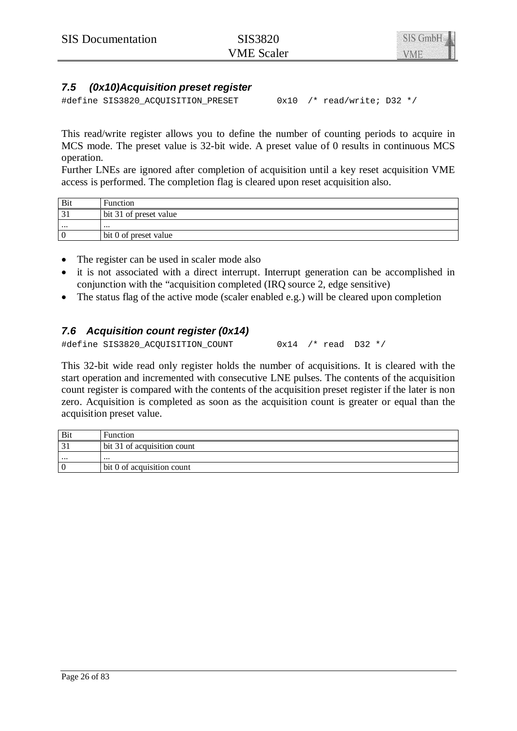### 7.5 (0x10)Acquisition preset register

```
#define SIS3820_ACQUISITION_PRESET       0x10  /* read/write; D32 */
```

This read/write register allows you to define the number of counting periods to acquire in MCS mode. The preset value is 32-bit wide. A preset value of 0 results in continuous MCS operation.
Further LNEs are ignored after completion of acquisition until a key reset acquisition VME access is performed. The completion flag is cleared upon reset acquisition also.

| Bit | Function |
|---|---|
| 31 | bit 31 of preset value |
| ... | ... |
| 0 | bit 0 of preset value |

- The register can be used in scaler mode also
- it is not associated with a direct interrupt. Interrupt generation can be accomplished in conjunction with the "acquisition completed (IRQ source 2, edge sensitive)
- The status flag of the active mode (scaler enabled e.g.) will be cleared upon completion

### 7.6 Acquisition count register (0x14)

```
#define SIS3820_ACQUISITION_COUNT        0x14  /* read  D32 */
```

This 32-bit wide read only register holds the number of acquisitions. It is cleared with the start operation and incremented with consecutive LNE pulses. The contents of the acquisition count register is compared with the contents of the acquisition preset register if the later is non zero. Acquisition is completed as soon as the acquisition count is greater or equal than the acquisition preset value.

| Bit | Function |
|---|---|
| 31 | bit 31 of acquisition count |
| ... | ... |
| 0 | bit 0 of acquisition count |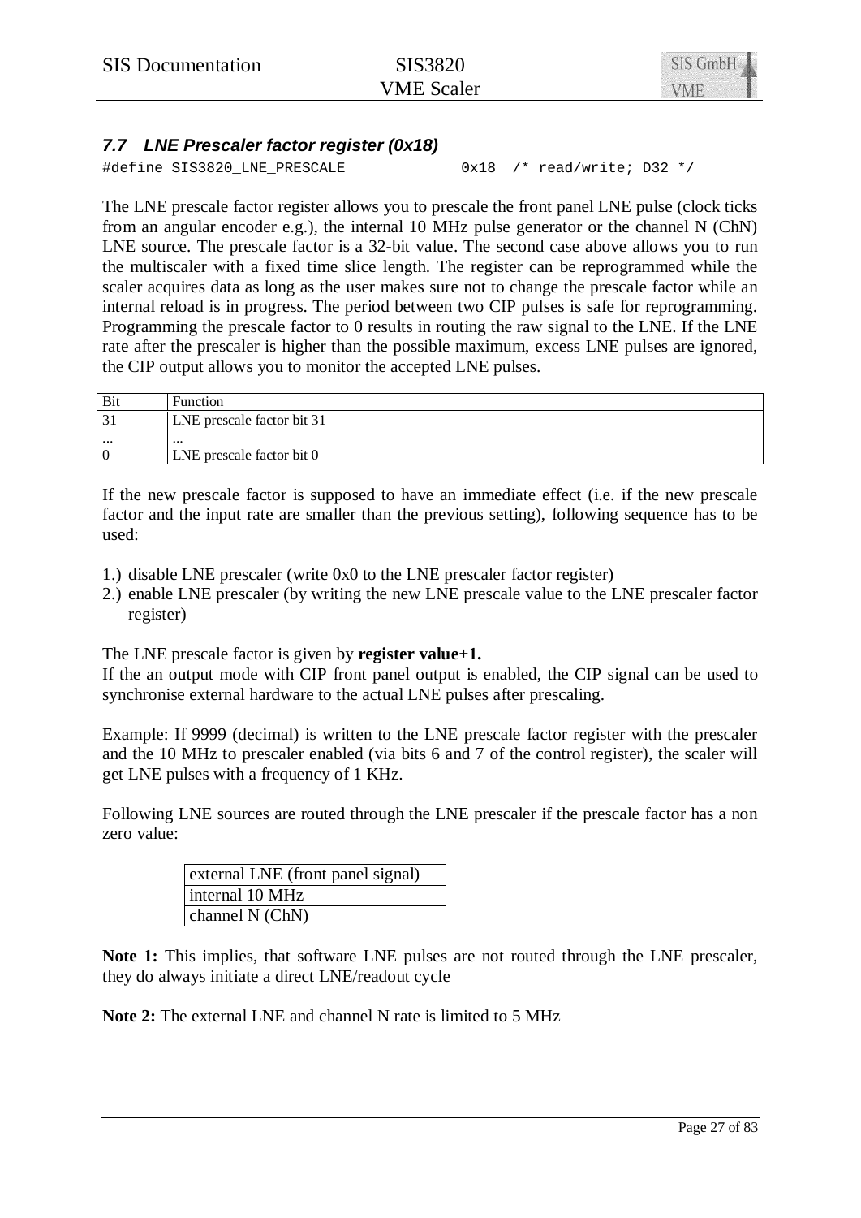### *7.7 LNE Prescaler factor register (0x18)*

```
#define SIS3820_LNE_PRESCALE            0x18  /* read/write; D32 */
```

The LNE prescale factor register allows you to prescale the front panel LNE pulse (clock ticks from an angular encoder e.g.), the internal 10 MHz pulse generator or the channel N (ChN) LNE source. The prescale factor is a 32-bit value. The second case above allows you to run the multiscaler with a fixed time slice length. The register can be reprogrammed while the scaler acquires data as long as the user makes sure not to change the prescale factor while an internal reload is in progress. The period between two CIP pulses is safe for reprogramming. Programming the prescale factor to 0 results in routing the raw signal to the LNE. If the LNE rate after the prescaler is higher than the possible maximum, excess LNE pulses are ignored, the CIP output allows you to monitor the accepted LNE pulses.

| Bit | Function |
|---|---|
| 31 | LNE prescale factor bit 31 |
| ... | ... |
| 0 | LNE prescale factor bit 0 |

If the new prescale factor is supposed to have an immediate effect (i.e. if the new prescale factor and the input rate are smaller than the previous setting), following sequence has to be used:

1.) disable LNE prescaler (write 0x0 to the LNE prescaler factor register)
2.) enable LNE prescaler (by writing the new LNE prescale value to the LNE prescaler factor register)

The LNE prescale factor is given by **register value+1.**
If the an output mode with CIP front panel output is enabled, the CIP signal can be used to synchronise external hardware to the actual LNE pulses after prescaling.

Example: If 9999 (decimal) is written to the LNE prescale factor register with the prescaler and the 10 MHz to prescaler enabled (via bits 6 and 7 of the control register), the scaler will get LNE pulses with a frequency of 1 KHz.

Following LNE sources are routed through the LNE prescaler if the prescale factor has a non zero value:

| external LNE (front panel signal) |
|---|
| internal 10 MHz |
| channel N (ChN) |

**Note 1:** This implies, that software LNE pulses are not routed through the LNE prescaler, they do always initiate a direct LNE/readout cycle

**Note 2:** The external LNE and channel N rate is limited to 5 MHz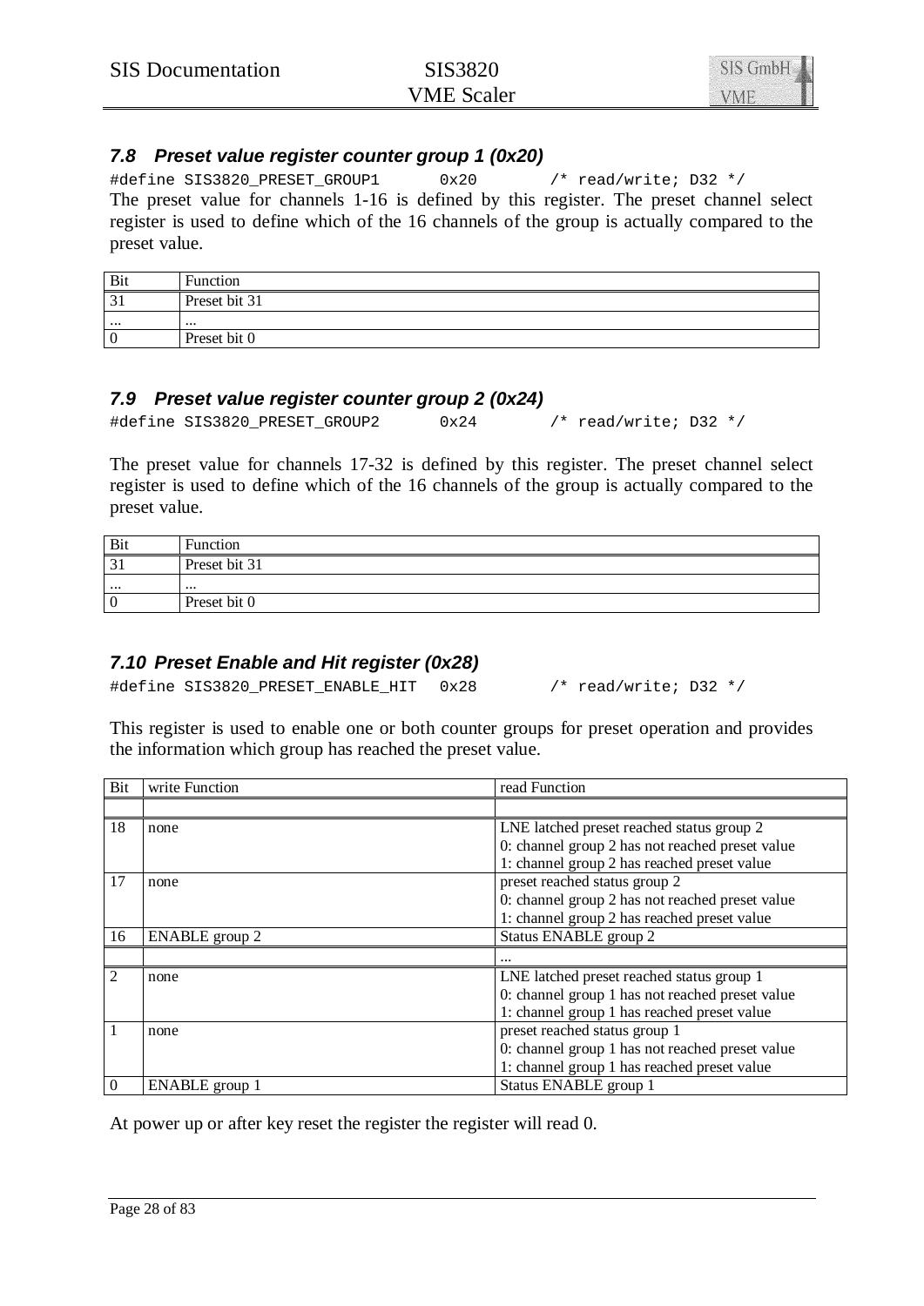### 7.8 Preset value register counter group 1 (0x20)

```
#define SIS3820_PRESET_GROUP1       0x20        /* read/write; D32 */
```

The preset value for channels 1-16 is defined by this register. The preset channel select register is used to define which of the 16 channels of the group is actually compared to the preset value.

| Bit | Function |
|---|---|
| 31 | Preset bit 31 |
| ... | ... |
| 0 | Preset bit 0 |

### 7.9 Preset value register counter group 2 (0x24)

```
#define SIS3820_PRESET_GROUP2       0x24        /* read/write; D32 */
```

The preset value for channels 17-32 is defined by this register. The preset channel select register is used to define which of the 16 channels of the group is actually compared to the preset value.

| Bit | Function |
|---|---|
| 31 | Preset bit 31 |
| ... | ... |
| 0 | Preset bit 0 |

### 7.10 Preset Enable and Hit register (0x28)

```
#define SIS3820_PRESET_ENABLE_HIT   0x28        /* read/write; D32 */
```

This register is used to enable one or both counter groups for preset operation and provides the information which group has reached the preset value.

| Bit | write Function | read Function |
|---|---|---|
| | | |
| 18 | none | LNE latched preset reached status group 2<br>0: channel group 2 has not reached preset value<br>1: channel group 2 has reached preset value |
| 17 | none | preset reached status group 2<br>0: channel group 2 has not reached preset value<br>1: channel group 2 has reached preset value |
| 16 | ENABLE group 2 | Status ENABLE group 2 |
| | | ... |
| 2 | none | LNE latched preset reached status group 1<br>0: channel group 1 has not reached preset value<br>1: channel group 1 has reached preset value |
| 1 | none | preset reached status group 1<br>0: channel group 1 has not reached preset value<br>1: channel group 1 has reached preset value |
| 0 | ENABLE group 1 | Status ENABLE group 1 |

At power up or after key reset the register the register will read 0.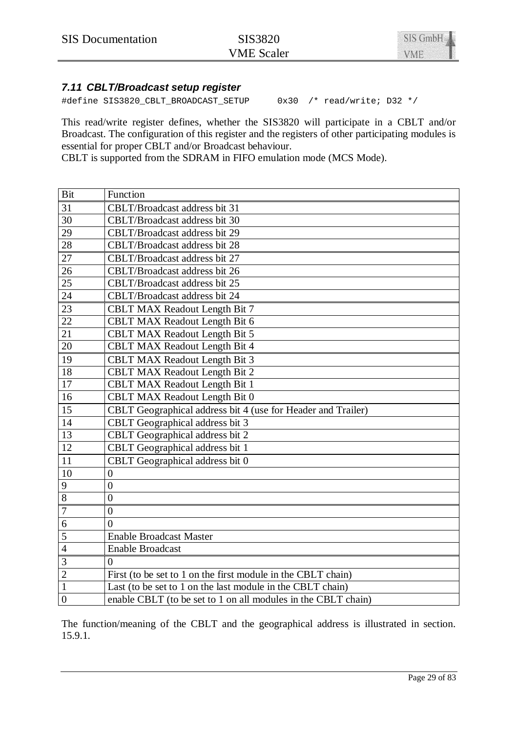### 7.11 CBLT/Broadcast setup register

```
#define SIS3820_CBLT_BROADCAST_SETUP      0x30  /* read/write; D32 */
```

This read/write register defines, whether the SIS3820 will participate in a CBLT and/or Broadcast. The configuration of this register and the registers of other participating modules is essential for proper CBLT and/or Broadcast behaviour.
CBLT is supported from the SDRAM in FIFO emulation mode (MCS Mode).

| Bit | Function |
|---|---|
| 31 | CBLT/Broadcast address bit 31 |
| 30 | CBLT/Broadcast address bit 30 |
| 29 | CBLT/Broadcast address bit 29 |
| 28 | CBLT/Broadcast address bit 28 |
| 27 | CBLT/Broadcast address bit 27 |
| 26 | CBLT/Broadcast address bit 26 |
| 25 | CBLT/Broadcast address bit 25 |
| 24 | CBLT/Broadcast address bit 24 |
| 23 | CBLT MAX Readout Length Bit 7 |
| 22 | CBLT MAX Readout Length Bit 6 |
| 21 | CBLT MAX Readout Length Bit 5 |
| 20 | CBLT MAX Readout Length Bit 4 |
| 19 | CBLT MAX Readout Length Bit 3 |
| 18 | CBLT MAX Readout Length Bit 2 |
| 17 | CBLT MAX Readout Length Bit 1 |
| 16 | CBLT MAX Readout Length Bit 0 |
| 15 | CBLT Geographical address bit 4 (use for Header and Trailer) |
| 14 | CBLT Geographical address bit 3 |
| 13 | CBLT Geographical address bit 2 |
| 12 | CBLT Geographical address bit 1 |
| 11 | CBLT Geographical address bit 0 |
| 10 | 0 |
| 9 | 0 |
| 8 | 0 |
| 7 | 0 |
| 6 | 0 |
| 5 | Enable Broadcast Master |
| 4 | Enable Broadcast |
| 3 | 0 |
| 2 | First (to be set to 1 on the first module in the CBLT chain) |
| 1 | Last (to be set to 1 on the last module in the CBLT chain) |
| 0 | enable CBLT (to be set to 1 on all modules in the CBLT chain) |

The function/meaning of the CBLT and the geographical address is illustrated in section. 15.9.1.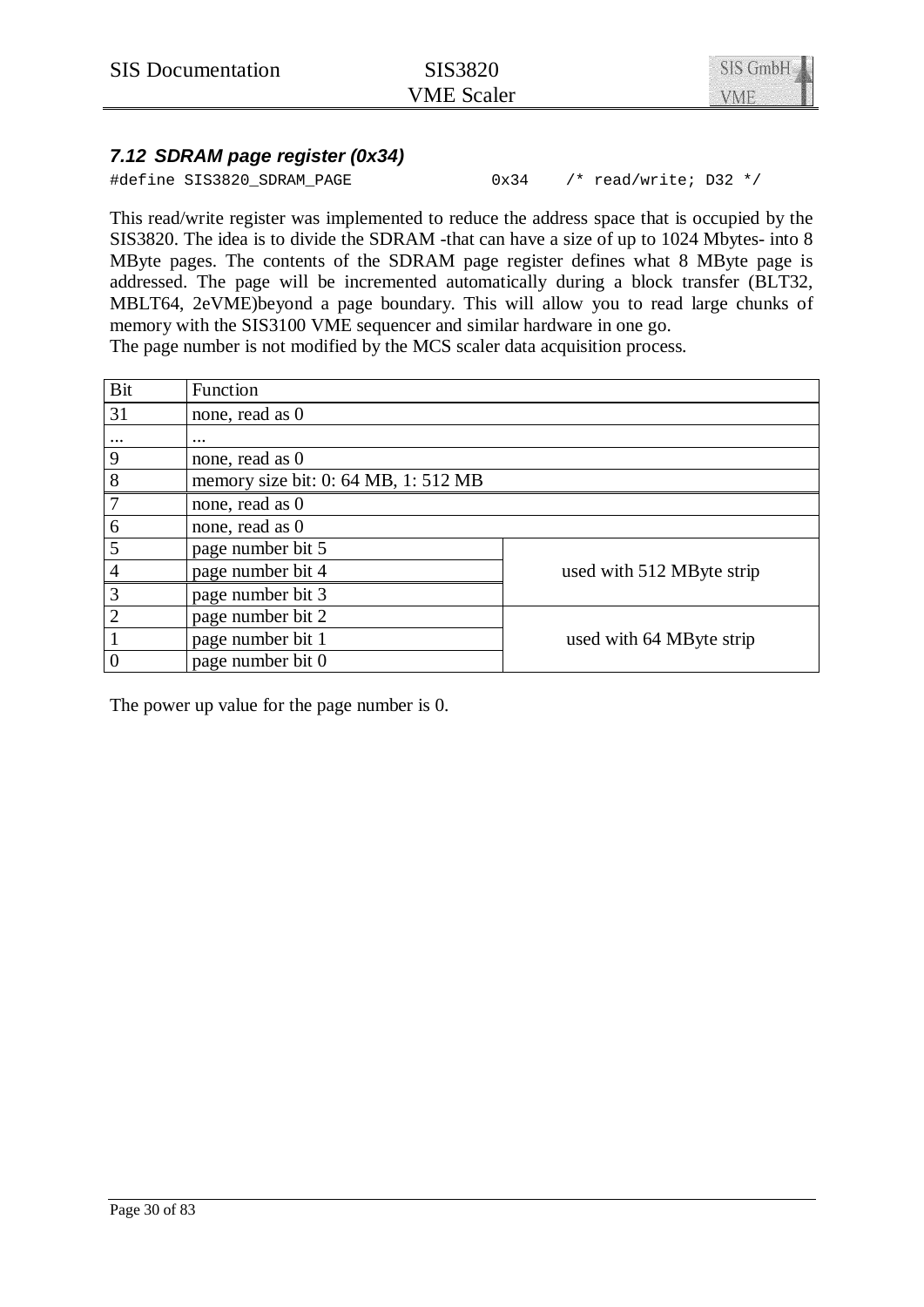### 7.12 SDRAM page register (0x34)

```
#define SIS3820_SDRAM_PAGE              0x34    /* read/write; D32 */
```

This read/write register was implemented to reduce the address space that is occupied by the SIS3820. The idea is to divide the SDRAM -that can have a size of up to 1024 Mbytes- into 8 MByte pages. The contents of the SDRAM page register defines what 8 MByte page is addressed. The page will be incremented automatically during a block transfer (BLT32, MBLT64, 2eVME)beyond a page boundary. This will allow you to read large chunks of memory with the SIS3100 VME sequencer and similar hardware in one go.
The page number is not modified by the MCS scaler data acquisition process.

| Bit | Function | |
|---|---|---|
| 31 | none, read as 0 | |
| ... | ... | |
| 9 | none, read as 0 | |
| 8 | memory size bit: 0: 64 MB, 1: 512 MB | |
| 7 | none, read as 0 | |
| 6 | none, read as 0 | |
| 5 | page number bit 5 | used with 512 MByte strip |
| 4 | page number bit 4 | |
| 3 | page number bit 3 | |
| 2 | page number bit 2 | used with 64 MByte strip |
| 1 | page number bit 1 | |
| 0 | page number bit 0 | |

The power up value for the page number is 0.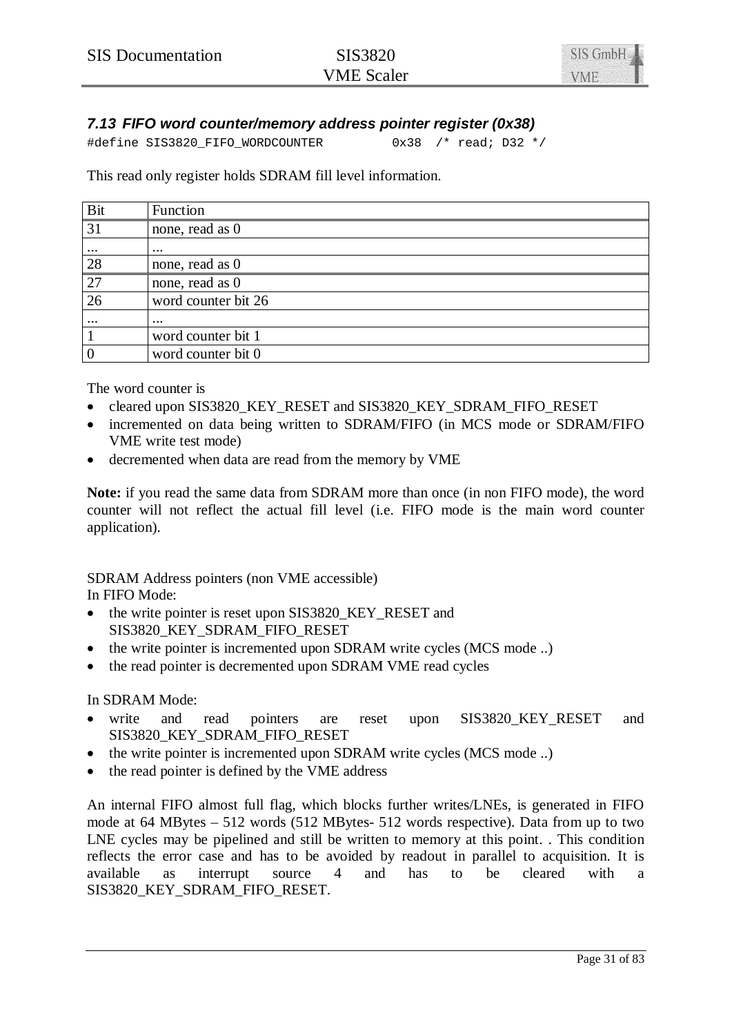### 7.13 FIFO word counter/memory address pointer register (0x38)

```
#define SIS3820_FIFO_WORDCOUNTER         0x38  /* read; D32 */
```

This read only register holds SDRAM fill level information.

| Bit | Function |
|---|---|
| 31 | none, read as 0 |
| ... | ... |
| 28 | none, read as 0 |
| 27 | none, read as 0 |
| 26 | word counter bit 26 |
| ... | ... |
| 1 | word counter bit 1 |
| 0 | word counter bit 0 |

The word counter is

- cleared upon SIS3820_KEY_RESET and SIS3820_KEY_SDRAM_FIFO_RESET
- incremented on data being written to SDRAM/FIFO (in MCS mode or SDRAM/FIFO VME write test mode)
- decremented when data are read from the memory by VME

**Note:** if you read the same data from SDRAM more than once (in non FIFO mode), the word counter will not reflect the actual fill level (i.e. FIFO mode is the main word counter application).

SDRAM Address pointers (non VME accessible)
In FIFO Mode:

- the write pointer is reset upon SIS3820_KEY_RESET and SIS3820_KEY_SDRAM_FIFO_RESET
- the write pointer is incremented upon SDRAM write cycles (MCS mode ..)
- the read pointer is decremented upon SDRAM VME read cycles

In SDRAM Mode:

- write and read pointers are reset upon SIS3820_KEY_RESET and SIS3820_KEY_SDRAM_FIFO_RESET
- the write pointer is incremented upon SDRAM write cycles (MCS mode ..)
- the read pointer is defined by the VME address

An internal FIFO almost full flag, which blocks further writes/LNEs, is generated in FIFO mode at 64 MBytes – 512 words (512 MBytes- 512 words respective). Data from up to two LNE cycles may be pipelined and still be written to memory at this point. . This condition reflects the error case and has to be avoided by readout in parallel to acquisition. It is available as interrupt source 4 and has to be cleared with a SIS3820_KEY_SDRAM_FIFO_RESET.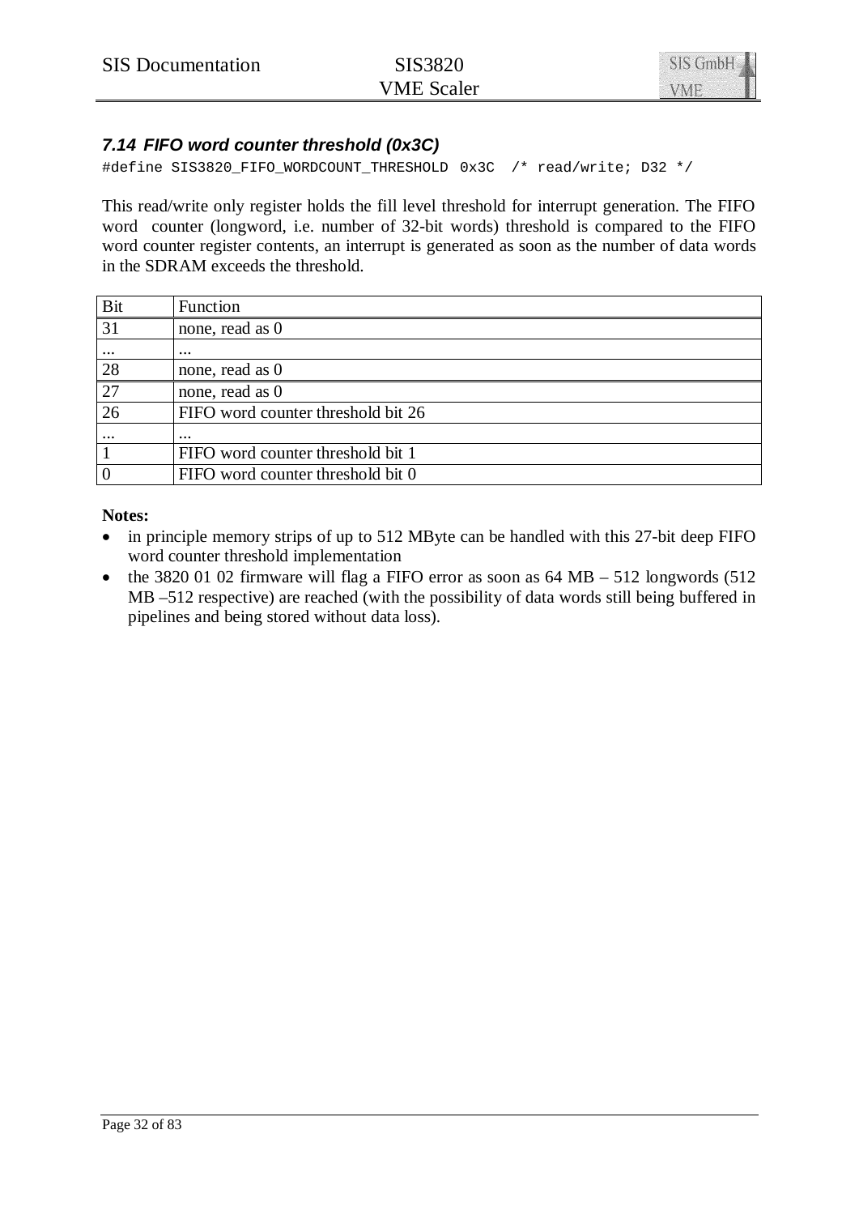### 7.14 FIFO word counter threshold (0x3C)

```
#define SIS3820_FIFO_WORDCOUNT_THRESHOLD 0x3C  /* read/write; D32 */
```

This read/write only register holds the fill level threshold for interrupt generation. The FIFO word counter (longword, i.e. number of 32-bit words) threshold is compared to the FIFO word counter register contents, an interrupt is generated as soon as the number of data words in the SDRAM exceeds the threshold.

| Bit | Function |
| --- | --- |
| 31 | none, read as 0 |
| ... | ... |
| 28 | none, read as 0 |
| 27 | none, read as 0 |
| 26 | FIFO word counter threshold bit 26 |
| ... | ... |
| 1 | FIFO word counter threshold bit 1 |
| 0 | FIFO word counter threshold bit 0 |

**Notes:**

- in principle memory strips of up to 512 MByte can be handled with this 27-bit deep FIFO word counter threshold implementation
- the 3820 01 02 firmware will flag a FIFO error as soon as 64 MB – 512 longwords (512 MB –512 respective) are reached (with the possibility of data words still being buffered in pipelines and being stored without data loss).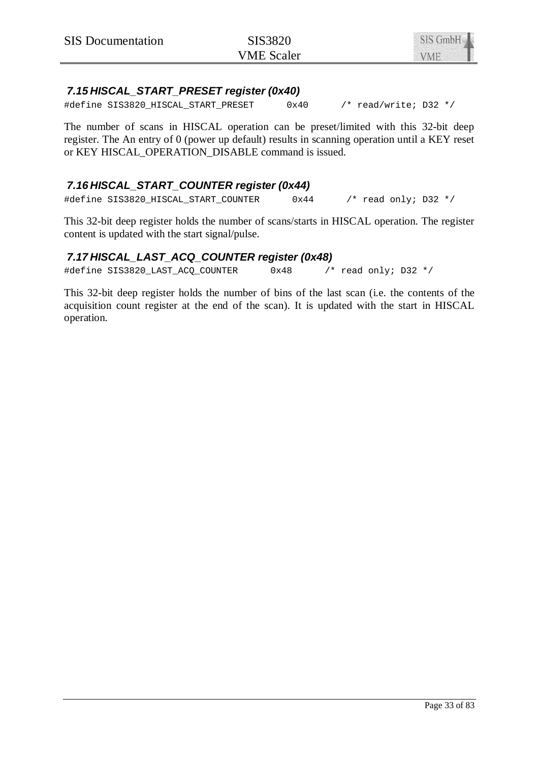### *7.15 HISCAL_START_PRESET register (0x40)*

```
#define SIS3820_HISCAL_START_PRESET      0x40      /* read/write; D32 */
```

The number of scans in HISCAL operation can be preset/limited with this 32-bit deep register. The An entry of 0 (power up default) results in scanning operation until a KEY reset or KEY HISCAL_OPERATION_DISABLE command is issued.

### *7.16 HISCAL_START_COUNTER register (0x44)*

```
#define SIS3820_HISCAL_START_COUNTER      0x44      /* read only; D32 */
```

This 32-bit deep register holds the number of scans/starts in HISCAL operation. The register content is updated with the start signal/pulse.

### *7.17 HISCAL_LAST_ACQ_COUNTER register (0x48)*

```
#define SIS3820_LAST_ACQ_COUNTER      0x48      /* read only; D32 */
```

This 32-bit deep register holds the number of bins of the last scan (i.e. the contents of the acquisition count register at the end of the scan). It is updated with the start in HISCAL operation.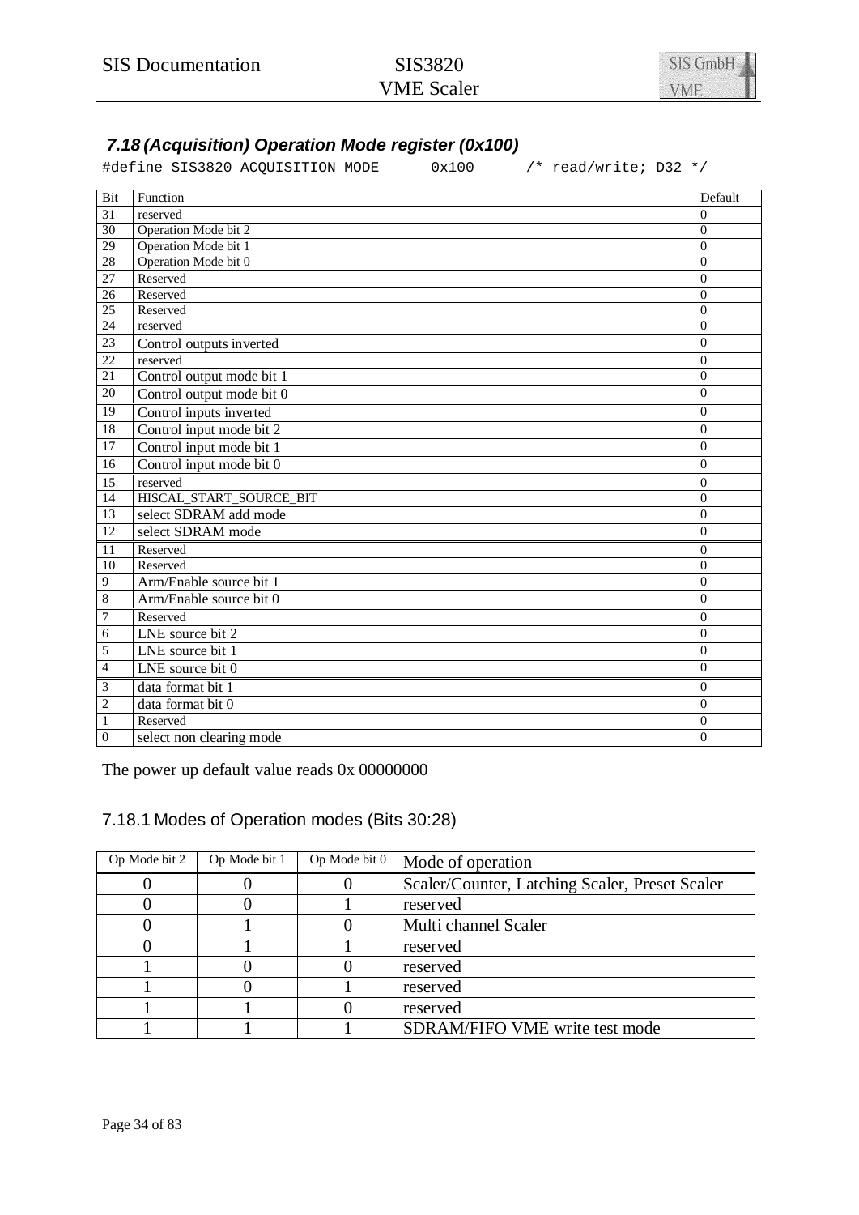### 7.18 (Acquisition) Operation Mode register (0x100)

```
#define SIS3820_ACQUISITION_MODE      0x100      /* read/write; D32 */
```

| Bit | Function | Default |
|---|---|---|
| 31 | reserved | 0 |
| 30 | Operation Mode bit 2 | 0 |
| 29 | Operation Mode bit 1 | 0 |
| 28 | Operation Mode bit 0 | 0 |
| 27 | Reserved | 0 |
| 26 | Reserved | 0 |
| 25 | Reserved | 0 |
| 24 | reserved | 0 |
| 23 | Control outputs inverted | 0 |
| 22 | reserved | 0 |
| 21 | Control output mode bit 1 | 0 |
| 20 | Control output mode bit 0 | 0 |
| 19 | Control inputs inverted | 0 |
| 18 | Control input mode bit 2 | 0 |
| 17 | Control input mode bit 1 | 0 |
| 16 | Control input mode bit 0 | 0 |
| 15 | reserved | 0 |
| 14 | HISCAL_START_SOURCE_BIT | 0 |
| 13 | select SDRAM add mode | 0 |
| 12 | select SDRAM mode | 0 |
| 11 | Reserved | 0 |
| 10 | Reserved | 0 |
| 9 | Arm/Enable source bit 1 | 0 |
| 8 | Arm/Enable source bit 0 | 0 |
| 7 | Reserved | 0 |
| 6 | LNE source bit 2 | 0 |
| 5 | LNE source bit 1 | 0 |
| 4 | LNE source bit 0 | 0 |
| 3 | data format bit 1 | 0 |
| 2 | data format bit 0 | 0 |
| 1 | Reserved | 0 |
| 0 | select non clearing mode | 0 |

The power up default value reads 0x 00000000

#### 7.18.1 Modes of Operation modes (Bits 30:28)

| Op Mode bit 2 | Op Mode bit 1 | Op Mode bit 0 | Mode of operation |
|---|---|---|---|
| 0 | 0 | 0 | Scaler/Counter, Latching Scaler, Preset Scaler |
| 0 | 0 | 1 | reserved |
| 0 | 1 | 0 | Multi channel Scaler |
| 0 | 1 | 1 | reserved |
| 1 | 0 | 0 | reserved |
| 1 | 0 | 1 | reserved |
| 1 | 1 | 0 | reserved |
| 1 | 1 | 1 | SDRAM/FIFO VME write test mode |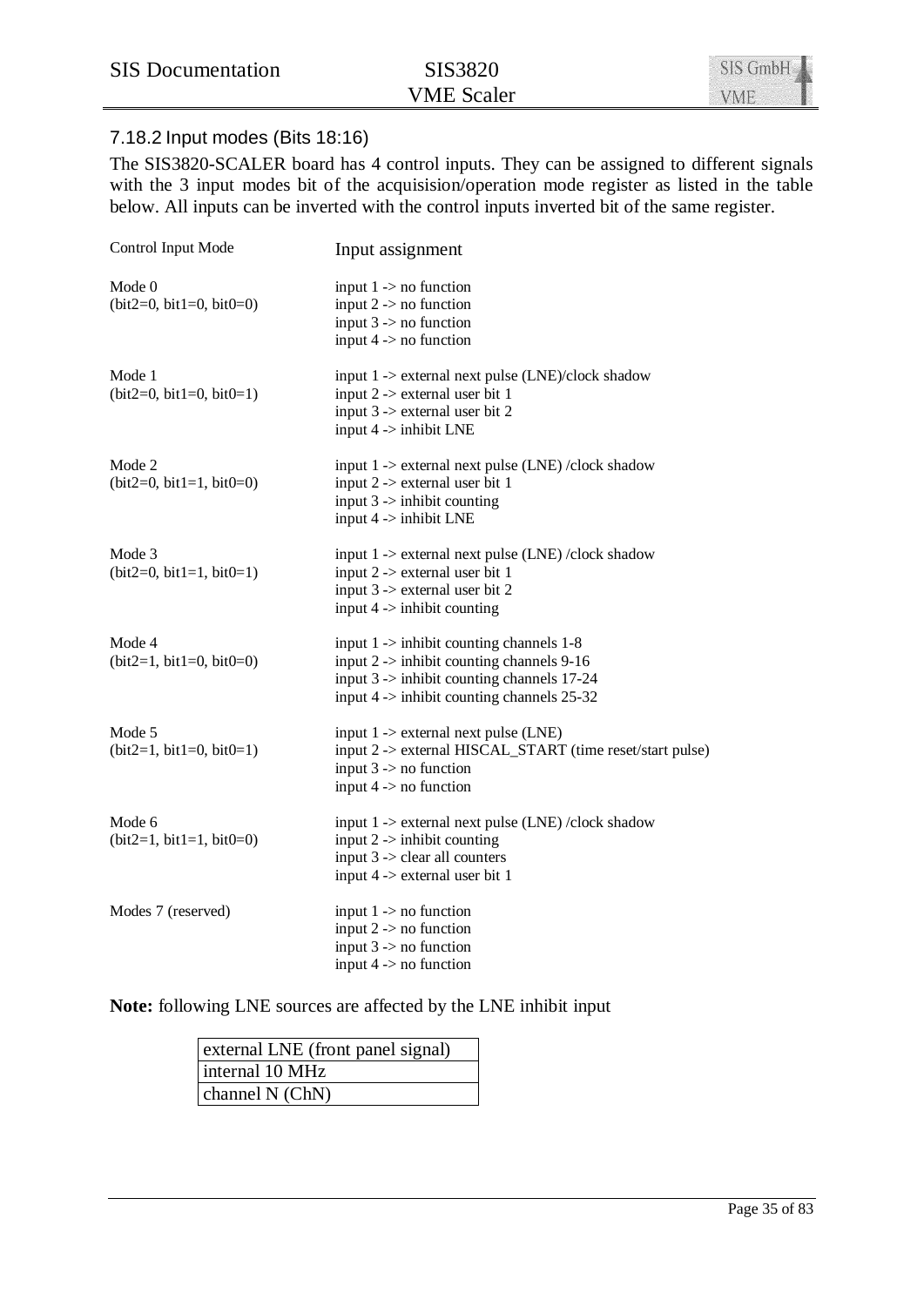### 7.18.2 Input modes (Bits 18:16)

The SIS3820-SCALER board has 4 control inputs. They can be assigned to different signals with the 3 input modes bit of the acquisision/operation mode register as listed in the table below. All inputs can be inverted with the control inputs inverted bit of the same register.

| Control Input Mode | Input assignment |
| --- | --- |
| Mode 0<br>(bit2=0, bit1=0, bit0=0) | input 1 -> no function<br>input 2 -> no function<br>input 3 -> no function<br>input 4 -> no function |
| Mode 1<br>(bit2=0, bit1=0, bit0=1) | input 1 -> external next pulse (LNE)/clock shadow<br>input 2 -> external user bit 1<br>input 3 -> external user bit 2<br>input 4 -> inhibit LNE |
| Mode 2<br>(bit2=0, bit1=1, bit0=0) | input 1 -> external next pulse (LNE) /clock shadow<br>input 2 -> external user bit 1<br>input 3 -> inhibit counting<br>input 4 -> inhibit LNE |
| Mode 3<br>(bit2=0, bit1=1, bit0=1) | input 1 -> external next pulse (LNE) /clock shadow<br>input 2 -> external user bit 1<br>input 3 -> external user bit 2<br>input 4 -> inhibit counting |
| Mode 4<br>(bit2=1, bit1=0, bit0=0) | input 1 -> inhibit counting channels 1-8<br>input 2 -> inhibit counting channels 9-16<br>input 3 -> inhibit counting channels 17-24<br>input 4 -> inhibit counting channels 25-32 |
| Mode 5<br>(bit2=1, bit1=0, bit0=1) | input 1 -> external next pulse (LNE)<br>input 2 -> external HISCAL_START (time reset/start pulse)<br>input 3 -> no function<br>input 4 -> no function |
| Mode 6<br>(bit2=1, bit1=1, bit0=0) | input 1 -> external next pulse (LNE) /clock shadow<br>input 2 -> inhibit counting<br>input 3 -> clear all counters<br>input 4 -> external user bit 1 |
| Modes 7 (reserved) | input 1 -> no function<br>input 2 -> no function<br>input 3 -> no function<br>input 4 -> no function |

**Note:** following LNE sources are affected by the LNE inhibit input

| external LNE (front panel signal) |
| --- |
| internal 10 MHz |
| channel N (ChN) |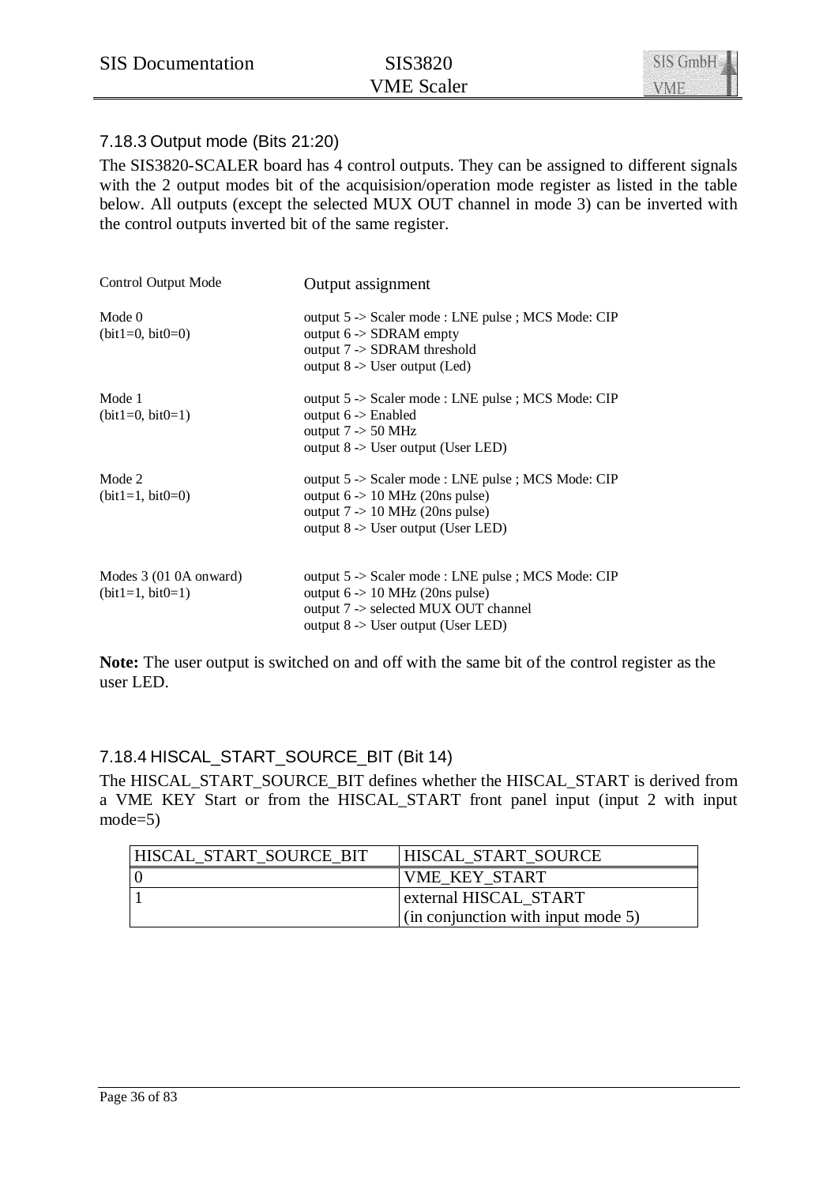### 7.18.3 Output mode (Bits 21:20)

The SIS3820-SCALER board has 4 control outputs. They can be assigned to different signals with the 2 output modes bit of the acquisision/operation mode register as listed in the table below. All outputs (except the selected MUX OUT channel in mode 3) can be inverted with the control outputs inverted bit of the same register.

| Control Output Mode | Output assignment |
|---|---|
| Mode 0<br>(bit1=0, bit0=0) | output 5 -> Scaler mode : LNE pulse ; MCS Mode: CIP<br>output 6 -> SDRAM empty<br>output 7 -> SDRAM threshold<br>output 8 -> User output (Led) |
| Mode 1<br>(bit1=0, bit0=1) | output 5 -> Scaler mode : LNE pulse ; MCS Mode: CIP<br>output 6 -> Enabled<br>output 7 -> 50 MHz<br>output 8 -> User output (User LED) |
| Mode 2<br>(bit1=1, bit0=0) | output 5 -> Scaler mode : LNE pulse ; MCS Mode: CIP<br>output 6 -> 10 MHz (20ns pulse)<br>output 7 -> 10 MHz (20ns pulse)<br>output 8 -> User output (User LED) |
| Modes 3 (01 0A onward)<br>(bit1=1, bit0=1) | output 5 -> Scaler mode : LNE pulse ; MCS Mode: CIP<br>output 6 -> 10 MHz (20ns pulse)<br>output 7 -> selected MUX OUT channel<br>output 8 -> User output (User LED) |

**Note:** The user output is switched on and off with the same bit of the control register as the user LED.

### 7.18.4 HISCAL_START_SOURCE_BIT (Bit 14)

The HISCAL_START_SOURCE_BIT defines whether the HISCAL_START is derived from a VME KEY Start or from the HISCAL_START front panel input (input 2 with input mode=5)

| HISCAL_START_SOURCE_BIT | HISCAL_START_SOURCE |
|---|---|
| 0 | VME_KEY_START |
| 1 | external HISCAL_START<br>(in conjunction with input mode 5) |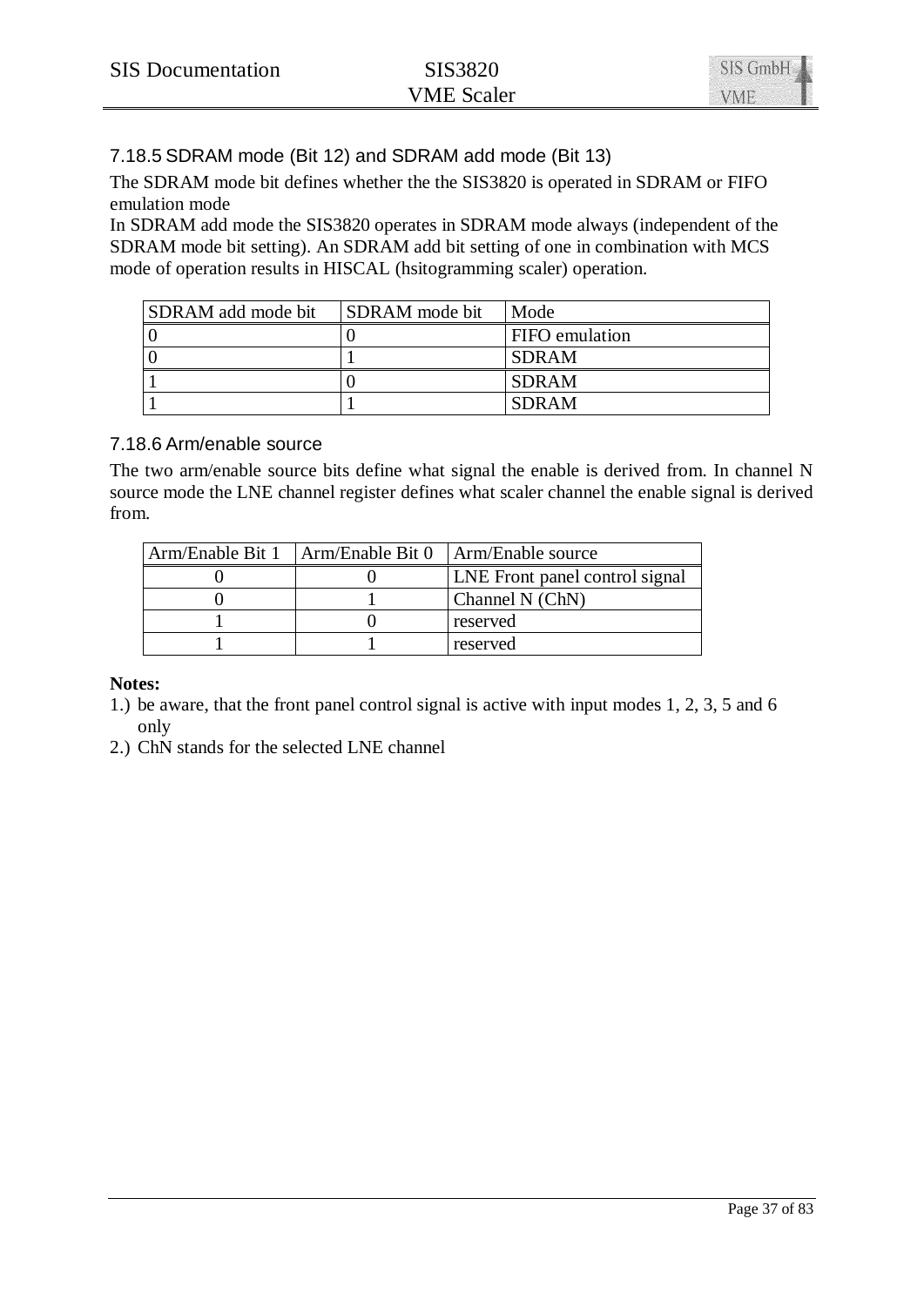### 7.18.5 SDRAM mode (Bit 12) and SDRAM add mode (Bit 13)

The SDRAM mode bit defines whether the the SIS3820 is operated in SDRAM or FIFO emulation mode
In SDRAM add mode the SIS3820 operates in SDRAM mode always (independent of the SDRAM mode bit setting). An SDRAM add bit setting of one in combination with MCS mode of operation results in HISCAL (hsitogramming scaler) operation.

| SDRAM add mode bit | SDRAM mode bit | Mode |
|---|---|---|
| 0 | 0 | FIFO emulation |
| 0 | 1 | SDRAM |
| 1 | 0 | SDRAM |
| 1 | 1 | SDRAM |

### 7.18.6 Arm/enable source

The two arm/enable source bits define what signal the enable is derived from. In channel N source mode the LNE channel register defines what scaler channel the enable signal is derived from.

| Arm/Enable Bit 1 | Arm/Enable Bit 0 | Arm/Enable source |
|---|---|---|
| 0 | 0 | LNE Front panel control signal |
| 0 | 1 | Channel N (ChN) |
| 1 | 0 | reserved |
| 1 | 1 | reserved |

**Notes:**

1.) be aware, that the front panel control signal is active with input modes 1, 2, 3, 5 and 6 only

2.) ChN stands for the selected LNE channel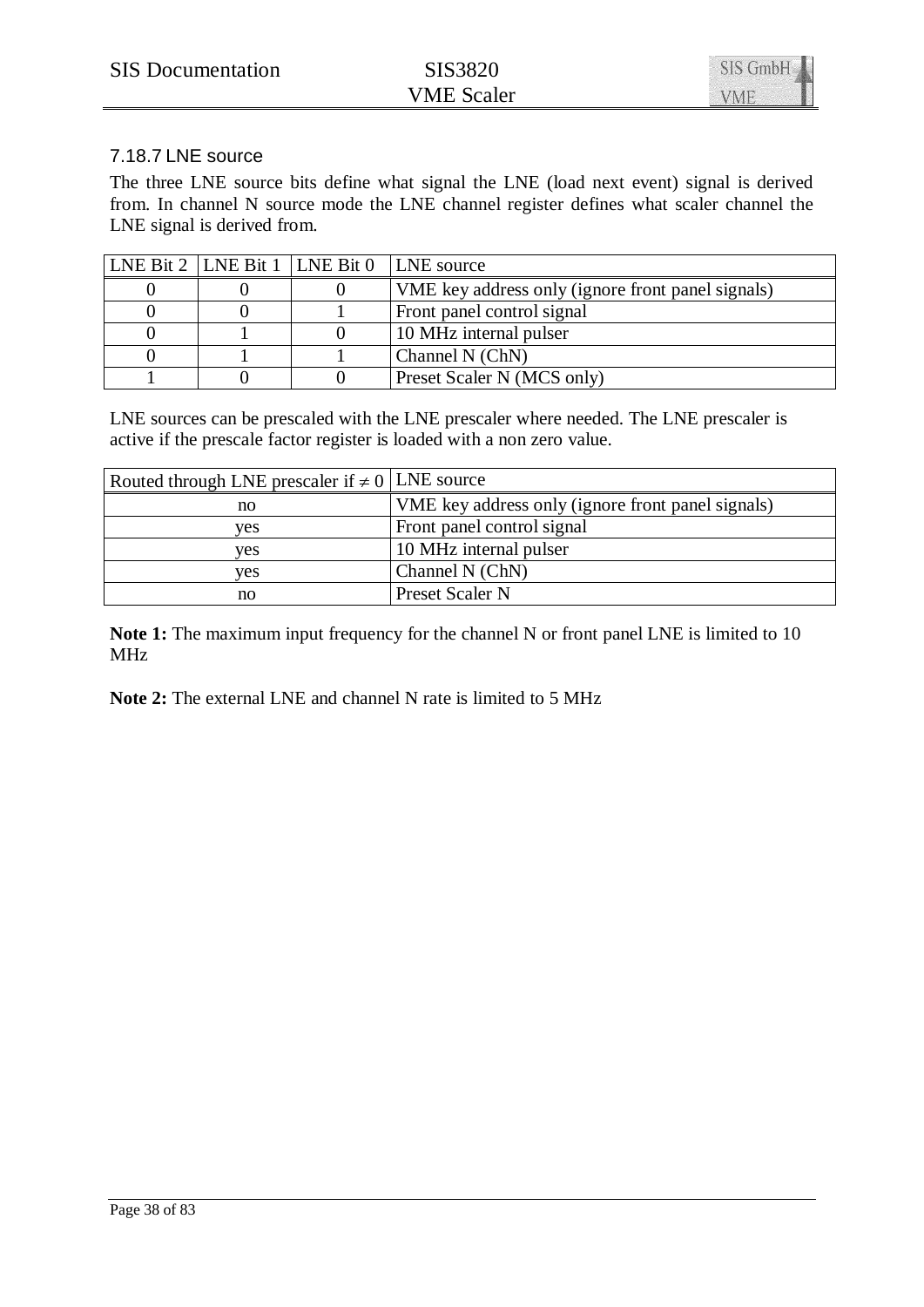### 7.18.7 LNE source

The three LNE source bits define what signal the LNE (load next event) signal is derived from. In channel N source mode the LNE channel register defines what scaler channel the LNE signal is derived from.

| LNE Bit 2 | LNE Bit 1 | LNE Bit 0 | LNE source |
|---|---|---|---|
| 0 | 0 | 0 | VME key address only (ignore front panel signals) |
| 0 | 0 | 1 | Front panel control signal |
| 0 | 1 | 0 | 10 MHz internal pulser |
| 0 | 1 | 1 | Channel N (ChN) |
| 1 | 0 | 0 | Preset Scaler N (MCS only) |

LNE sources can be prescaled with the LNE prescaler where needed. The LNE prescaler is active if the prescale factor register is loaded with a non zero value.

| Routed through LNE prescaler if $\neq 0$ | LNE source |
|---|---|
| no | VME key address only (ignore front panel signals) |
| yes | Front panel control signal |
| yes | 10 MHz internal pulser |
| yes | Channel N (ChN) |
| no | Preset Scaler N |

**Note 1:** The maximum input frequency for the channel N or front panel LNE is limited to 10 MHz

**Note 2:** The external LNE and channel N rate is limited to 5 MHz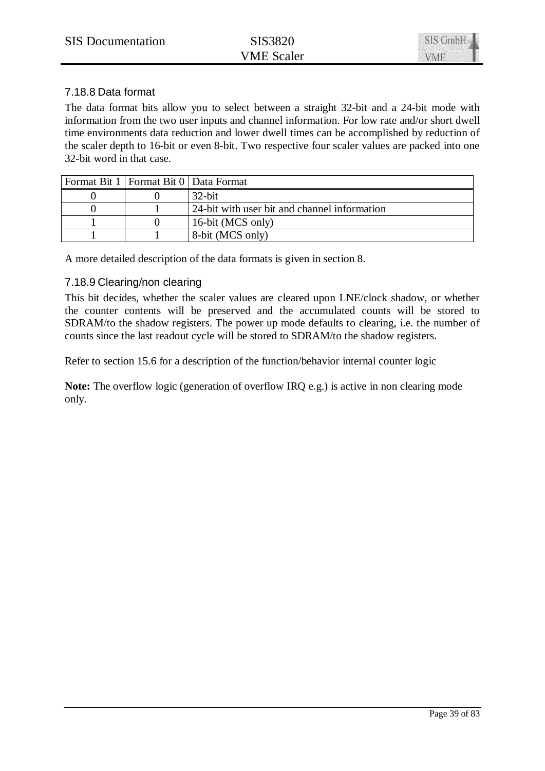### 7.18.8 Data format

The data format bits allow you to select between a straight 32-bit and a 24-bit mode with information from the two user inputs and channel information. For low rate and/or short dwell time environments data reduction and lower dwell times can be accomplished by reduction of the scaler depth to 16-bit or even 8-bit. Two respective four scaler values are packed into one 32-bit word in that case.

| Format Bit 1 | Format Bit 0 | Data Format |
|---|---|---|
| 0 | 0 | 32-bit |
| 0 | 1 | 24-bit with user bit and channel information |
| 1 | 0 | 16-bit (MCS only) |
| 1 | 1 | 8-bit (MCS only) |

A more detailed description of the data formats is given in section 8.

### 7.18.9 Clearing/non clearing

This bit decides, whether the scaler values are cleared upon LNE/clock shadow, or whether the counter contents will be preserved and the accumulated counts will be stored to SDRAM/to the shadow registers. The power up mode defaults to clearing, i.e. the number of counts since the last readout cycle will be stored to SDRAM/to the shadow registers.

Refer to section 15.6 for a description of the function/behavior internal counter logic

**Note:** The overflow logic (generation of overflow IRQ e.g.) is active in non clearing mode only.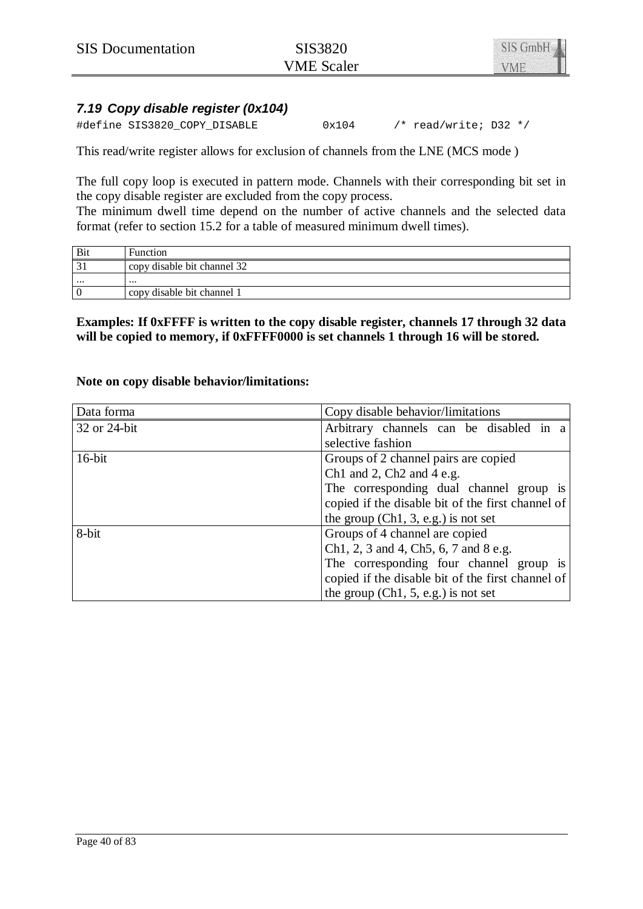### 7.19 Copy disable register (0x104)

```
#define SIS3820_COPY_DISABLE          0x104      /* read/write; D32 */
```

This read/write register allows for exclusion of channels from the LNE (MCS mode )

The full copy loop is executed in pattern mode. Channels with their corresponding bit set in the copy disable register are excluded from the copy process.
The minimum dwell time depend on the number of active channels and the selected data format (refer to section 15.2 for a table of measured minimum dwell times).

| Bit | Function |
|---|---|
| 31 | copy disable bit channel 32 |
| ... | ... |
| 0 | copy disable bit channel 1 |

**Examples: If 0xFFFF is written to the copy disable register, channels 17 through 32 data will be copied to memory, if 0xFFFF0000 is set channels 1 through 16 will be stored.**

**Note on copy disable behavior/limitations:**

| Data forma | Copy disable behavior/limitations |
|---|---|
| 32 or 24-bit | Arbitrary channels can be disabled in a selective fashion |
| 16-bit | Groups of 2 channel pairs are copied<br>Ch1 and 2, Ch2 and 4 e.g.<br>The corresponding dual channel group is copied if the disable bit of the first channel of the group (Ch1, 3, e.g.) is not set |
| 8-bit | Groups of 4 channel are copied<br>Ch1, 2, 3 and 4, Ch5, 6, 7 and 8 e.g.<br>The corresponding four channel group is copied if the disable bit of the first channel of the group (Ch1, 5, e.g.) is not set |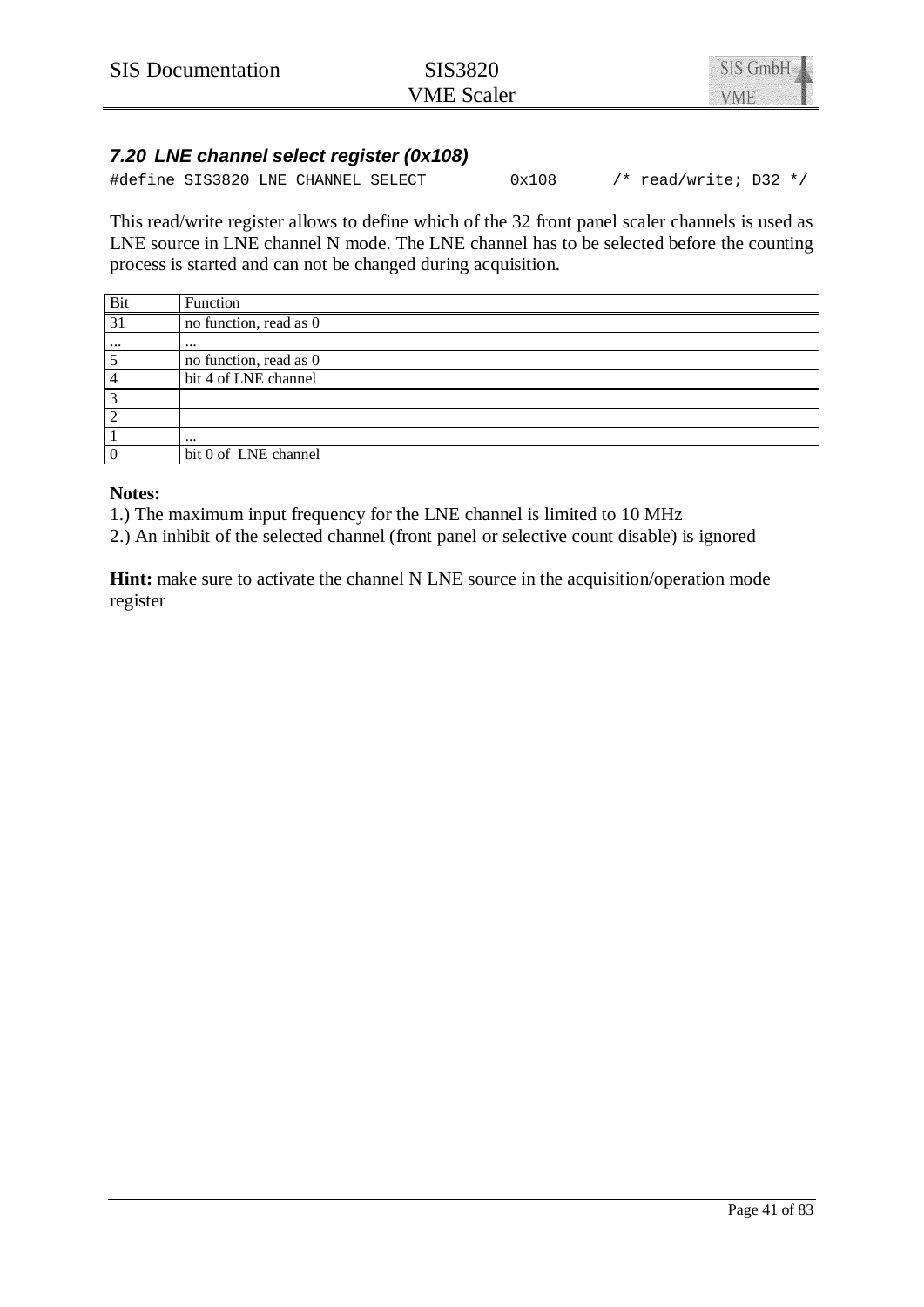### 7.20 LNE channel select register (0x108)

```
#define SIS3820_LNE_CHANNEL_SELECT          0x108       /* read/write; D32 */
```

This read/write register allows to define which of the 32 front panel scaler channels is used as LNE source in LNE channel N mode. The LNE channel has to be selected before the counting process is started and can not be changed during acquisition.

| Bit | Function |
|---|---|
| 31 | no function, read as 0 |
| ... | ... |
| 5 | no function, read as 0 |
| 4 | bit 4 of LNE channel |
| 3 | |
| 2 | |
| 1 | ... |
| 0 | bit 0 of LNE channel |

**Notes:**

1.) The maximum input frequency for the LNE channel is limited to 10 MHz

2.) An inhibit of the selected channel (front panel or selective count disable) is ignored

**Hint:** make sure to activate the channel N LNE source in the acquisition/operation mode register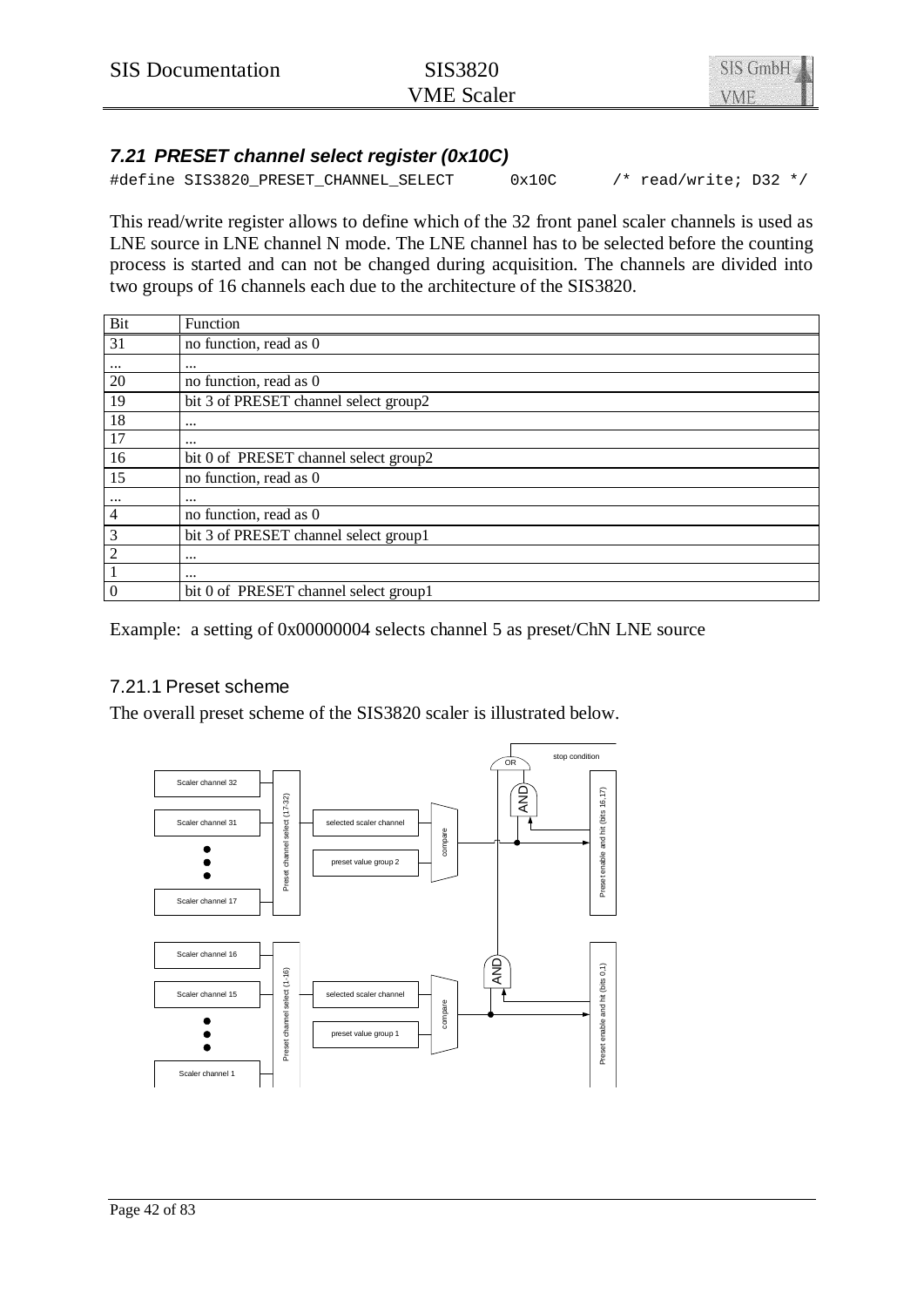### 7.21 PRESET channel select register (0x10C)

```
#define SIS3820_PRESET_CHANNEL_SELECT      0x10C      /* read/write; D32 */
```

This read/write register allows to define which of the 32 front panel scaler channels is used as LNE source in LNE channel N mode. The LNE channel has to be selected before the counting process is started and can not be changed during acquisition. The channels are divided into two groups of 16 channels each due to the architecture of the SIS3820.

| Bit | Function |
|---|---|
| 31 | no function, read as 0 |
| ... | ... |
| 20 | no function, read as 0 |
| 19 | bit 3 of PRESET channel select group2 |
| 18 | ... |
| 17 | ... |
| 16 | bit 0 of PRESET channel select group2 |
| 15 | no function, read as 0 |
| ... | ... |
| 4 | no function, read as 0 |
| 3 | bit 3 of PRESET channel select group1 |
| 2 | ... |
| 1 | ... |
| 0 | bit 0 of PRESET channel select group1 |

Example: a setting of 0x00000004 selects channel 5 as preset/ChN LNE source

#### 7.21.1 Preset scheme

The overall preset scheme of the SIS3820 scaler is illustrated below.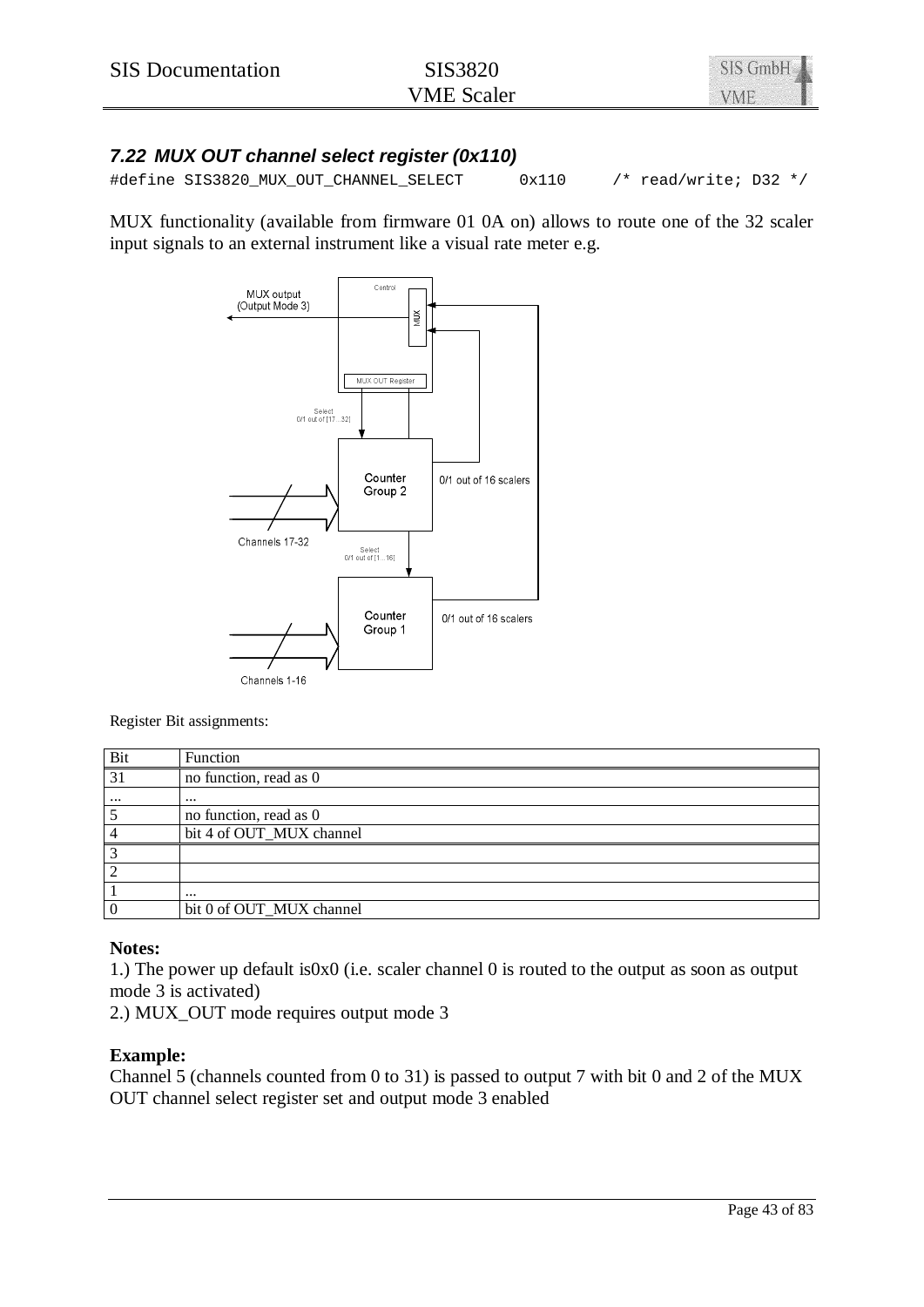### 7.22 MUX OUT channel select register (0x110)

```
#define SIS3820_MUX_OUT_CHANNEL_SELECT      0x110    /* read/write; D32 */
```

MUX functionality (available from firmware 01 0A on) allows to route one of the 32 scaler input signals to an external instrument like a visual rate meter e.g.

Register Bit assignments:

| Bit | Function |
|---|---|
| 31 | no function, read as 0 |
| ... | ... |
| 5 | no function, read as 0 |
| 4 | bit 4 of OUT_MUX channel |
| 3 | |
| 2 | |
| 1 | ... |
| 0 | bit 0 of OUT_MUX channel |

**Notes:**

1.) The power up default is0x0 (i.e. scaler channel 0 is routed to the output as soon as output mode 3 is activated)

2.) MUX_OUT mode requires output mode 3

**Example:**

Channel 5 (channels counted from 0 to 31) is passed to output 7 with bit 0 and 2 of the MUX OUT channel select register set and output mode 3 enabled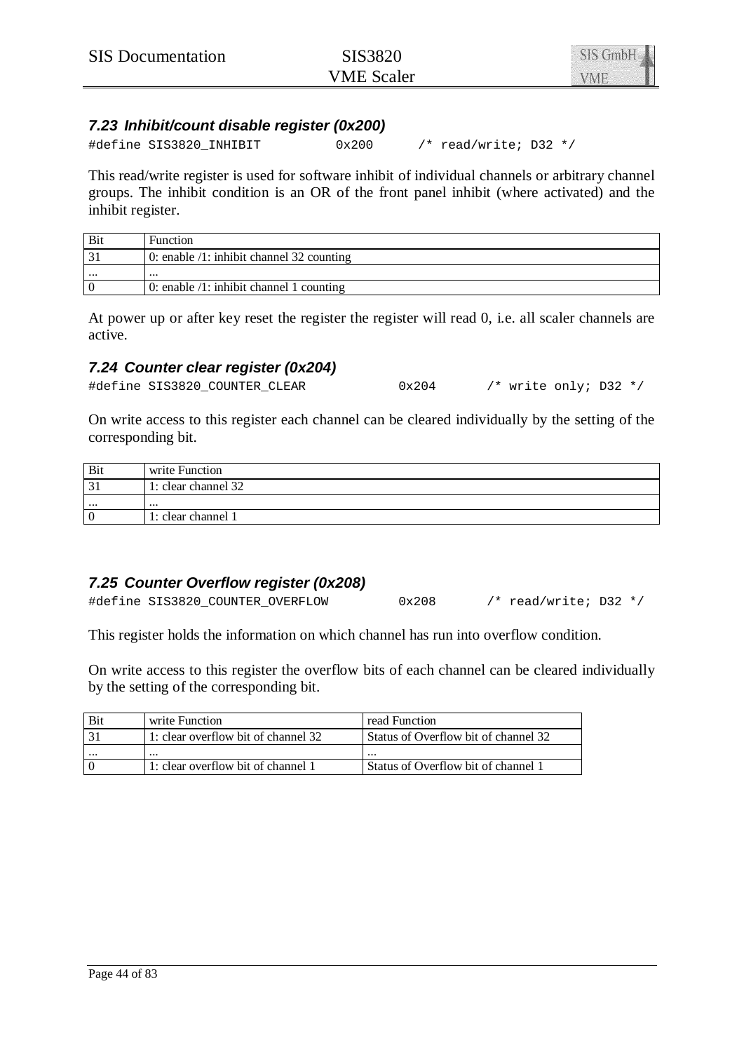### *7.23 Inhibit/count disable register (0x200)*

```
#define SIS3820_INHIBIT          0x200      /* read/write; D32 */
```

This read/write register is used for software inhibit of individual channels or arbitrary channel groups. The inhibit condition is an OR of the front panel inhibit (where activated) and the inhibit register.

| Bit | Function |
|---|---|
| 31 | 0: enable /1: inhibit channel 32 counting |
| ... | ... |
| 0 | 0: enable /1: inhibit channel 1 counting |

At power up or after key reset the register the register will read 0, i.e. all scaler channels are active.

### *7.24 Counter clear register (0x204)*

```
#define SIS3820_COUNTER_CLEAR             0x204      /* write only; D32 */
```

On write access to this register each channel can be cleared individually by the setting of the corresponding bit.

| Bit | write Function |
|---|---|
| 31 | 1: clear channel 32 |
| ... | ... |
| 0 | 1: clear channel 1 |

### *7.25 Counter Overflow register (0x208)*

```
#define SIS3820_COUNTER_OVERFLOW          0x208      /* read/write; D32 */
```

This register holds the information on which channel has run into overflow condition.

On write access to this register the overflow bits of each channel can be cleared individually by the setting of the corresponding bit.

| Bit | write Function | read Function |
|---|---|---|
| 31 | 1: clear overflow bit of channel 32 | Status of Overflow bit of channel 32 |
| ... | ... | ... |
| 0 | 1: clear overflow bit of channel 1 | Status of Overflow bit of channel 1 |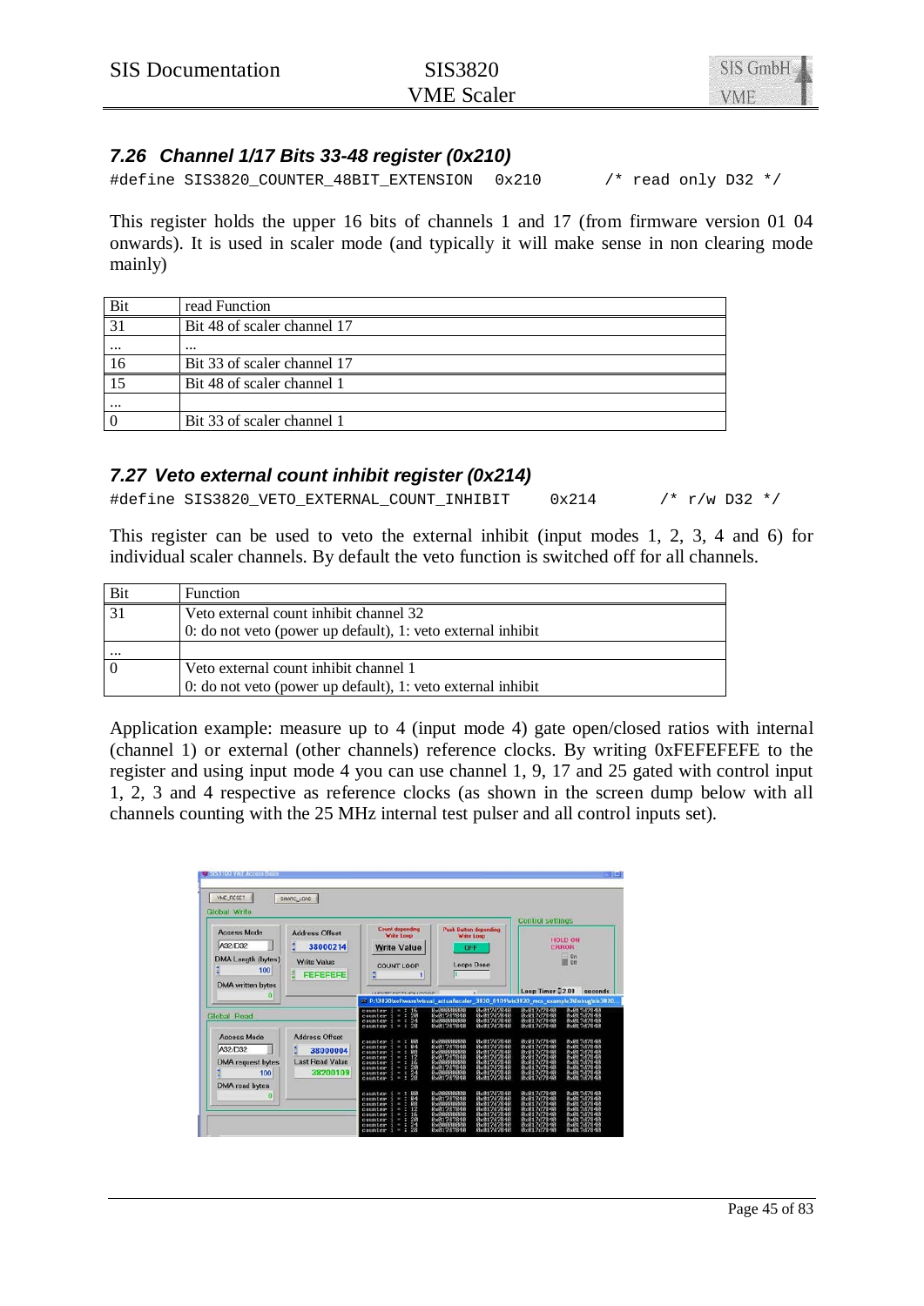### 7.26 Channel 1/17 Bits 33-48 register (0x210)

```
#define SIS3820_COUNTER_48BIT_EXTENSION  0x210      /* read only D32 */
```

This register holds the upper 16 bits of channels 1 and 17 (from firmware version 01 04 onwards). It is used in scaler mode (and typically it will make sense in non clearing mode mainly)

| Bit | read Function |
|---|---|
| 31 | Bit 48 of scaler channel 17 |
| ... | ... |
| 16 | Bit 33 of scaler channel 17 |
| 15 | Bit 48 of scaler channel 1 |
| ... | |
| 0 | Bit 33 of scaler channel 1 |

### 7.27 Veto external count inhibit register (0x214)

```
#define SIS3820_VETO_EXTERNAL_COUNT_INHIBIT    0x214      /* r/w D32 */
```

This register can be used to veto the external inhibit (input modes 1, 2, 3, 4 and 6) for individual scaler channels. By default the veto function is switched off for all channels.

| Bit | Function |
|---|---|
| 31 | Veto external count inhibit channel 32<br>0: do not veto (power up default), 1: veto external inhibit |
| ... | |
| 0 | Veto external count inhibit channel 1<br>0: do not veto (power up default), 1: veto external inhibit |

Application example: measure up to 4 (input mode 4) gate open/closed ratios with internal (channel 1) or external (other channels) reference clocks. By writing 0xFEFEFEFE to the register and using input mode 4 you can use channel 1, 9, 17 and 25 gated with control input 1, 2, 3 and 4 respective as reference clocks (as shown in the screen dump below with all channels counting with the 25 MHz internal test pulser and all control inputs set).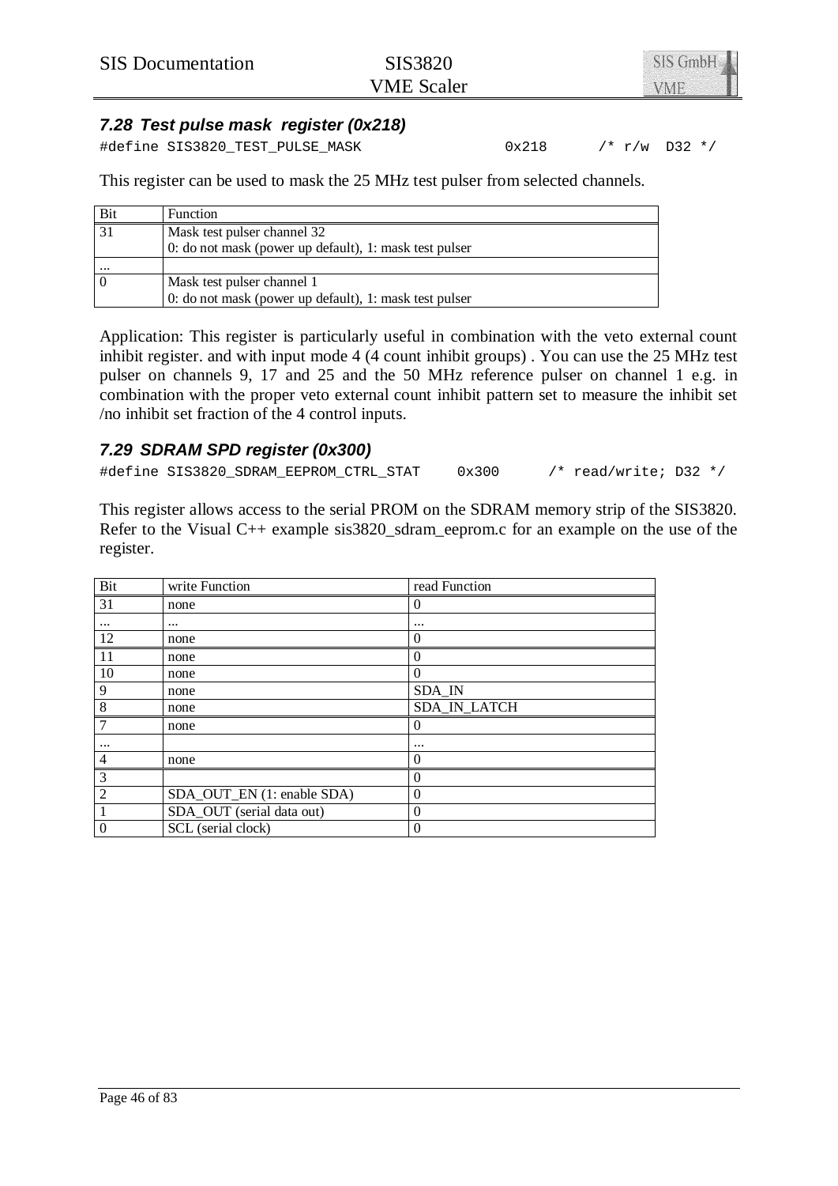### 7.28 Test pulse mask register (0x218)

```
#define SIS3820_TEST_PULSE_MASK                  0x218      /* r/w  D32 */
```

This register can be used to mask the 25 MHz test pulser from selected channels.

| Bit | Function |
|---|---|
| 31 | Mask test pulser channel 32<br>0: do not mask (power up default), 1: mask test pulser |
| ... | |
| 0 | Mask test pulser channel 1<br>0: do not mask (power up default), 1: mask test pulser |

Application: This register is particularly useful in combination with the veto external count inhibit register. and with input mode 4 (4 count inhibit groups) . You can use the 25 MHz test pulser on channels 9, 17 and 25 and the 50 MHz reference pulser on channel 1 e.g. in combination with the proper veto external count inhibit pattern set to measure the inhibit set /no inhibit set fraction of the 4 control inputs.

### 7.29 SDRAM SPD register (0x300)

```
#define SIS3820_SDRAM_EEPROM_CTRL_STAT     0x300      /* read/write; D32 */
```

This register allows access to the serial PROM on the SDRAM memory strip of the SIS3820. Refer to the Visual C++ example sis3820_sdram_eeprom.c for an example on the use of the register.

| Bit | write Function | read Function |
|---|---|---|
| 31 | none | 0 |
| ... | ... | ... |
| 12 | none | 0 |
| 11 | none | 0 |
| 10 | none | 0 |
| 9 | none | SDA_IN |
| 8 | none | SDA_IN_LATCH |
| 7 | none | 0 |
| ... | | ... |
| 4 | none | 0 |
| 3 | | 0 |
| 2 | SDA_OUT_EN (1: enable SDA) | 0 |
| 1 | SDA_OUT (serial data out) | 0 |
| 0 | SCL (serial clock) | 0 |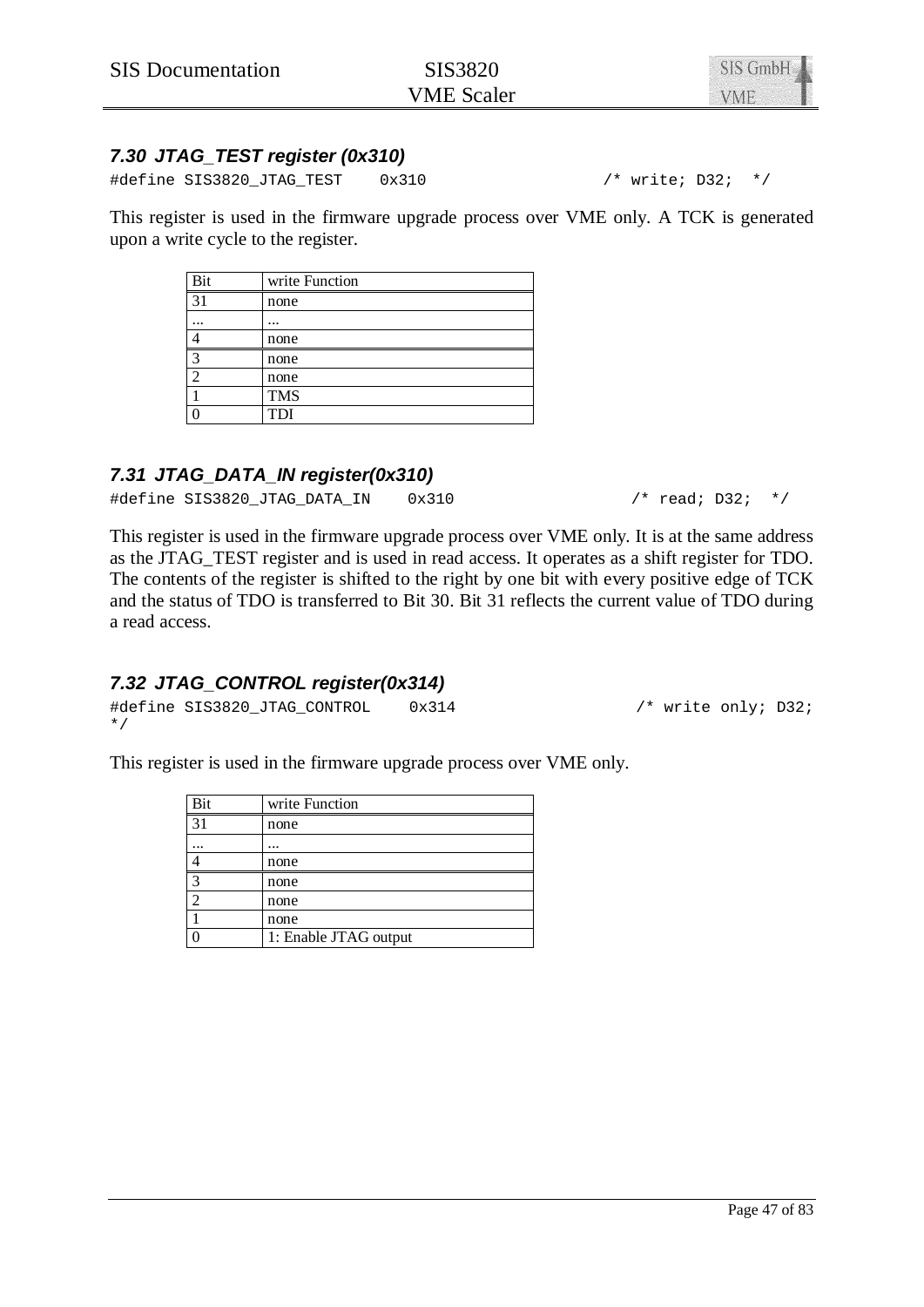### 7.30 JTAG_TEST register (0x310)

```
#define SIS3820_JTAG_TEST    0x310                    /* write; D32;  */
```

This register is used in the firmware upgrade process over VME only. A TCK is generated upon a write cycle to the register.

| Bit | write Function |
|---|---|
| 31 | none |
| ... | ... |
| 4 | none |
| 3 | none |
| 2 | none |
| 1 | TMS |
| 0 | TDI |

### 7.31 JTAG_DATA_IN register(0x310)

```
#define SIS3820_JTAG_DATA_IN    0x310                    /* read; D32;  */
```

This register is used in the firmware upgrade process over VME only. It is at the same address as the JTAG_TEST register and is used in read access. It operates as a shift register for TDO. The contents of the register is shifted to the right by one bit with every positive edge of TCK and the status of TDO is transferred to Bit 30. Bit 31 reflects the current value of TDO during a read access.

### 7.32 JTAG_CONTROL register(0x314)

```
#define SIS3820_JTAG_CONTROL    0x314                    /* write only; D32;
*/
```

This register is used in the firmware upgrade process over VME only.

| Bit | write Function |
|---|---|
| 31 | none |
| ... | ... |
| 4 | none |
| 3 | none |
| 2 | none |
| 1 | none |
| 0 | 1: Enable JTAG output |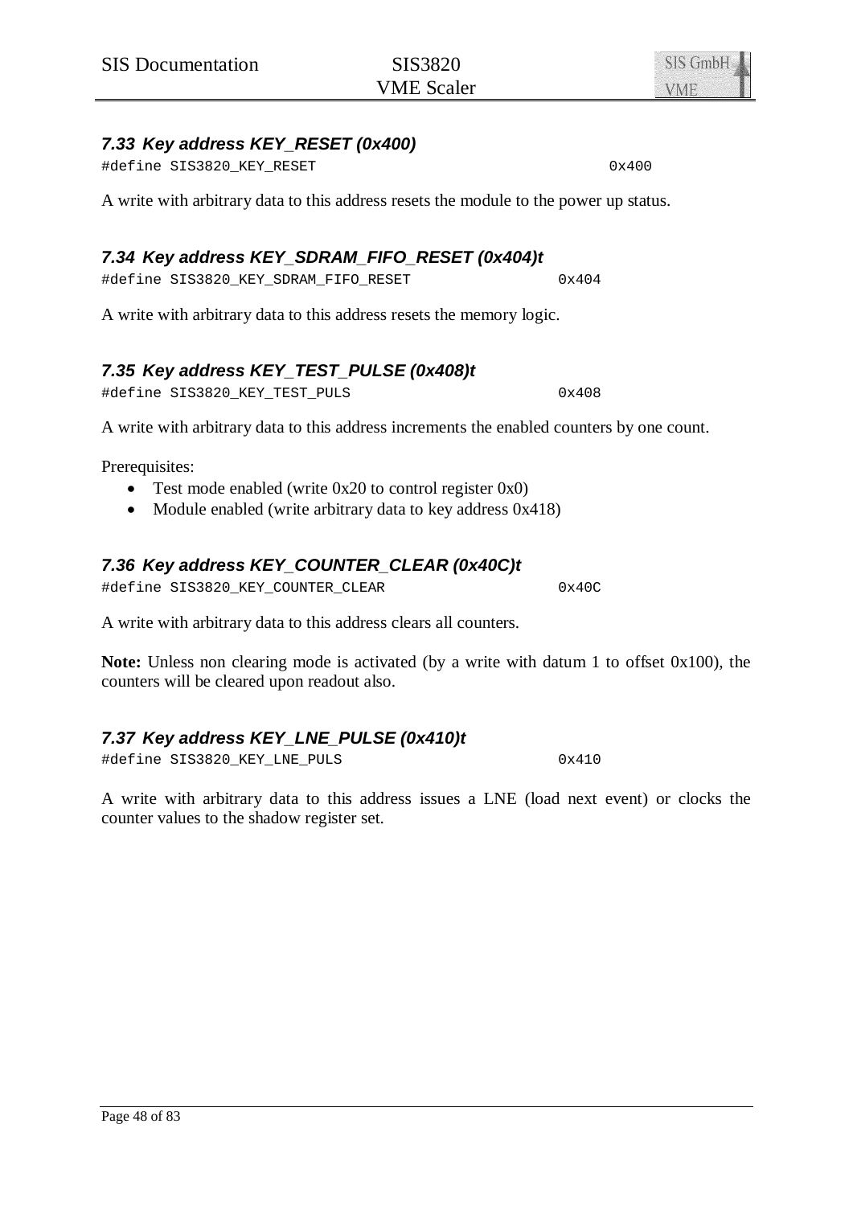### 7.33 Key address KEY_RESET (0x400)

```
#define SIS3820_KEY_RESET                                   0x400
```

A write with arbitrary data to this address resets the module to the power up status.

### 7.34 Key address KEY_SDRAM_FIFO_RESET (0x404)t

```
#define SIS3820_KEY_SDRAM_FIFO_RESET                   0x404
```

A write with arbitrary data to this address resets the memory logic.

### 7.35 Key address KEY_TEST_PULSE (0x408)t

```
#define SIS3820_KEY_TEST_PULS                          0x408
```

A write with arbitrary data to this address increments the enabled counters by one count.

Prerequisites:

- Test mode enabled (write 0x20 to control register 0x0)
- Module enabled (write arbitrary data to key address 0x418)

### 7.36 Key address KEY_COUNTER_CLEAR (0x40C)t

```
#define SIS3820_KEY_COUNTER_CLEAR                      0x40C
```

A write with arbitrary data to this address clears all counters.

**Note:** Unless non clearing mode is activated (by a write with datum 1 to offset 0x100), the counters will be cleared upon readout also.

### 7.37 Key address KEY_LNE_PULSE (0x410)t

```
#define SIS3820_KEY_LNE_PULS                           0x410
```

A write with arbitrary data to this address issues a LNE (load next event) or clocks the counter values to the shadow register set.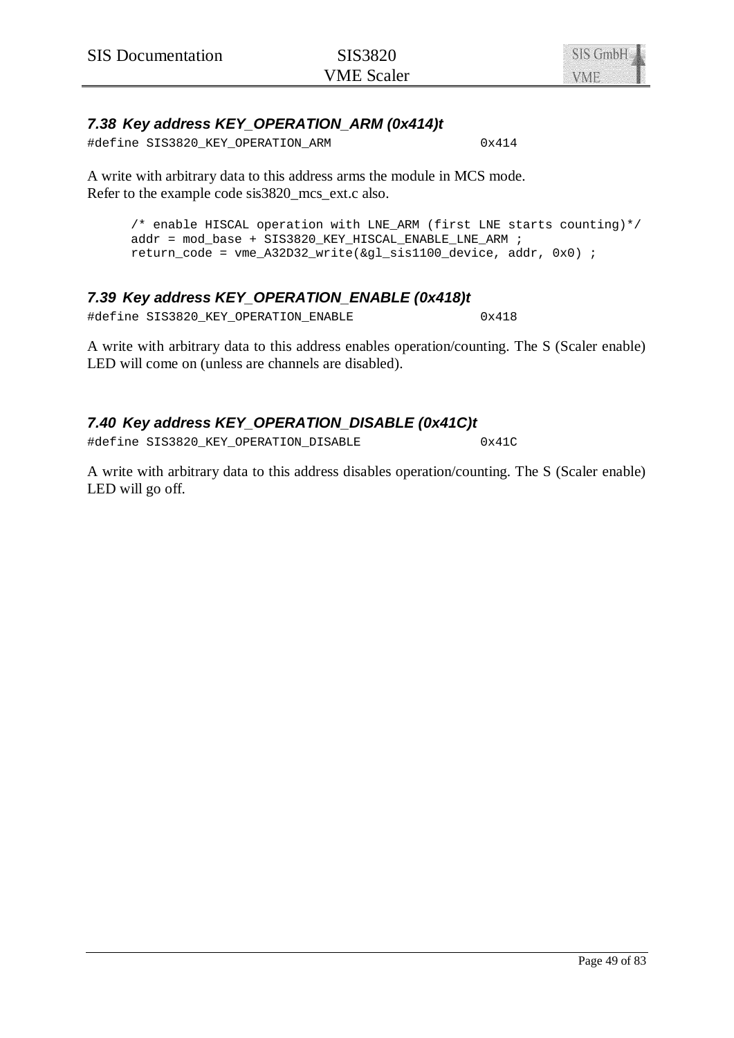### 7.38 Key address KEY_OPERATION_ARM (0x414)t

```
#define SIS3820_KEY_OPERATION_ARM                    0x414
```

A write with arbitrary data to this address arms the module in MCS mode.
Refer to the example code sis3820_mcs_ext.c also.

```
/* enable HISCAL operation with LNE_ARM (first LNE starts counting)*/
addr = mod_base + SIS3820_KEY_HISCAL_ENABLE_LNE_ARM ;
return_code = vme_A32D32_write(&gl_sis1100_device, addr, 0x0) ;
```

### 7.39 Key address KEY_OPERATION_ENABLE (0x418)t

```
#define SIS3820_KEY_OPERATION_ENABLE                 0x418
```

A write with arbitrary data to this address enables operation/counting. The S (Scaler enable) LED will come on (unless are channels are disabled).

### 7.40 Key address KEY_OPERATION_DISABLE (0x41C)t

```
#define SIS3820_KEY_OPERATION_DISABLE                0x41C
```

A write with arbitrary data to this address disables operation/counting. The S (Scaler enable) LED will go off.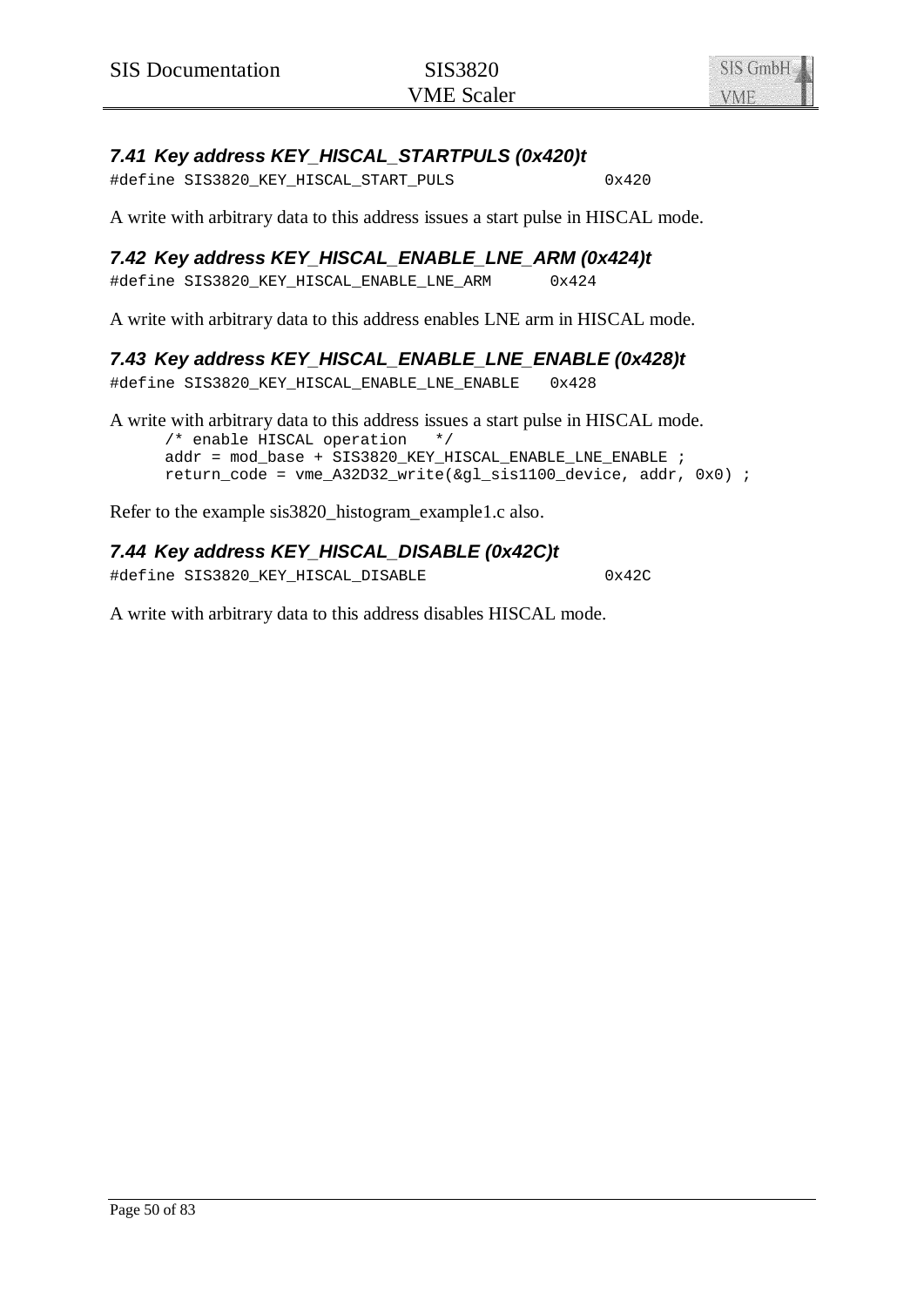### *7.41 Key address KEY_HISCAL_STARTPULS (0x420)t*

```
#define SIS3820_KEY_HISCAL_START_PULS                  0x420
```

A write with arbitrary data to this address issues a start pulse in HISCAL mode.

### *7.42 Key address KEY_HISCAL_ENABLE_LNE_ARM (0x424)t*

```
#define SIS3820_KEY_HISCAL_ENABLE_LNE_ARM       0x424
```

A write with arbitrary data to this address enables LNE arm in HISCAL mode.

### *7.43 Key address KEY_HISCAL_ENABLE_LNE_ENABLE (0x428)t*

```
#define SIS3820_KEY_HISCAL_ENABLE_LNE_ENABLE    0x428
```

A write with arbitrary data to this address issues a start pulse in HISCAL mode.

```
/* enable HISCAL operation   */
addr = mod_base + SIS3820_KEY_HISCAL_ENABLE_LNE_ENABLE ;
return_code = vme_A32D32_write(&gl_sis1100_device, addr, 0x0) ;
```

Refer to the example sis3820_histogram_example1.c also.

### *7.44 Key address KEY_HISCAL_DISABLE (0x42C)t*

```
#define SIS3820_KEY_HISCAL_DISABLE                     0x42C
```

A write with arbitrary data to this address disables HISCAL mode.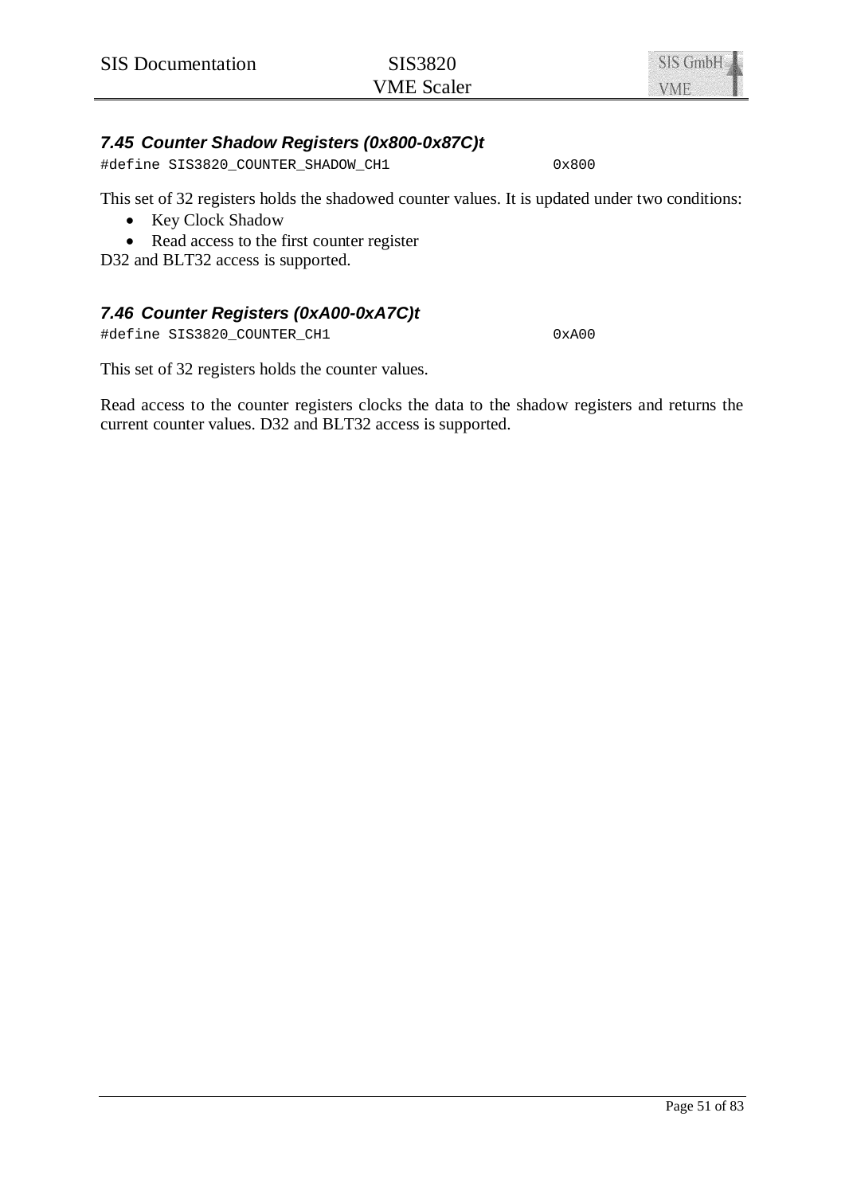### 7.45 Counter Shadow Registers (0x800-0x87C)t

```
#define SIS3820_COUNTER_SHADOW_CH1                    0x800
```

This set of 32 registers holds the shadowed counter values. It is updated under two conditions:

- Key Clock Shadow
- Read access to the first counter register

D32 and BLT32 access is supported.

### 7.46 Counter Registers (0xA00-0xA7C)t

```
#define SIS3820_COUNTER_CH1                           0xA00
```

This set of 32 registers holds the counter values.

Read access to the counter registers clocks the data to the shadow registers and returns the current counter values. D32 and BLT32 access is supported.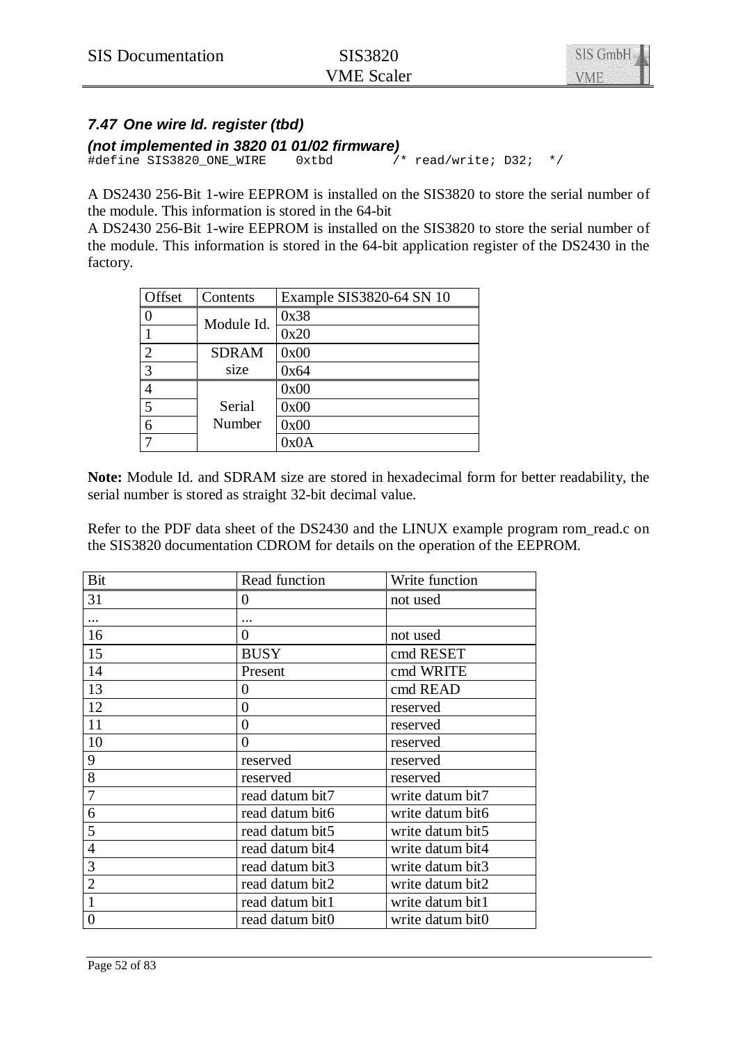### 7.47 One wire Id. register (tbd)

**(not implemented in 3820 01 01/02 firmware)**

```
#define SIS3820_ONE_WIRE    0xtbd        /* read/write; D32;  */
```

A DS2430 256-Bit 1-wire EEPROM is installed on the SIS3820 to store the serial number of the module. This information is stored in the 64-bit

A DS2430 256-Bit 1-wire EEPROM is installed on the SIS3820 to store the serial number of the module. This information is stored in the 64-bit application register of the DS2430 in the factory.

| Offset | Contents | Example SIS3820-64 SN 10 |
|---|---|---|
| 0 | Module Id. | 0x38 |
| 1 | | 0x20 |
| 2 | SDRAM size | 0x00 |
| 3 | | 0x64 |
| 4 | Serial Number | 0x00 |
| 5 | | 0x00 |
| 6 | | 0x00 |
| 7 | | 0x0A |

**Note:** Module Id. and SDRAM size are stored in hexadecimal form for better readability, the serial number is stored as straight 32-bit decimal value.

Refer to the PDF data sheet of the DS2430 and the LINUX example program rom_read.c on the SIS3820 documentation CDROM for details on the operation of the EEPROM.

| Bit | Read function | Write function |
|---|---|---|
| 31 | 0 | not used |
| ... | ... | |
| 16 | 0 | not used |
| 15 | BUSY | cmd RESET |
| 14 | Present | cmd WRITE |
| 13 | 0 | cmd READ |
| 12 | 0 | reserved |
| 11 | 0 | reserved |
| 10 | 0 | reserved |
| 9 | reserved | reserved |
| 8 | reserved | reserved |
| 7 | read datum bit7 | write datum bit7 |
| 6 | read datum bit6 | write datum bit6 |
| 5 | read datum bit5 | write datum bit5 |
| 4 | read datum bit4 | write datum bit4 |
| 3 | read datum bit3 | write datum bit3 |
| 2 | read datum bit2 | write datum bit2 |
| 1 | read datum bit1 | write datum bit1 |
| 0 | read datum bit0 | write datum bit0 |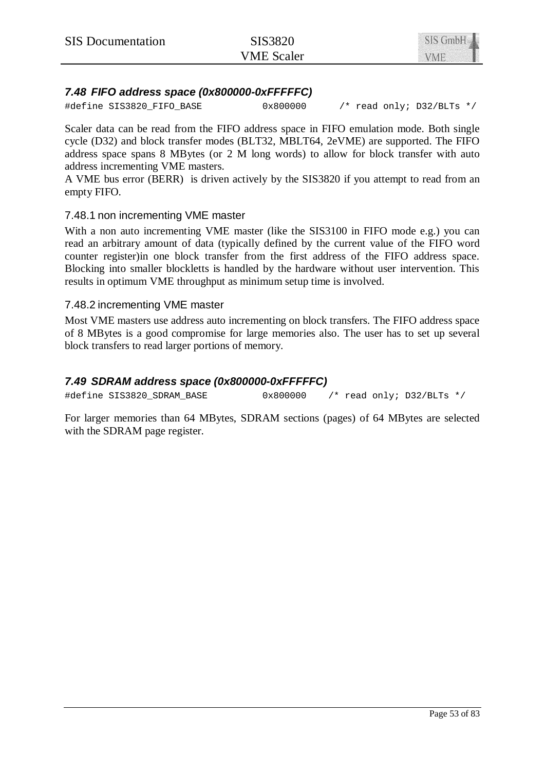## 7.48 FIFO address space (0x800000-0xFFFFFC)

```
#define SIS3820_FIFO_BASE            0x800000      /* read only; D32/BLTs */
```

Scaler data can be read from the FIFO address space in FIFO emulation mode. Both single cycle (D32) and block transfer modes (BLT32, MBLT64, 2eVME) are supported. The FIFO address space spans 8 MBytes (or 2 M long words) to allow for block transfer with auto address incrementing VME masters.
A VME bus error (BERR) is driven actively by the SIS3820 if you attempt to read from an empty FIFO.

### 7.48.1 non incrementing VME master

With a non auto incrementing VME master (like the SIS3100 in FIFO mode e.g.) you can read an arbitrary amount of data (typically defined by the current value of the FIFO word counter register)in one block transfer from the first address of the FIFO address space. Blocking into smaller blockletts is handled by the hardware without user intervention. This results in optimum VME throughput as minimum setup time is involved.

### 7.48.2 incrementing VME master

Most VME masters use address auto incrementing on block transfers. The FIFO address space of 8 MBytes is a good compromise for large memories also. The user has to set up several block transfers to read larger portions of memory.

## 7.49 SDRAM address space (0x800000-0xFFFFFC)

```
#define SIS3820_SDRAM_BASE           0x800000    /* read only; D32/BLTs */
```

For larger memories than 64 MBytes, SDRAM sections (pages) of 64 MBytes are selected with the SDRAM page register.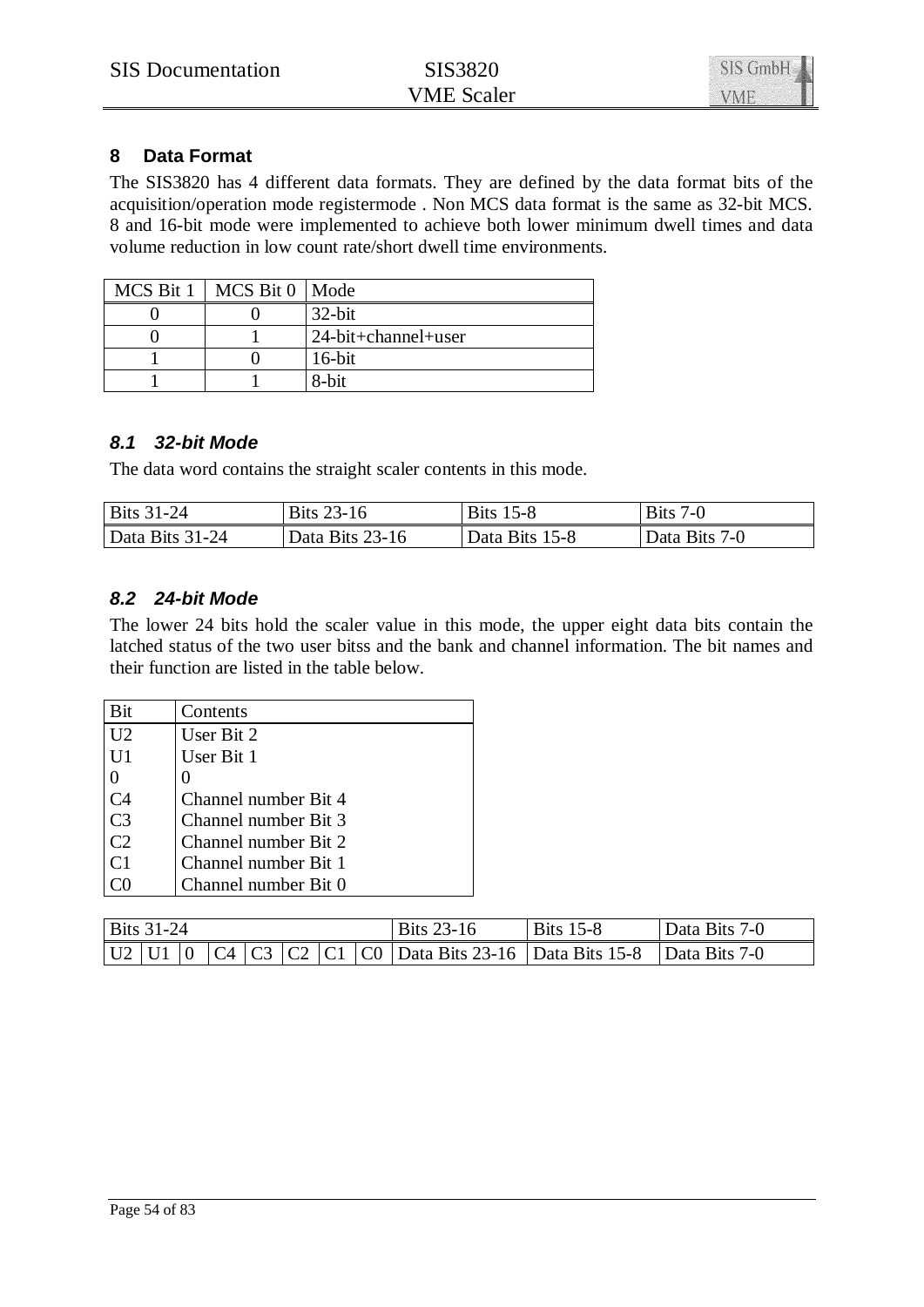## 8 Data Format

The SIS3820 has 4 different data formats. They are defined by the data format bits of the acquisition/operation mode registermode . Non MCS data format is the same as 32-bit MCS. 8 and 16-bit mode were implemented to achieve both lower minimum dwell times and data volume reduction in low count rate/short dwell time environments.

| MCS Bit 1 | MCS Bit 0 | Mode |
|---|---|---|
| 0 | 0 | 32-bit |
| 0 | 1 | 24-bit+channel+user |
| 1 | 0 | 16-bit |
| 1 | 1 | 8-bit |

### *8.1 32-bit Mode*

The data word contains the straight scaler contents in this mode.

| Bits 31-24 | Bits 23-16 | Bits 15-8 | Bits 7-0 |
|---|---|---|---|
| Data Bits 31-24 | Data Bits 23-16 | Data Bits 15-8 | Data Bits 7-0 |

### *8.2 24-bit Mode*

The lower 24 bits hold the scaler value in this mode, the upper eight data bits contain the latched status of the two user bitss and the bank and channel information. The bit names and their function are listed in the table below.

| Bit | Contents |
|---|---|
| U2 | User Bit 2 |
| U1 | User Bit 1 |
| 0 | 0 |
| C4 | Channel number Bit 4 |
| C3 | Channel number Bit 3 |
| C2 | Channel number Bit 2 |
| C1 | Channel number Bit 1 |
| C0 | Channel number Bit 0 |

| Bits 31-24 | | | | | | | | Bits 23-16 | Bits 15-8 | Data Bits 7-0 |
|---|---|---|---|---|---|---|---|---|---|---|
| U2 | U1 | 0 | C4 | C3 | C2 | C1 | C0 | Data Bits 23-16 | Data Bits 15-8 | Data Bits 7-0 |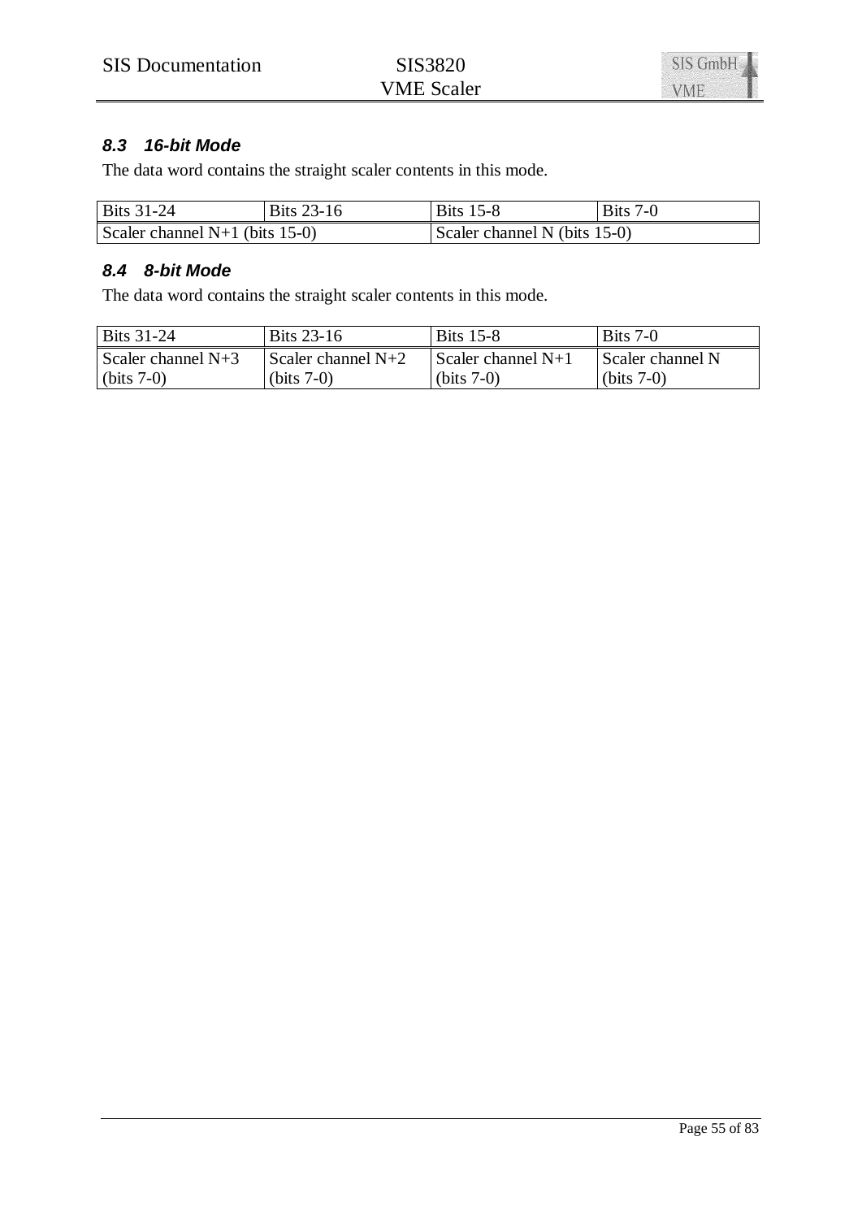### *8.3 16-bit Mode*

The data word contains the straight scaler contents in this mode.

| Bits 31-24 | Bits 23-16 | Bits 15-8 | Bits 7-0 |
|---|---|---|---|
| Scaler channel N+1 (bits 15-0) | | Scaler channel N (bits 15-0) | |

### *8.4 8-bit Mode*

The data word contains the straight scaler contents in this mode.

| Bits 31-24 | Bits 23-16 | Bits 15-8 | Bits 7-0 |
|---|---|---|---|
| Scaler channel N+3 (bits 7-0) | Scaler channel N+2 (bits 7-0) | Scaler channel N+1 (bits 7-0) | Scaler channel N (bits 7-0) |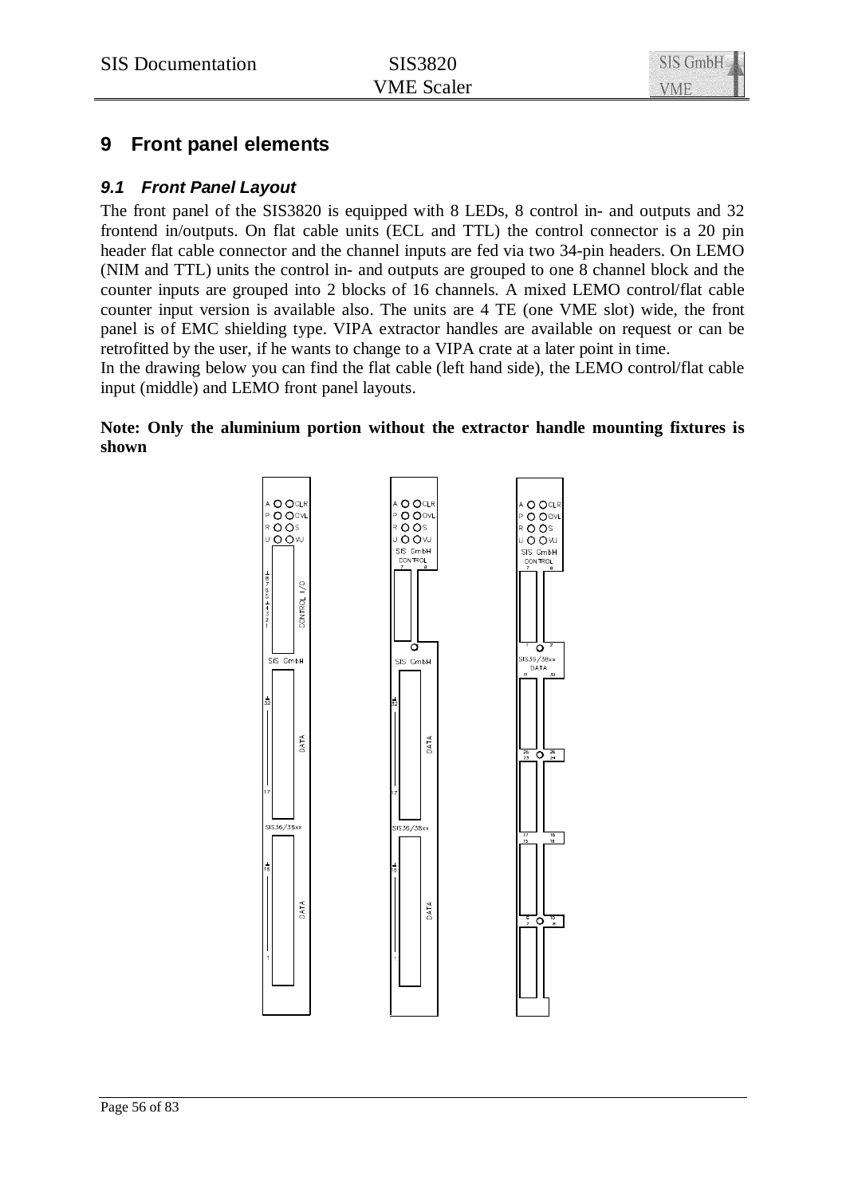# 9 Front panel elements

## 9.1 Front Panel Layout

The front panel of the SIS3820 is equipped with 8 LEDs, 8 control in- and outputs and 32 frontend in/outputs. On flat cable units (ECL and TTL) the control connector is a 20 pin header flat cable connector and the channel inputs are fed via two 34-pin headers. On LEMO (NIM and TTL) units the control in- and outputs are grouped to one 8 channel block and the counter inputs are grouped into 2 blocks of 16 channels. A mixed LEMO control/flat cable counter input version is available also. The units are 4 TE (one VME slot) wide, the front panel is of EMC shielding type. VIPA extractor handles are available on request or can be retrofitted by the user, if he wants to change to a VIPA crate at a later point in time.
In the drawing below you can find the flat cable (left hand side), the LEMO control/flat cable input (middle) and LEMO front panel layouts.

**Note: Only the aluminium portion without the extractor handle mounting fixtures is shown**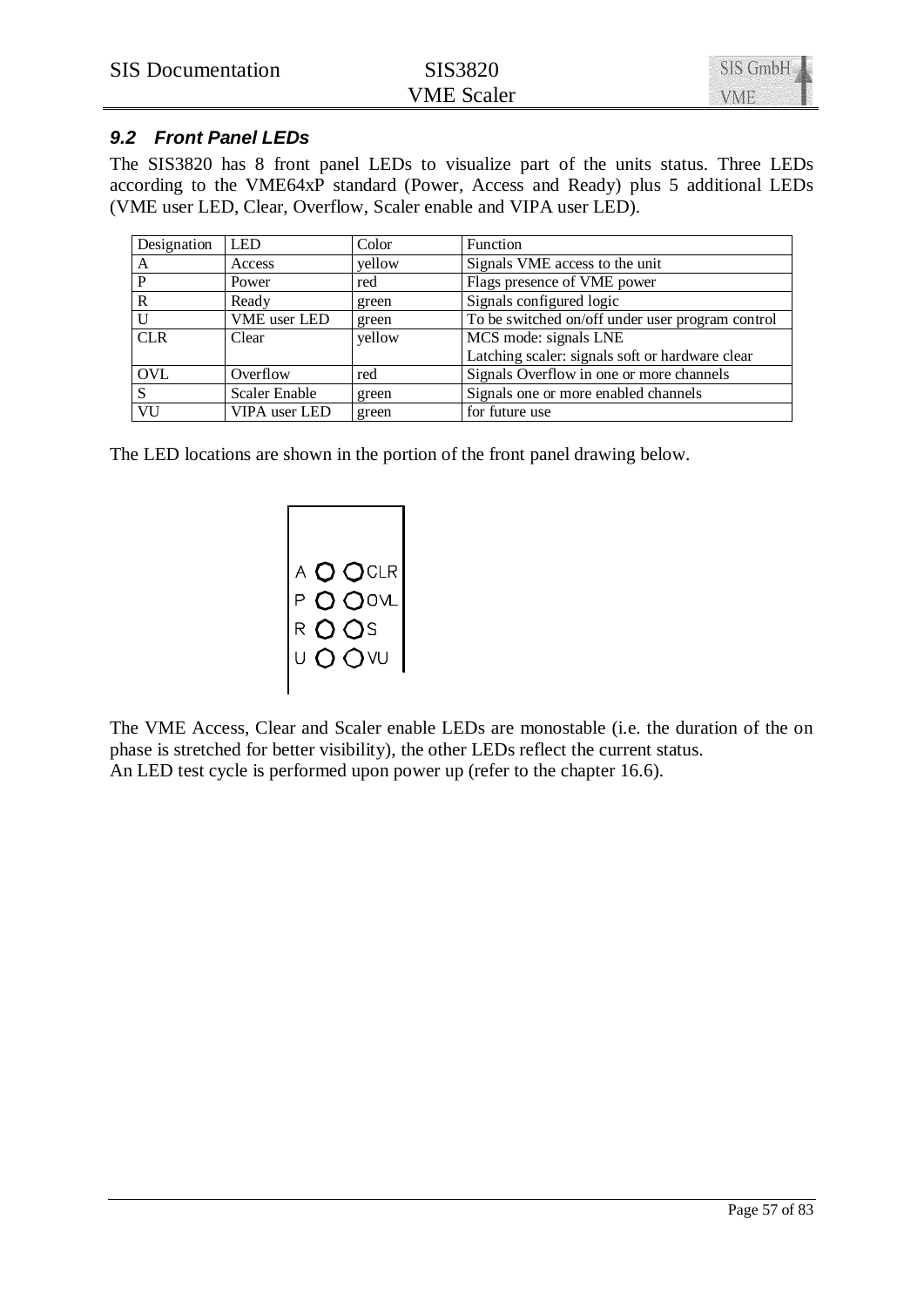### 9.2 Front Panel LEDs

The SIS3820 has 8 front panel LEDs to visualize part of the units status. Three LEDs according to the VME64xP standard (Power, Access and Ready) plus 5 additional LEDs (VME user LED, Clear, Overflow, Scaler enable and VIPA user LED).

| Designation | LED | Color | Function |
|---|---|---|---|
| A | Access | yellow | Signals VME access to the unit |
| P | Power | red | Flags presence of VME power |
| R | Ready | green | Signals configured logic |
| U | VME user LED | green | To be switched on/off under user program control |
| CLR | Clear | yellow | MCS mode: signals LNE<br>Latching scaler: signals soft or hardware clear |
| OVL | Overflow | red | Signals Overflow in one or more channels |
| S | Scaler Enable | green | Signals one or more enabled channels |
| VU | VIPA user LED | green | for future use |

The LED locations are shown in the portion of the front panel drawing below.

A ◯ ◯ CLR
P ◯ ◯ OVL
R ◯ ◯ S
U ◯ ◯ VU

The VME Access, Clear and Scaler enable LEDs are monostable (i.e. the duration of the on phase is stretched for better visibility), the other LEDs reflect the current status.
An LED test cycle is performed upon power up (refer to the chapter 16.6).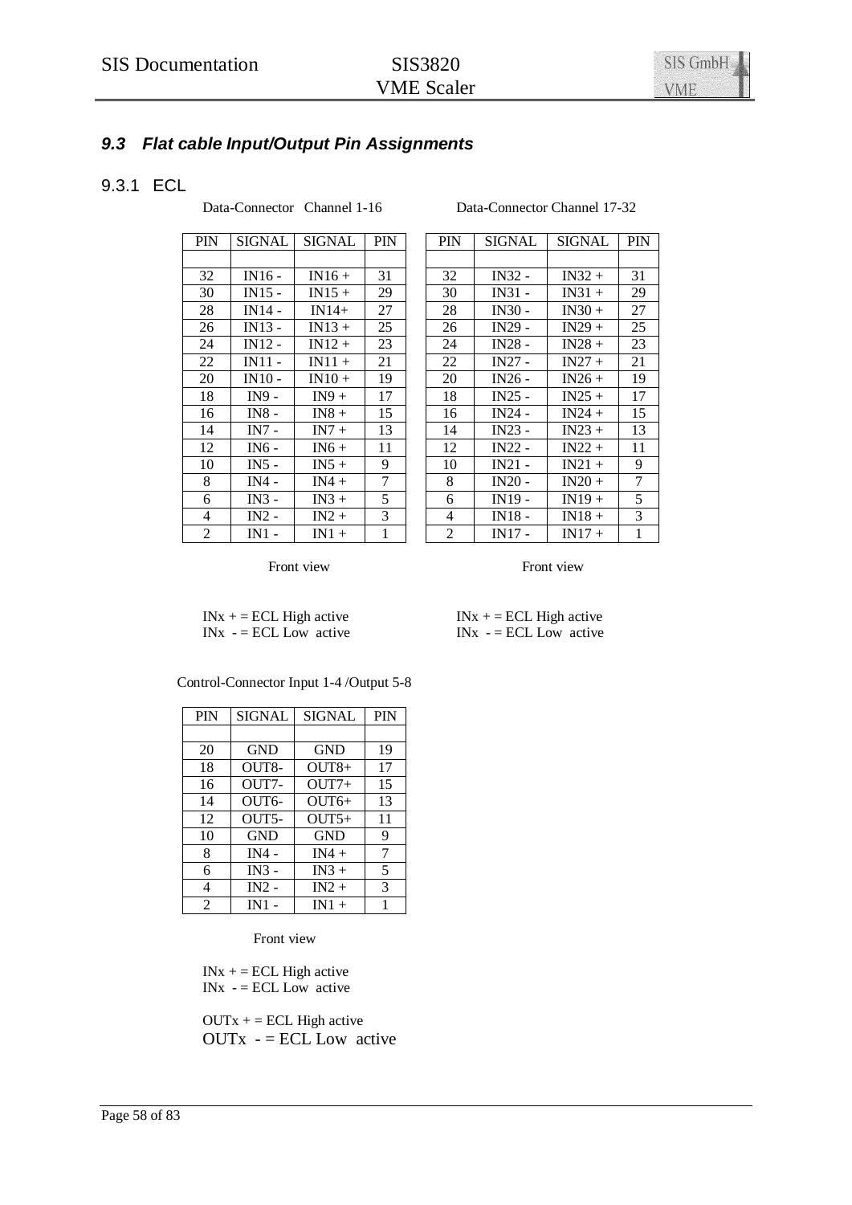## *9.3 Flat cable Input/Output Pin Assignments*

### 9.3.1 ECL

Data-Connector Channel 1-16

| PIN | SIGNAL | SIGNAL | PIN |
|---|---|---|---|
| | | | |
| 32 | IN16 - | IN16 + | 31 |
| 30 | IN15 - | IN15 + | 29 |
| 28 | IN14 - | IN14+ | 27 |
| 26 | IN13 - | IN13 + | 25 |
| 24 | IN12 - | IN12 + | 23 |
| 22 | IN11 - | IN11 + | 21 |
| 20 | IN10 - | IN10 + | 19 |
| 18 | IN9 - | IN9 + | 17 |
| 16 | IN8 - | IN8 + | 15 |
| 14 | IN7 - | IN7 + | 13 |
| 12 | IN6 - | IN6 + | 11 |
| 10 | IN5 - | IN5 + | 9 |
| 8 | IN4 - | IN4 + | 7 |
| 6 | IN3 - | IN3 + | 5 |
| 4 | IN2 - | IN2 + | 3 |
| 2 | IN1 - | IN1 + | 1 |

Front view

INx + = ECL High active
INx - = ECL Low active

Data-Connector Channel 17-32

| PIN | SIGNAL | SIGNAL | PIN |
|---|---|---|---|
| | | | |
| 32 | IN32 - | IN32 + | 31 |
| 30 | IN31 - | IN31 + | 29 |
| 28 | IN30 - | IN30 + | 27 |
| 26 | IN29 - | IN29 + | 25 |
| 24 | IN28 - | IN28 + | 23 |
| 22 | IN27 - | IN27 + | 21 |
| 20 | IN26 - | IN26 + | 19 |
| 18 | IN25 - | IN25 + | 17 |
| 16 | IN24 - | IN24 + | 15 |
| 14 | IN23 - | IN23 + | 13 |
| 12 | IN22 - | IN22 + | 11 |
| 10 | IN21 - | IN21 + | 9 |
| 8 | IN20 - | IN20 + | 7 |
| 6 | IN19 - | IN19 + | 5 |
| 4 | IN18 - | IN18 + | 3 |
| 2 | IN17 - | IN17 + | 1 |

Front view

INx + = ECL High active
INx - = ECL Low active

Control-Connector Input 1-4 /Output 5-8

| PIN | SIGNAL | SIGNAL | PIN |
|---|---|---|---|
| | | | |
| 20 | GND | GND | 19 |
| 18 | OUT8- | OUT8+ | 17 |
| 16 | OUT7- | OUT7+ | 15 |
| 14 | OUT6- | OUT6+ | 13 |
| 12 | OUT5- | OUT5+ | 11 |
| 10 | GND | GND | 9 |
| 8 | IN4 - | IN4 + | 7 |
| 6 | IN3 - | IN3 + | 5 |
| 4 | IN2 - | IN2 + | 3 |
| 2 | IN1 - | IN1 + | 1 |

Front view

INx + = ECL High active
INx - = ECL Low active

OUTx + = ECL High active
OUTx - = ECL Low active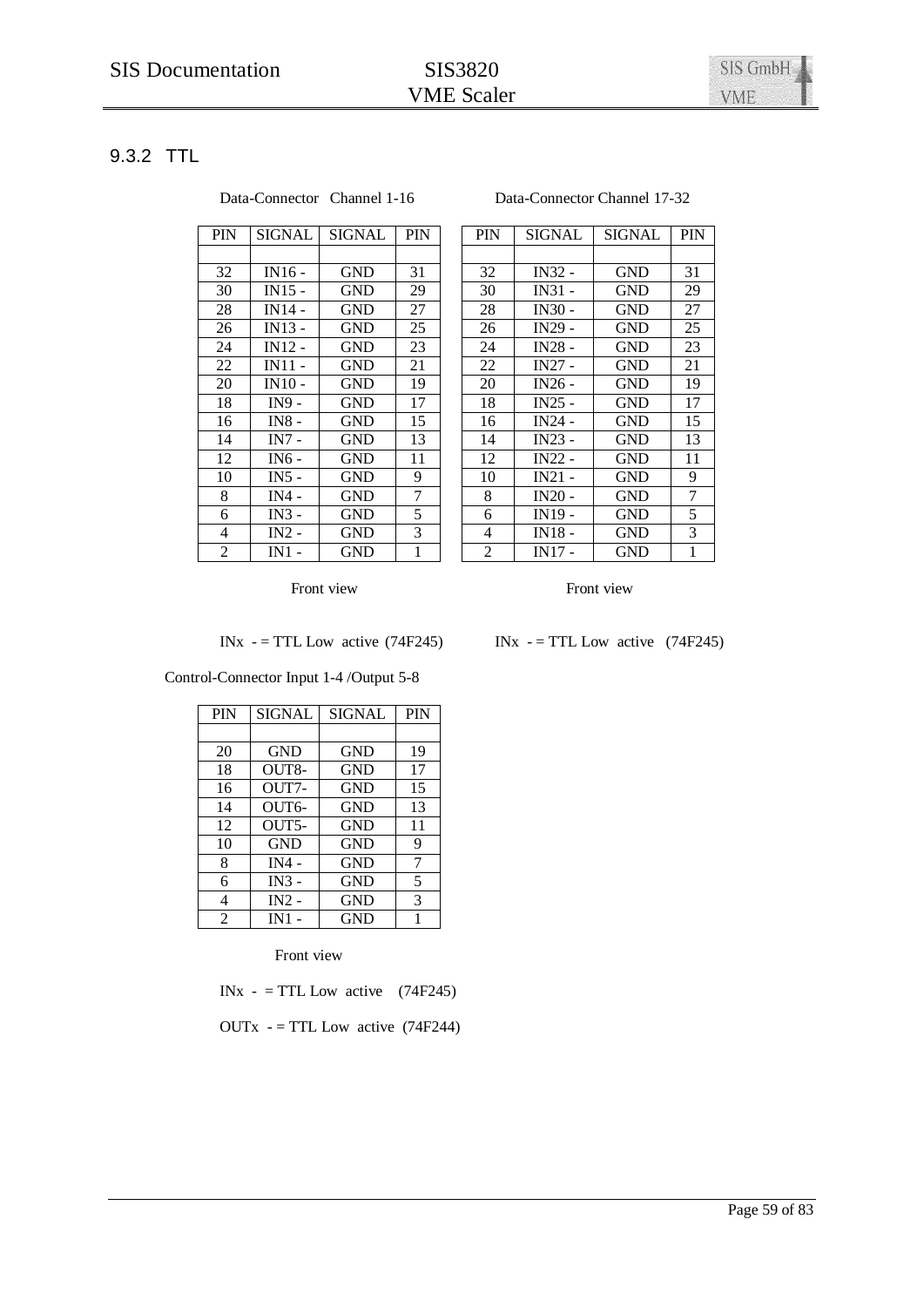### 9.3.2 TTL

Data-Connector Channel 1-16

| PIN | SIGNAL | SIGNAL | PIN |
|---|---|---|---|
| | | | |
| 32 | IN16 - | GND | 31 |
| 30 | IN15 - | GND | 29 |
| 28 | IN14 - | GND | 27 |
| 26 | IN13 - | GND | 25 |
| 24 | IN12 - | GND | 23 |
| 22 | IN11 - | GND | 21 |
| 20 | IN10 - | GND | 19 |
| 18 | IN9 - | GND | 17 |
| 16 | IN8 - | GND | 15 |
| 14 | IN7 - | GND | 13 |
| 12 | IN6 - | GND | 11 |
| 10 | IN5 - | GND | 9 |
| 8 | IN4 - | GND | 7 |
| 6 | IN3 - | GND | 5 |
| 4 | IN2 - | GND | 3 |
| 2 | IN1 - | GND | 1 |

Front view

INx - = TTL Low active (74F245)

Data-Connector Channel 17-32

| PIN | SIGNAL | SIGNAL | PIN |
|---|---|---|---|
| | | | |
| 32 | IN32 - | GND | 31 |
| 30 | IN31 - | GND | 29 |
| 28 | IN30 - | GND | 27 |
| 26 | IN29 - | GND | 25 |
| 24 | IN28 - | GND | 23 |
| 22 | IN27 - | GND | 21 |
| 20 | IN26 - | GND | 19 |
| 18 | IN25 - | GND | 17 |
| 16 | IN24 - | GND | 15 |
| 14 | IN23 - | GND | 13 |
| 12 | IN22 - | GND | 11 |
| 10 | IN21 - | GND | 9 |
| 8 | IN20 - | GND | 7 |
| 6 | IN19 - | GND | 5 |
| 4 | IN18 - | GND | 3 |
| 2 | IN17 - | GND | 1 |

Front view

INx - = TTL Low active (74F245)

Control-Connector Input 1-4 /Output 5-8

| PIN | SIGNAL | SIGNAL | PIN |
|---|---|---|---|
| | | | |
| 20 | GND | GND | 19 |
| 18 | OUT8- | GND | 17 |
| 16 | OUT7- | GND | 15 |
| 14 | OUT6- | GND | 13 |
| 12 | OUT5- | GND | 11 |
| 10 | GND | GND | 9 |
| 8 | IN4 - | GND | 7 |
| 6 | IN3 - | GND | 5 |
| 4 | IN2 - | GND | 3 |
| 2 | IN1 - | GND | 1 |

Front view

INx - = TTL Low active (74F245)

OUTx - = TTL Low active (74F244)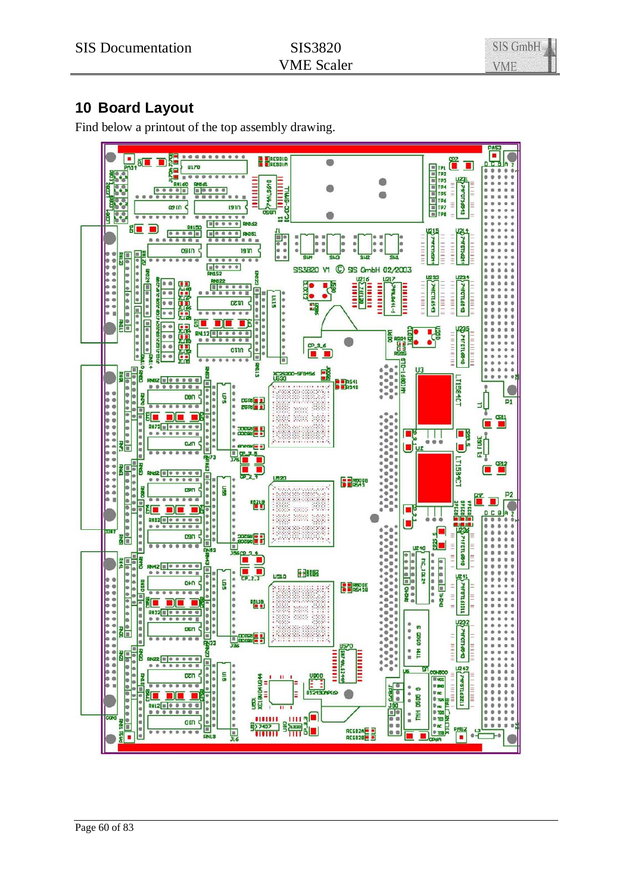## 10 Board Layout

Find below a printout of the top assembly drawing.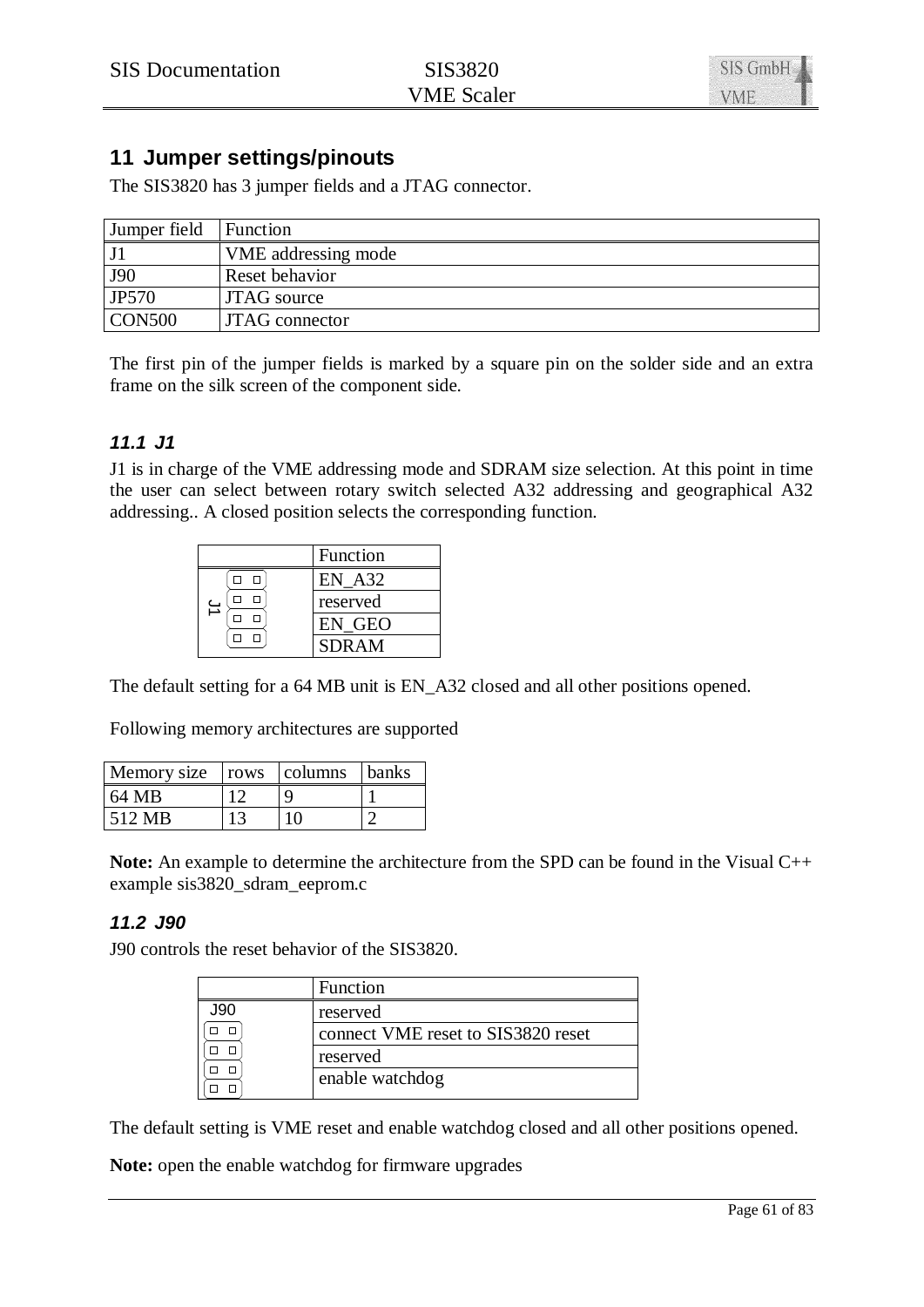## 11 Jumper settings/pinouts

The SIS3820 has 3 jumper fields and a JTAG connector.

| Jumper field | Function |
|---|---|
| J1 | VME addressing mode |
| J90 | Reset behavior |
| JP570 | JTAG source |
| CON500 | JTAG connector |

The first pin of the jumper fields is marked by a square pin on the solder side and an extra frame on the silk screen of the component side.

### 11.1 J1

J1 is in charge of the VME addressing mode and SDRAM size selection. At this point in time the user can select between rotary switch selected A32 addressing and geographical A32 addressing.. A closed position selects the corresponding function.

| J1 | Function |
|---|---|
| □ □ | EN_A32 |
| □ □ | reserved |
| □ □ | EN_GEO |
| □ □ | SDRAM |

The default setting for a 64 MB unit is EN_A32 closed and all other positions opened.

Following memory architectures are supported

| Memory size | rows | columns | banks |
|---|---|---|---|
| 64 MB | 12 | 9 | 1 |
| 512 MB | 13 | 10 | 2 |

**Note:** An example to determine the architecture from the SPD can be found in the Visual C++ example sis3820_sdram_eeprom.c

### 11.2 J90

J90 controls the reset behavior of the SIS3820.

| J90 | Function |
|---|---|
| □ □ | reserved |
| □ □ | connect VME reset to SIS3820 reset |
| □ □ | reserved |
| □ □ | enable watchdog |

The default setting is VME reset and enable watchdog closed and all other positions opened.

**Note:** open the enable watchdog for firmware upgrades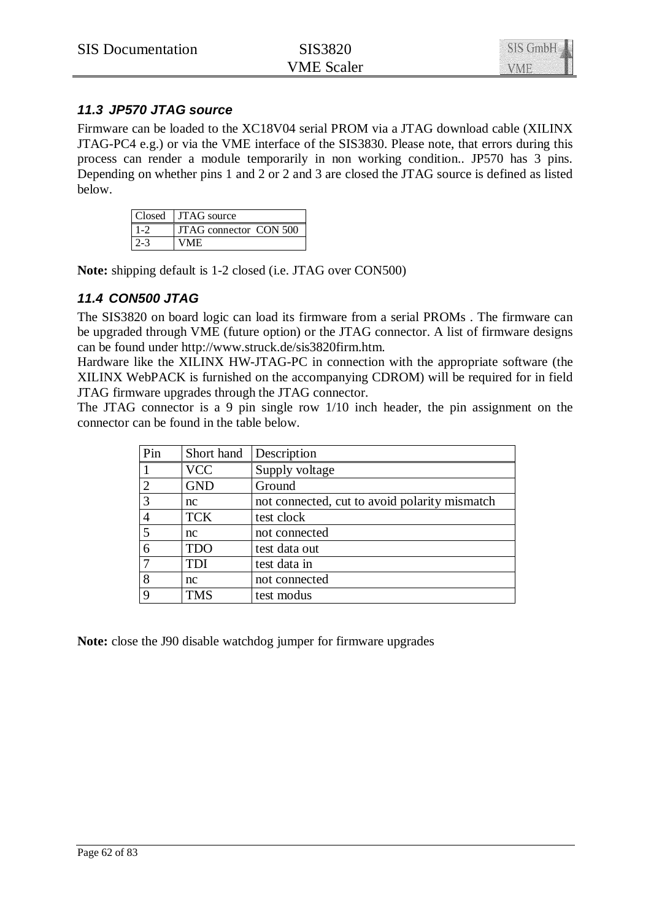### 11.3 JP570 JTAG source

Firmware can be loaded to the XC18V04 serial PROM via a JTAG download cable (XILINX JTAG-PC4 e.g.) or via the VME interface of the SIS3830. Please note, that errors during this process can render a module temporarily in non working condition.. JP570 has 3 pins. Depending on whether pins 1 and 2 or 2 and 3 are closed the JTAG source is defined as listed below.

| Closed | JTAG source |
|---|---|
| 1-2 | JTAG connector CON 500 |
| 2-3 | VME |

**Note:** shipping default is 1-2 closed (i.e. JTAG over CON500)

### 11.4 CON500 JTAG

The SIS3820 on board logic can load its firmware from a serial PROMs . The firmware can be upgraded through VME (future option) or the JTAG connector. A list of firmware designs can be found under http://www.struck.de/sis3820firm.htm.
Hardware like the XILINX HW-JTAG-PC in connection with the appropriate software (the XILINX WebPACK is furnished on the accompanying CDROM) will be required for in field JTAG firmware upgrades through the JTAG connector.
The JTAG connector is a 9 pin single row 1/10 inch header, the pin assignment on the connector can be found in the table below.

| Pin | Short hand | Description |
|---|---|---|
| 1 | VCC | Supply voltage |
| 2 | GND | Ground |
| 3 | nc | not connected, cut to avoid polarity mismatch |
| 4 | TCK | test clock |
| 5 | nc | not connected |
| 6 | TDO | test data out |
| 7 | TDI | test data in |
| 8 | nc | not connected |
| 9 | TMS | test modus |

**Note:** close the J90 disable watchdog jumper for firmware upgrades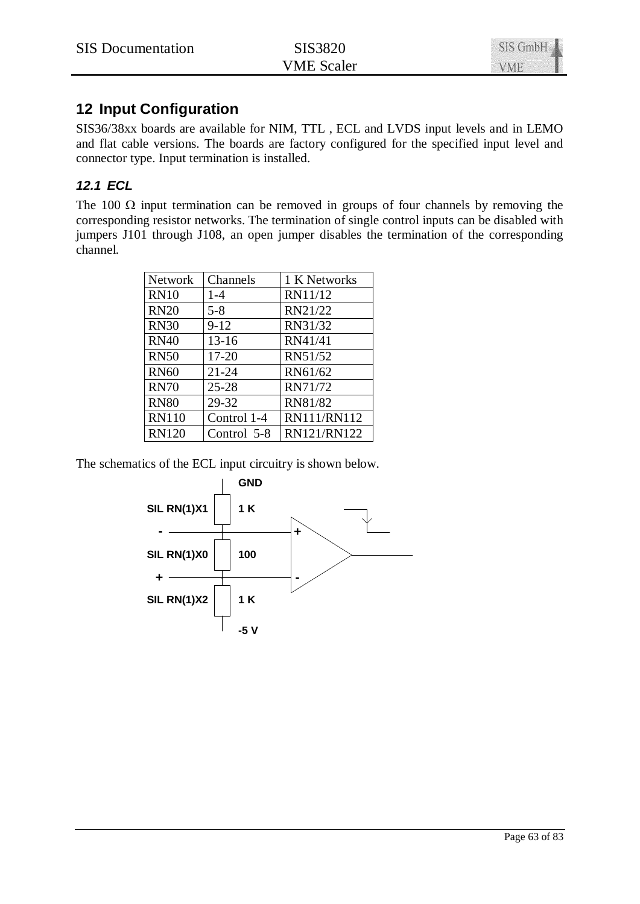## 12 Input Configuration

SIS36/38xx boards are available for NIM, TTL , ECL and LVDS input levels and in LEMO and flat cable versions. The boards are factory configured for the specified input level and connector type. Input termination is installed.

### *12.1 ECL*

The 100 Ω input termination can be removed in groups of four channels by removing the corresponding resistor networks. The termination of single control inputs can be disabled with jumpers J101 through J108, an open jumper disables the termination of the corresponding channel.

| Network | Channels | 1 K Networks |
|---|---|---|
| RN10 | 1-4 | RN11/12 |
| RN20 | 5-8 | RN21/22 |
| RN30 | 9-12 | RN31/32 |
| RN40 | 13-16 | RN41/41 |
| RN50 | 17-20 | RN51/52 |
| RN60 | 21-24 | RN61/62 |
| RN70 | 25-28 | RN71/72 |
| RN80 | 29-32 | RN81/82 |
| RN110 | Control 1-4 | RN111/RN112 |
| RN120 | Control 5-8 | RN121/RN122 |

The schematics of the ECL input circuitry is shown below.

GND

SIL RN(1)X1 1 K

\- +

SIL RN(1)X0 100

\+ -

SIL RN(1)X2 1 K

-5 V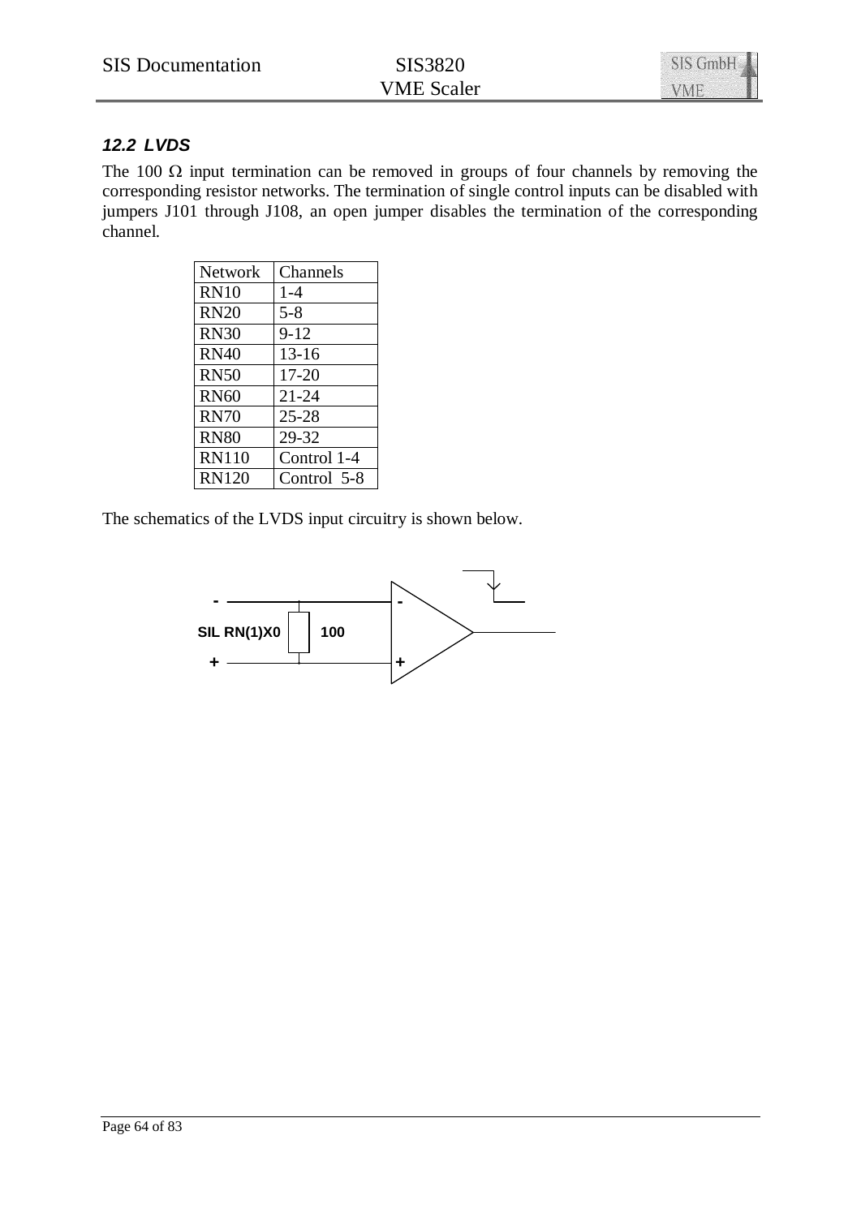### 12.2 LVDS

The 100 Ω input termination can be removed in groups of four channels by removing the corresponding resistor networks. The termination of single control inputs can be disabled with jumpers J101 through J108, an open jumper disables the termination of the corresponding channel.

| Network | Channels |
| --- | --- |
| RN10 | 1-4 |
| RN20 | 5-8 |
| RN30 | 9-12 |
| RN40 | 13-16 |
| RN50 | 17-20 |
| RN60 | 21-24 |
| RN70 | 25-28 |
| RN80 | 29-32 |
| RN110 | Control 1-4 |
| RN120 | Control 5-8 |

The schematics of the LVDS input circuitry is shown below.

- SIL RN(1)X0 100 + -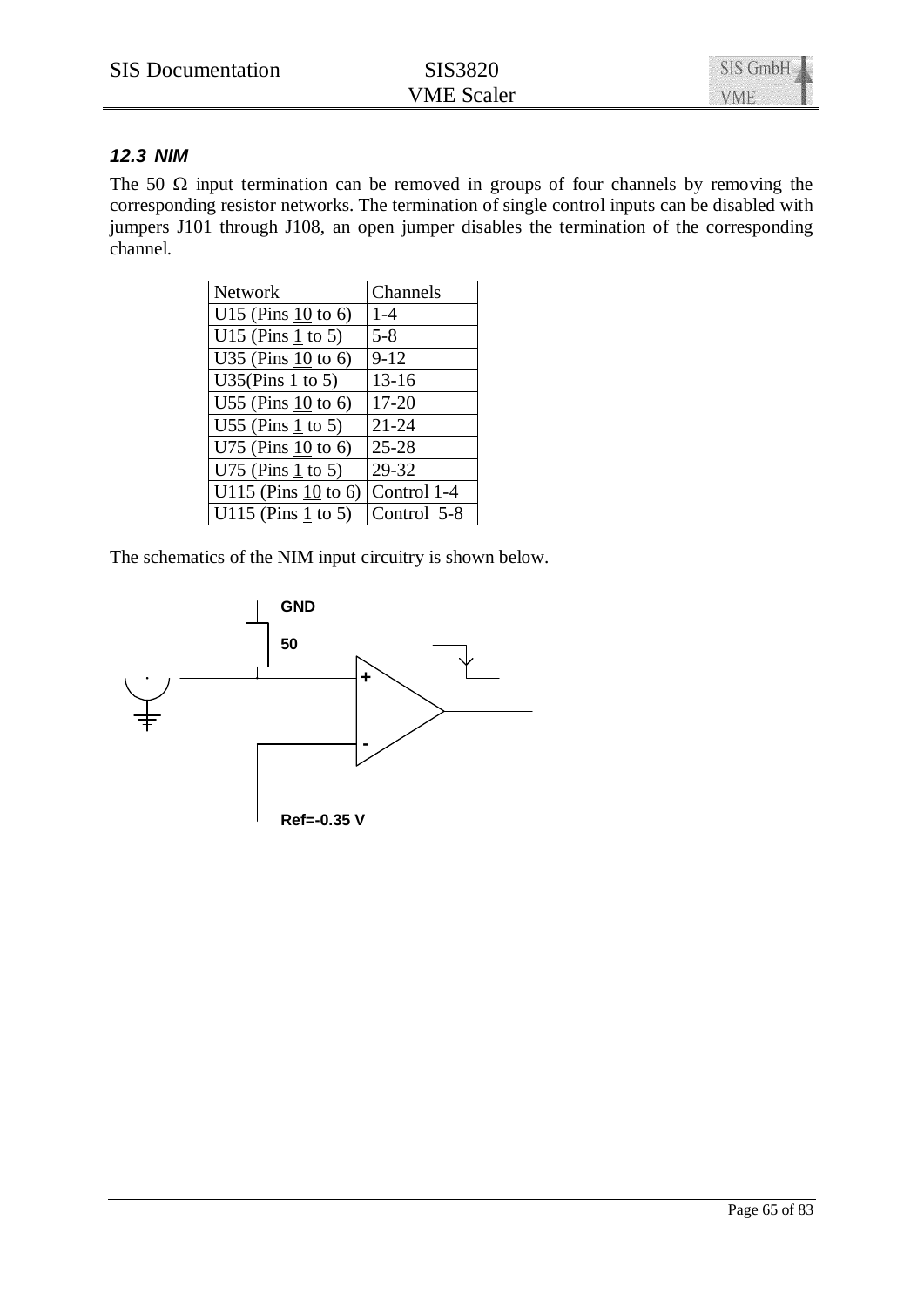### *12.3 NIM*

The 50 Ω input termination can be removed in groups of four channels by removing the corresponding resistor networks. The termination of single control inputs can be disabled with jumpers J101 through J108, an open jumper disables the termination of the corresponding channel.

| Network | Channels |
|---|---|
| U15 (Pins 10 to 6) | 1-4 |
| U15 (Pins 1 to 5) | 5-8 |
| U35 (Pins 10 to 6) | 9-12 |
| U35(Pins 1 to 5) | 13-16 |
| U55 (Pins 10 to 6) | 17-20 |
| U55 (Pins 1 to 5) | 21-24 |
| U75 (Pins 10 to 6) | 25-28 |
| U75 (Pins 1 to 5) | 29-32 |
| U115 (Pins 10 to 6) | Control 1-4 |
| U115 (Pins 1 to 5) | Control 5-8 |

The schematics of the NIM input circuitry is shown below.

GND

50

+

-

Ref=-0.35 V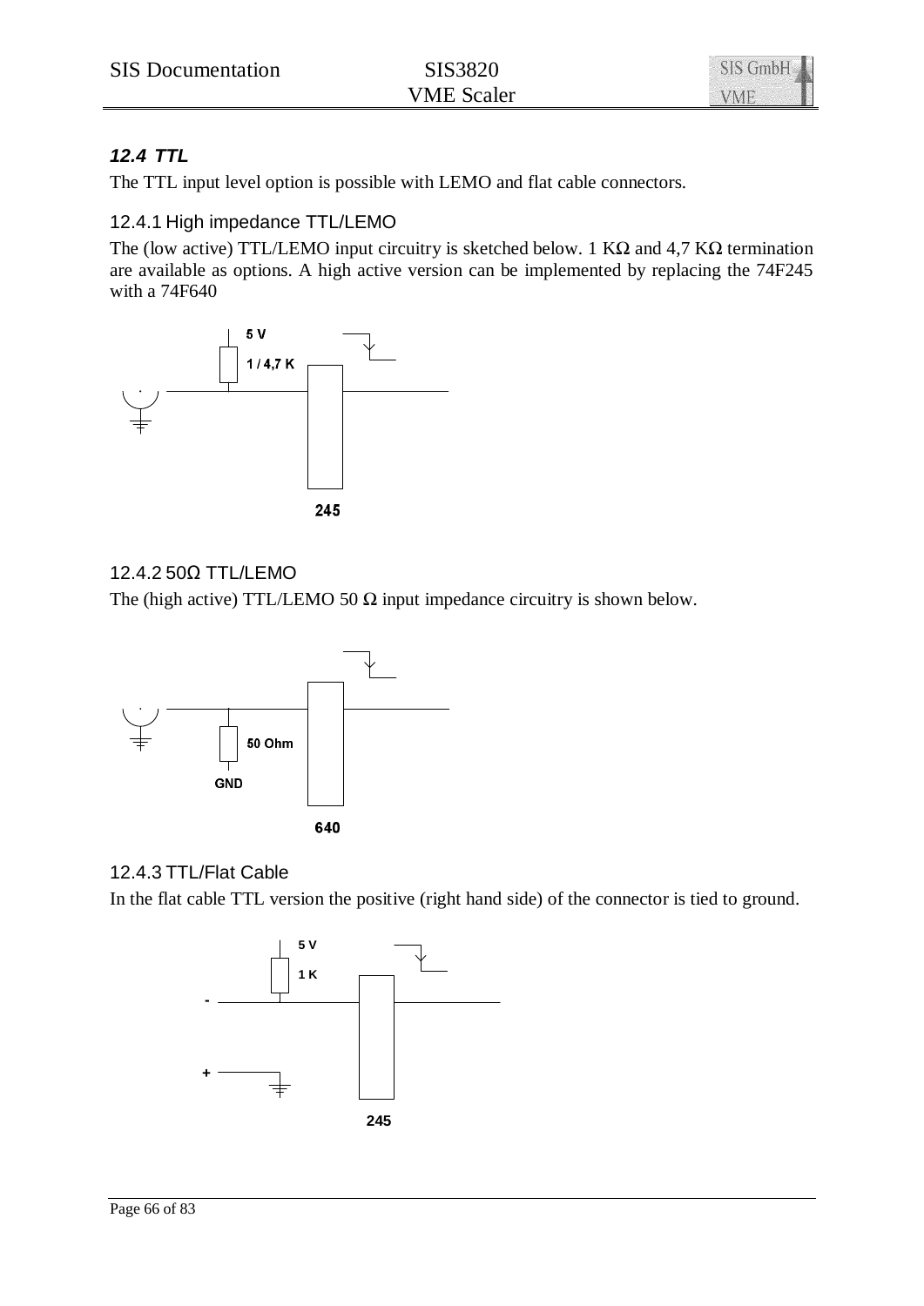## 12.4 TTL

The TTL input level option is possible with LEMO and flat cable connectors.

### 12.4.1 High impedance TTL/LEMO

The (low active) TTL/LEMO input circuitry is sketched below. 1 KΩ and 4,7 KΩ termination are available as options. A high active version can be implemented by replacing the 74F245 with a 74F640

5 V

1 / 4,7 K

245

### 12.4.2 50Ω TTL/LEMO

The (high active) TTL/LEMO 50 Ω input impedance circuitry is shown below.

50 Ohm

GND

640

### 12.4.3 TTL/Flat Cable

In the flat cable TTL version the positive (right hand side) of the connector is tied to ground.

5 V

1 K

-

+

245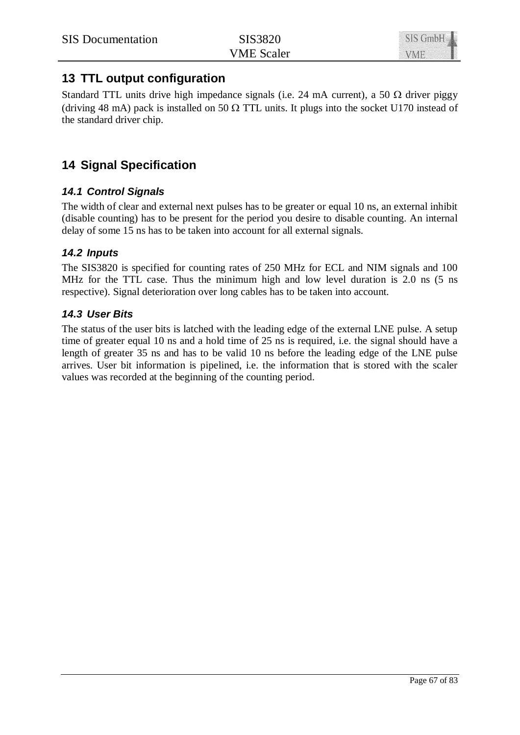# 13 TTL output configuration

Standard TTL units drive high impedance signals (i.e. 24 mA current), a 50 Ω driver piggy (driving 48 mA) pack is installed on 50 Ω TTL units. It plugs into the socket U170 instead of the standard driver chip.

# 14 Signal Specification

## 14.1 Control Signals

The width of clear and external next pulses has to be greater or equal 10 ns, an external inhibit (disable counting) has to be present for the period you desire to disable counting. An internal delay of some 15 ns has to be taken into account for all external signals.

## 14.2 Inputs

The SIS3820 is specified for counting rates of 250 MHz for ECL and NIM signals and 100 MHz for the TTL case. Thus the minimum high and low level duration is 2.0 ns (5 ns respective). Signal deterioration over long cables has to be taken into account.

## 14.3 User Bits

The status of the user bits is latched with the leading edge of the external LNE pulse. A setup time of greater equal 10 ns and a hold time of 25 ns is required, i.e. the signal should have a length of greater 35 ns and has to be valid 10 ns before the leading edge of the LNE pulse arrives. User bit information is pipelined, i.e. the information that is stored with the scaler values was recorded at the beginning of the counting period.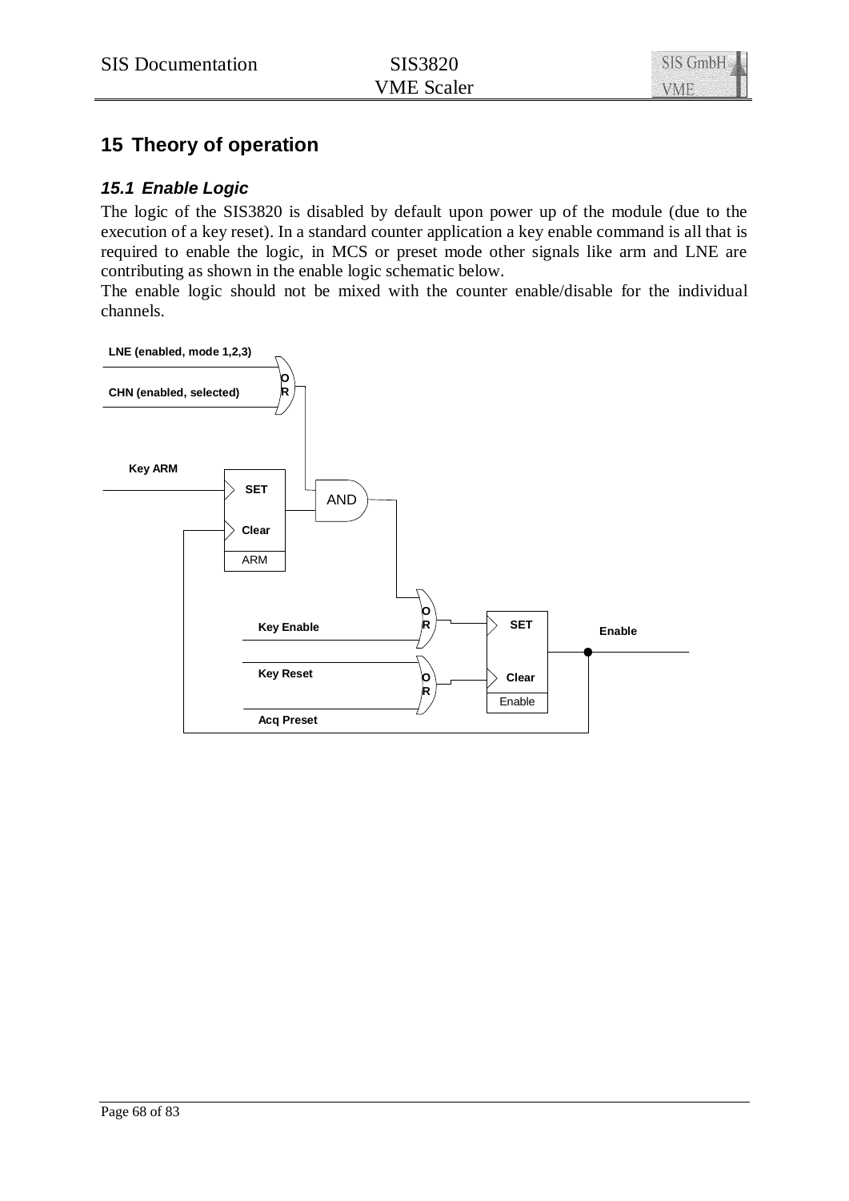# 15 Theory of operation

## 15.1 Enable Logic

The logic of the SIS3820 is disabled by default upon power up of the module (due to the execution of a key reset). In a standard counter application a key enable command is all that is required to enable the logic, in MCS or preset mode other signals like arm and LNE are contributing as shown in the enable logic schematic below.

The enable logic should not be mixed with the counter enable/disable for the individual channels.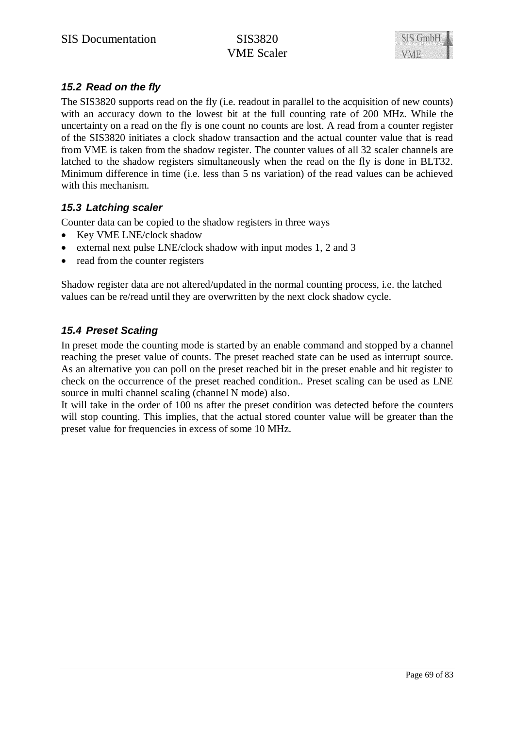### *15.2 Read on the fly*

The SIS3820 supports read on the fly (i.e. readout in parallel to the acquisition of new counts) with an accuracy down to the lowest bit at the full counting rate of 200 MHz. While the uncertainty on a read on the fly is one count no counts are lost. A read from a counter register of the SIS3820 initiates a clock shadow transaction and the actual counter value that is read from VME is taken from the shadow register. The counter values of all 32 scaler channels are latched to the shadow registers simultaneously when the read on the fly is done in BLT32. Minimum difference in time (i.e. less than 5 ns variation) of the read values can be achieved with this mechanism.

### *15.3 Latching scaler*

Counter data can be copied to the shadow registers in three ways

- Key VME LNE/clock shadow
- external next pulse LNE/clock shadow with input modes 1, 2 and 3
- read from the counter registers

Shadow register data are not altered/updated in the normal counting process, i.e. the latched values can be re/read until they are overwritten by the next clock shadow cycle.

### *15.4 Preset Scaling*

In preset mode the counting mode is started by an enable command and stopped by a channel reaching the preset value of counts. The preset reached state can be used as interrupt source. As an alternative you can poll on the preset reached bit in the preset enable and hit register to check on the occurrence of the preset reached condition.. Preset scaling can be used as LNE source in multi channel scaling (channel N mode) also.

It will take in the order of 100 ns after the preset condition was detected before the counters will stop counting. This implies, that the actual stored counter value will be greater than the preset value for frequencies in excess of some 10 MHz.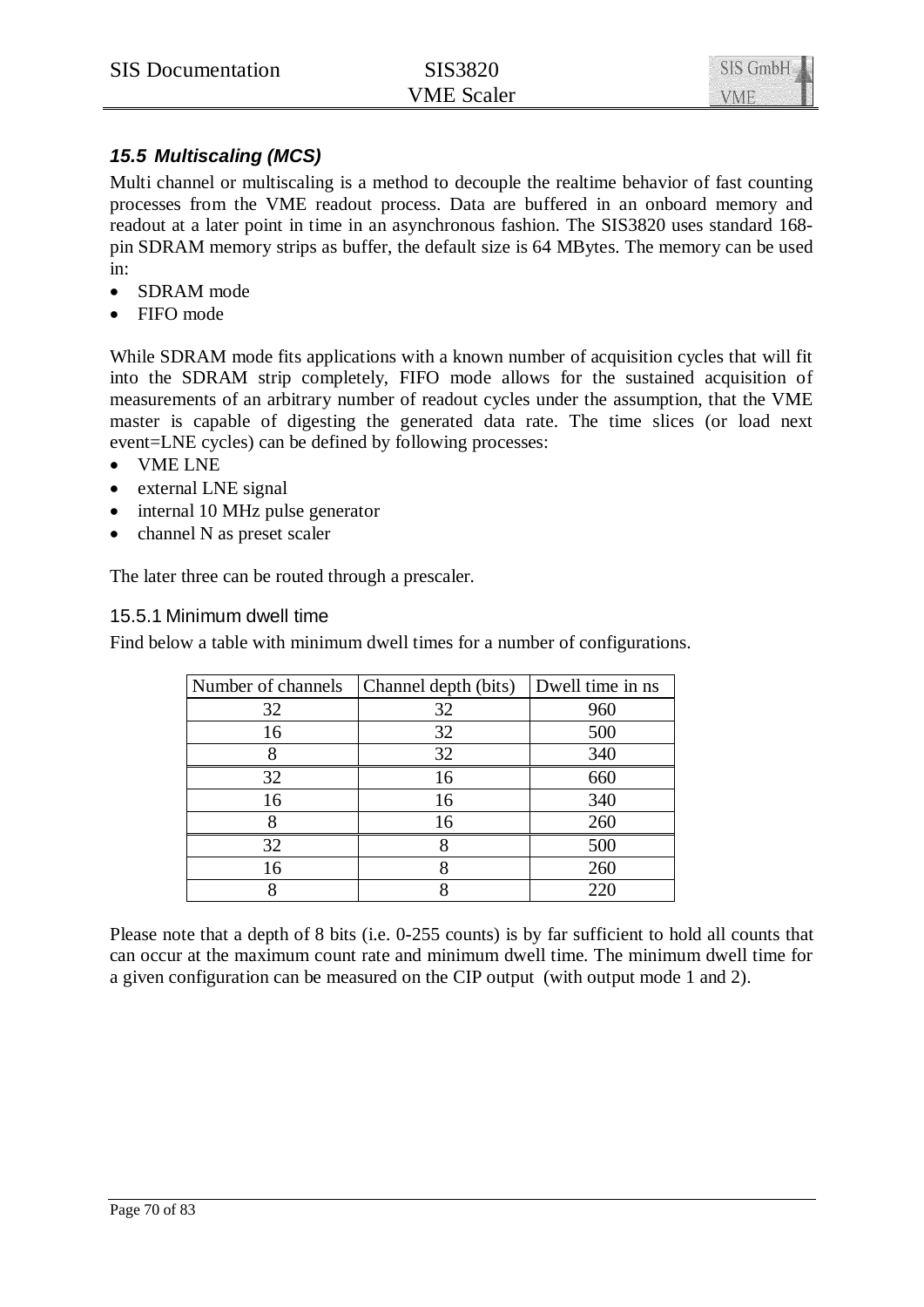## *15.5 Multiscaling (MCS)*

Multi channel or multiscaling is a method to decouple the realtime behavior of fast counting processes from the VME readout process. Data are buffered in an onboard memory and readout at a later point in time in an asynchronous fashion. The SIS3820 uses standard 168-pin SDRAM memory strips as buffer, the default size is 64 MBytes. The memory can be used in:

- SDRAM mode
- FIFO mode

While SDRAM mode fits applications with a known number of acquisition cycles that will fit into the SDRAM strip completely, FIFO mode allows for the sustained acquisition of measurements of an arbitrary number of readout cycles under the assumption, that the VME master is capable of digesting the generated data rate. The time slices (or load next event=LNE cycles) can be defined by following processes:

- VME LNE
- external LNE signal
- internal 10 MHz pulse generator
- channel N as preset scaler

The later three can be routed through a prescaler.

### 15.5.1 Minimum dwell time

Find below a table with minimum dwell times for a number of configurations.

| Number of channels | Channel depth (bits) | Dwell time in ns |
|---|---|---|
| 32 | 32 | 960 |
| 16 | 32 | 500 |
| 8 | 32 | 340 |
| 32 | 16 | 660 |
| 16 | 16 | 340 |
| 8 | 16 | 260 |
| 32 | 8 | 500 |
| 16 | 8 | 260 |
| 8 | 8 | 220 |

Please note that a depth of 8 bits (i.e. 0-255 counts) is by far sufficient to hold all counts that can occur at the maximum count rate and minimum dwell time. The minimum dwell time for a given configuration can be measured on the CIP output (with output mode 1 and 2).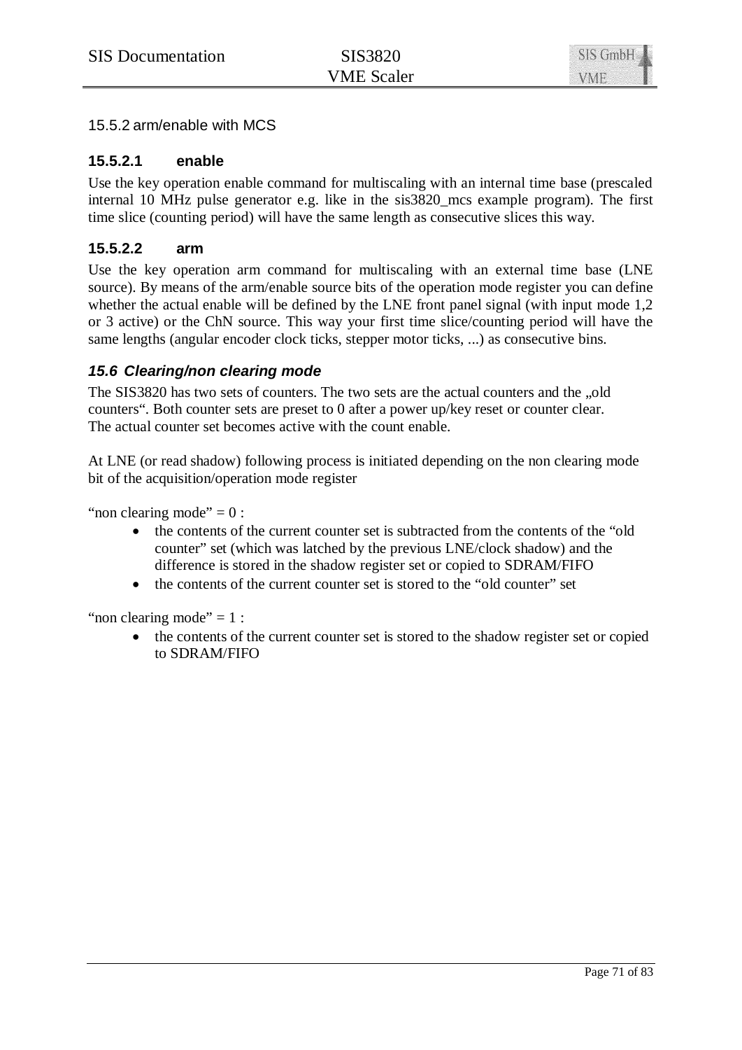### 15.5.2 arm/enable with MCS

#### 15.5.2.1 enable

Use the key operation enable command for multiscaling with an internal time base (prescaled internal 10 MHz pulse generator e.g. like in the sis3820_mcs example program). The first time slice (counting period) will have the same length as consecutive slices this way.

#### 15.5.2.2 arm

Use the key operation arm command for multiscaling with an external time base (LNE source). By means of the arm/enable source bits of the operation mode register you can define whether the actual enable will be defined by the LNE front panel signal (with input mode 1,2 or 3 active) or the ChN source. This way your first time slice/counting period will have the same lengths (angular encoder clock ticks, stepper motor ticks, ...) as consecutive bins.

## *15.6 Clearing/non clearing mode*

The SIS3820 has two sets of counters. The two sets are the actual counters and the „old counters“. Both counter sets are preset to 0 after a power up/key reset or counter clear. The actual counter set becomes active with the count enable.

At LNE (or read shadow) following process is initiated depending on the non clearing mode bit of the acquisition/operation mode register

"non clearing mode" = 0 :

- the contents of the current counter set is subtracted from the contents of the "old counter" set (which was latched by the previous LNE/clock shadow) and the difference is stored in the shadow register set or copied to SDRAM/FIFO
- the contents of the current counter set is stored to the "old counter" set

"non clearing mode" = 1 :

- the contents of the current counter set is stored to the shadow register set or copied to SDRAM/FIFO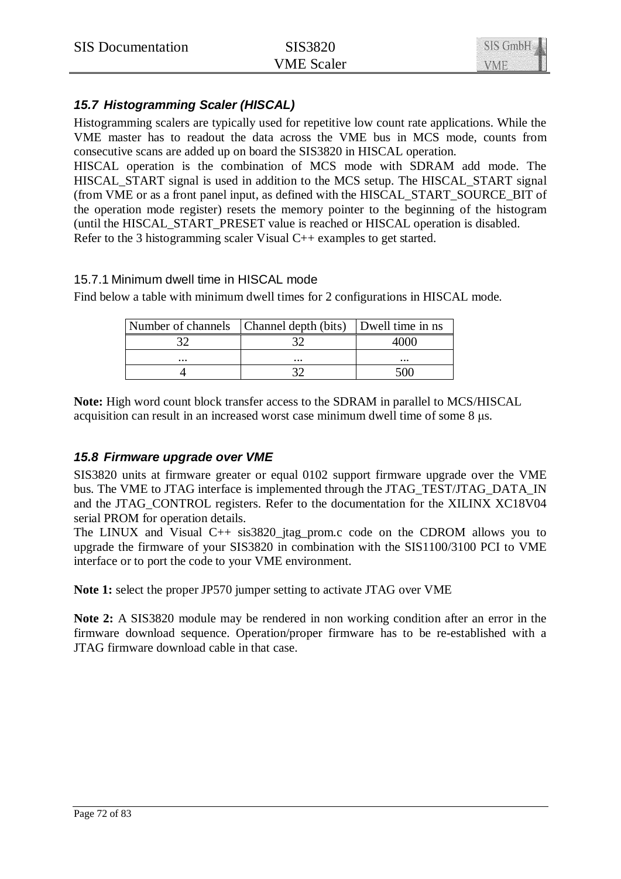## *15.7 Histogramming Scaler (HISCAL)*

Histogramming scalers are typically used for repetitive low count rate applications. While the VME master has to readout the data across the VME bus in MCS mode, counts from consecutive scans are added up on board the SIS3820 in HISCAL operation.
HISCAL operation is the combination of MCS mode with SDRAM add mode. The HISCAL_START signal is used in addition to the MCS setup. The HISCAL_START signal (from VME or as a front panel input, as defined with the HISCAL_START_SOURCE_BIT of the operation mode register) resets the memory pointer to the beginning of the histogram (until the HISCAL_START_PRESET value is reached or HISCAL operation is disabled.
Refer to the 3 histogramming scaler Visual C++ examples to get started.

### 15.7.1 Minimum dwell time in HISCAL mode

Find below a table with minimum dwell times for 2 configurations in HISCAL mode.

| Number of channels | Channel depth (bits) | Dwell time in ns |
|---|---|---|
| 32 | 32 | 4000 |
| ... | ... | ... |
| 4 | 32 | 500 |

**Note:** High word count block transfer access to the SDRAM in parallel to MCS/HISCAL acquisition can result in an increased worst case minimum dwell time of some 8 μs.

## *15.8 Firmware upgrade over VME*

SIS3820 units at firmware greater or equal 0102 support firmware upgrade over the VME bus. The VME to JTAG interface is implemented through the JTAG_TEST/JTAG_DATA_IN and the JTAG_CONTROL registers. Refer to the documentation for the XILINX XC18V04 serial PROM for operation details.
The LINUX and Visual C++ sis3820_jtag_prom.c code on the CDROM allows you to upgrade the firmware of your SIS3820 in combination with the SIS1100/3100 PCI to VME interface or to port the code to your VME environment.

**Note 1:** select the proper JP570 jumper setting to activate JTAG over VME

**Note 2:** A SIS3820 module may be rendered in non working condition after an error in the firmware download sequence. Operation/proper firmware has to be re-established with a JTAG firmware download cable in that case.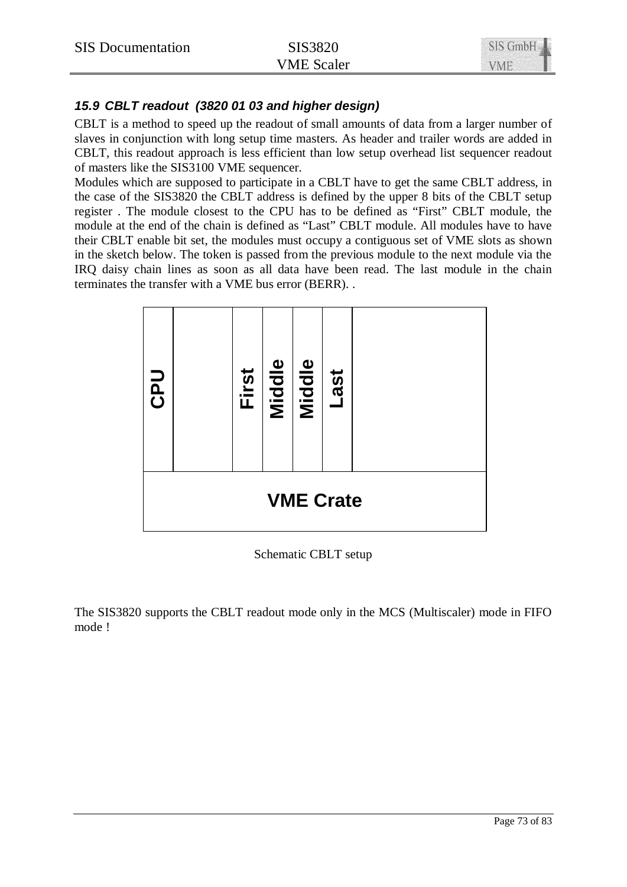### *15.9 CBLT readout (3820 01 03 and higher design)*

CBLT is a method to speed up the readout of small amounts of data from a larger number of slaves in conjunction with long setup time masters. As header and trailer words are added in CBLT, this readout approach is less efficient than low setup overhead list sequencer readout of masters like the SIS3100 VME sequencer.

Modules which are supposed to participate in a CBLT have to get the same CBLT address, in the case of the SIS3820 the CBLT address is defined by the upper 8 bits of the CBLT setup register . The module closest to the CPU has to be defined as “First” CBLT module, the module at the end of the chain is defined as “Last” CBLT module. All modules have to have their CBLT enable bit set, the modules must occupy a contiguous set of VME slots as shown in the sketch below. The token is passed from the previous module to the next module via the IRQ daisy chain lines as soon as all data have been read. The last module in the chain terminates the transfer with a VME bus error (BERR). .

| CPU | | First | Middle | Middle | Last | |
|---|---|---|---|---|---|---|
| VME Crate | | | | | | |

Schematic CBLT setup

The SIS3820 supports the CBLT readout mode only in the MCS (Multiscaler) mode in FIFO mode !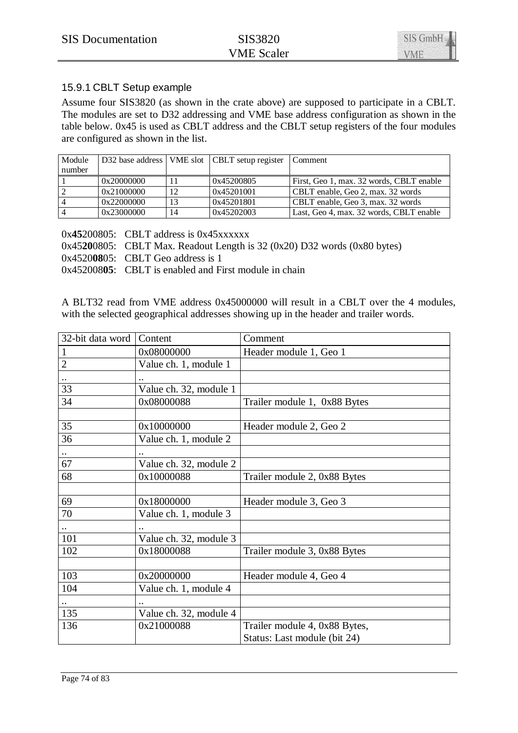### 15.9.1 CBLT Setup example

Assume four SIS3820 (as shown in the crate above) are supposed to participate in a CBLT. The modules are set to D32 addressing and VME base address configuration as shown in the table below. 0x45 is used as CBLT address and the CBLT setup registers of the four modules are configured as shown in the list.

| Module number | D32 base address | VME slot | CBLT setup register | Comment |
|---|---|---|---|---|
| 1 | 0x20000000 | 11 | 0x45200805 | First, Geo 1, max. 32 words, CBLT enable |
| 2 | 0x21000000 | 12 | 0x45201001 | CBLT enable, Geo 2, max. 32 words |
| 4 | 0x22000000 | 13 | 0x45201801 | CBLT enable, Geo 3, max. 32 words |
| 4 | 0x23000000 | 14 | 0x45202003 | Last, Geo 4, max. 32 words, CBLT enable |

0x**45**200805: CBLT address is 0x45xxxxxx
0x45**20**0805: CBLT Max. Readout Length is 32 (0x20) D32 words (0x80 bytes)
0x4520**08**05: CBLT Geo address is 1
0x452008**05**: CBLT is enabled and First module in chain

A BLT32 read from VME address 0x45000000 will result in a CBLT over the 4 modules, with the selected geographical addresses showing up in the header and trailer words.

| 32-bit data word | Content | Comment |
|---|---|---|
| 1 | 0x08000000 | Header module 1, Geo 1 |
| 2 | Value ch. 1, module 1 | |
| .. | .. | |
| 33 | Value ch. 32, module 1 | |
| 34 | 0x08000088 | Trailer module 1, 0x88 Bytes |
| | | |
| 35 | 0x10000000 | Header module 2, Geo 2 |
| 36 | Value ch. 1, module 2 | |
| .. | .. | |
| 67 | Value ch. 32, module 2 | |
| 68 | 0x10000088 | Trailer module 2, 0x88 Bytes |
| | | |
| 69 | 0x18000000 | Header module 3, Geo 3 |
| 70 | Value ch. 1, module 3 | |
| .. | .. | |
| 101 | Value ch. 32, module 3 | |
| 102 | 0x18000088 | Trailer module 3, 0x88 Bytes |
| | | |
| 103 | 0x20000000 | Header module 4, Geo 4 |
| 104 | Value ch. 1, module 4 | |
| .. | .. | |
| 135 | Value ch. 32, module 4 | |
| 136 | 0x21000088 | Trailer module 4, 0x88 Bytes, Status: Last module (bit 24) |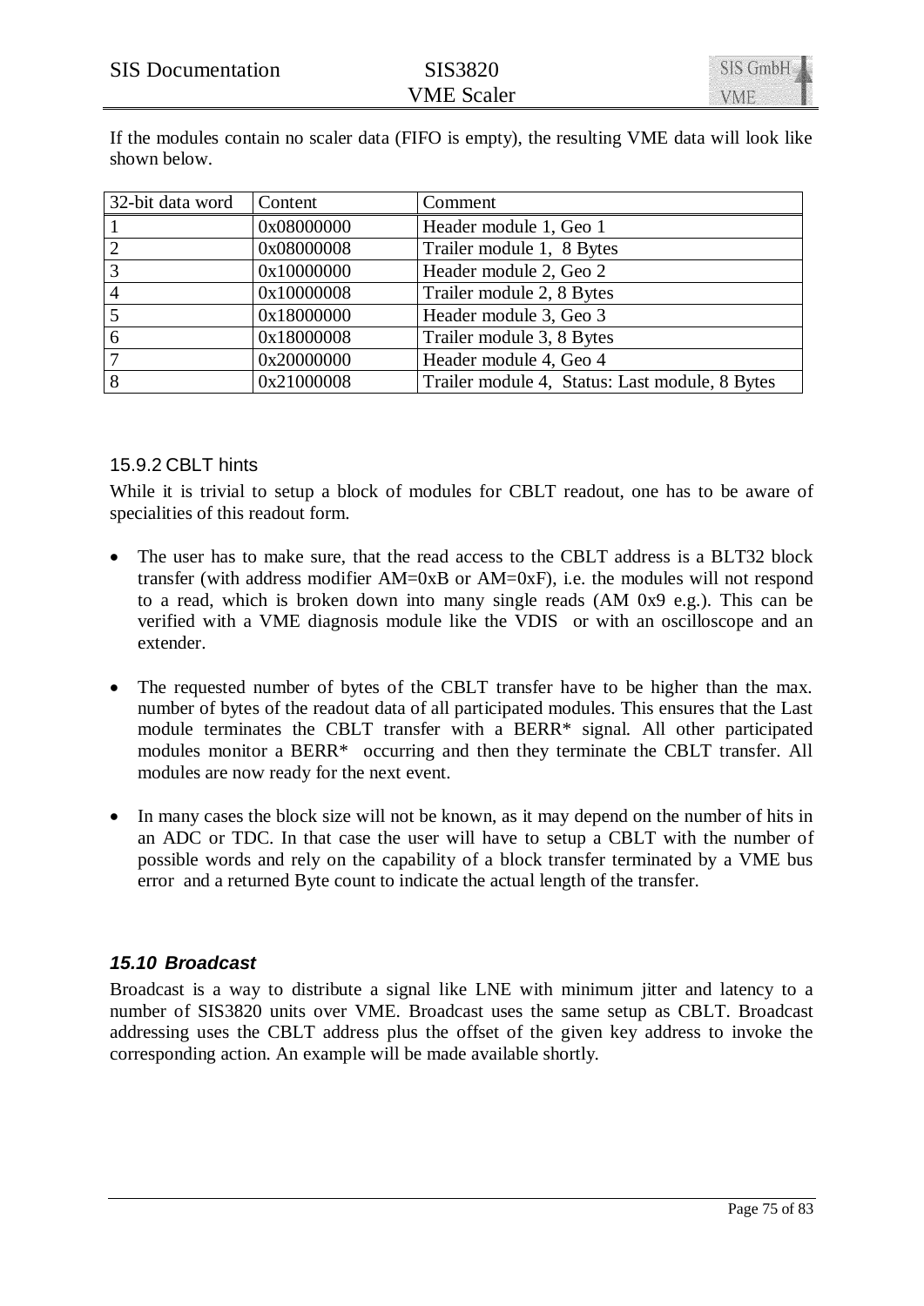If the modules contain no scaler data (FIFO is empty), the resulting VME data will look like shown below.

| 32-bit data word | Content | Comment |
|---|---|---|
| 1 | 0x08000000 | Header module 1, Geo 1 |
| 2 | 0x08000008 | Trailer module 1, 8 Bytes |
| 3 | 0x10000000 | Header module 2, Geo 2 |
| 4 | 0x10000008 | Trailer module 2, 8 Bytes |
| 5 | 0x18000000 | Header module 3, Geo 3 |
| 6 | 0x18000008 | Trailer module 3, 8 Bytes |
| 7 | 0x20000000 | Header module 4, Geo 4 |
| 8 | 0x21000008 | Trailer module 4, Status: Last module, 8 Bytes |

### 15.9.2 CBLT hints

While it is trivial to setup a block of modules for CBLT readout, one has to be aware of specialities of this readout form.

- The user has to make sure, that the read access to the CBLT address is a BLT32 block transfer (with address modifier AM=0xB or AM=0xF), i.e. the modules will not respond to a read, which is broken down into many single reads (AM 0x9 e.g.). This can be verified with a VME diagnosis module like the VDIS or with an oscilloscope and an extender.
- The requested number of bytes of the CBLT transfer have to be higher than the max. number of bytes of the readout data of all participated modules. This ensures that the Last module terminates the CBLT transfer with a BERR* signal. All other participated modules monitor a BERR* occurring and then they terminate the CBLT transfer. All modules are now ready for the next event.
- In many cases the block size will not be known, as it may depend on the number of hits in an ADC or TDC. In that case the user will have to setup a CBLT with the number of possible words and rely on the capability of a block transfer terminated by a VME bus error and a returned Byte count to indicate the actual length of the transfer.

## *15.10 Broadcast*

Broadcast is a way to distribute a signal like LNE with minimum jitter and latency to a number of SIS3820 units over VME. Broadcast uses the same setup as CBLT. Broadcast addressing uses the CBLT address plus the offset of the given key address to invoke the corresponding action. An example will be made available shortly.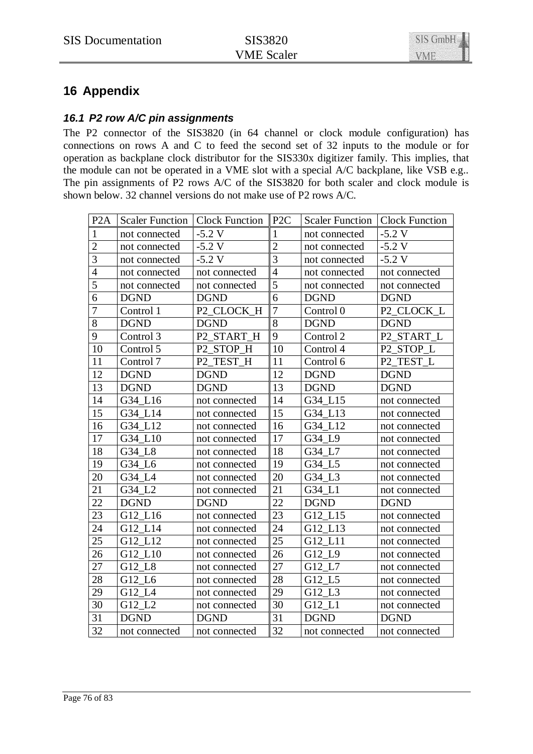# 16 Appendix

## *16.1 P2 row A/C pin assignments*

The P2 connector of the SIS3820 (in 64 channel or clock module configuration) has connections on rows A and C to feed the second set of 32 inputs to the module or for operation as backplane clock distributor for the SIS330x digitizer family. This implies, that the module can not be operated in a VME slot with a special A/C backplane, like VSB e.g.. The pin assignments of P2 rows A/C of the SIS3820 for both scaler and clock module is shown below. 32 channel versions do not make use of P2 rows A/C.

| P2A | Scaler Function | Clock Function | P2C | Scaler Function | Clock Function |
|---|---|---|---|---|---|
| 1 | not connected | -5.2 V | 1 | not connected | -5.2 V |
| 2 | not connected | -5.2 V | 2 | not connected | -5.2 V |
| 3 | not connected | -5.2 V | 3 | not connected | -5.2 V |
| 4 | not connected | not connected | 4 | not connected | not connected |
| 5 | not connected | not connected | 5 | not connected | not connected |
| 6 | DGND | DGND | 6 | DGND | DGND |
| 7 | Control 1 | P2_CLOCK_H | 7 | Control 0 | P2_CLOCK_L |
| 8 | DGND | DGND | 8 | DGND | DGND |
| 9 | Control 3 | P2_START_H | 9 | Control 2 | P2_START_L |
| 10 | Control 5 | P2_STOP_H | 10 | Control 4 | P2_STOP_L |
| 11 | Control 7 | P2_TEST_H | 11 | Control 6 | P2_TEST_L |
| 12 | DGND | DGND | 12 | DGND | DGND |
| 13 | DGND | DGND | 13 | DGND | DGND |
| 14 | G34_L16 | not connected | 14 | G34_L15 | not connected |
| 15 | G34_L14 | not connected | 15 | G34_L13 | not connected |
| 16 | G34_L12 | not connected | 16 | G34_L12 | not connected |
| 17 | G34_L10 | not connected | 17 | G34_L9 | not connected |
| 18 | G34_L8 | not connected | 18 | G34_L7 | not connected |
| 19 | G34_L6 | not connected | 19 | G34_L5 | not connected |
| 20 | G34_L4 | not connected | 20 | G34_L3 | not connected |
| 21 | G34_L2 | not connected | 21 | G34_L1 | not connected |
| 22 | DGND | DGND | 22 | DGND | DGND |
| 23 | G12_L16 | not connected | 23 | G12_L15 | not connected |
| 24 | G12_L14 | not connected | 24 | G12_L13 | not connected |
| 25 | G12_L12 | not connected | 25 | G12_L11 | not connected |
| 26 | G12_L10 | not connected | 26 | G12_L9 | not connected |
| 27 | G12_L8 | not connected | 27 | G12_L7 | not connected |
| 28 | G12_L6 | not connected | 28 | G12_L5 | not connected |
| 29 | G12_L4 | not connected | 29 | G12_L3 | not connected |
| 30 | G12_L2 | not connected | 30 | G12_L1 | not connected |
| 31 | DGND | DGND | 31 | DGND | DGND |
| 32 | not connected | not connected | 32 | not connected | not connected |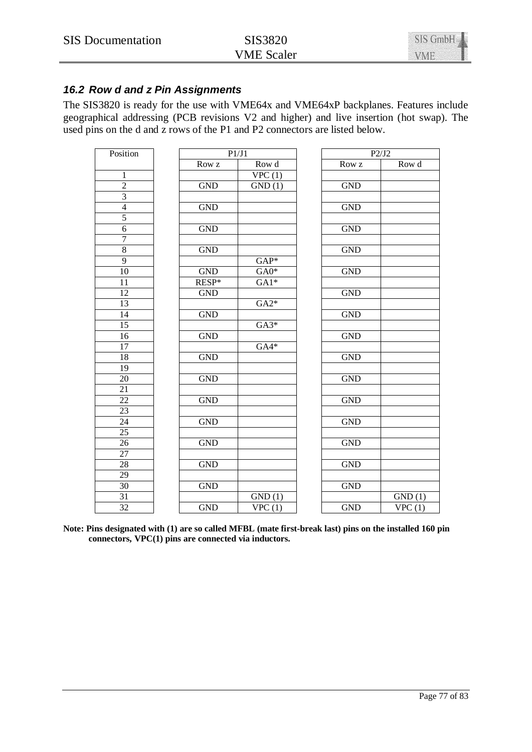### *16.2 Row d and z Pin Assignments*

The SIS3820 is ready for the use with VME64x and VME64xP backplanes. Features include geographical addressing (PCB revisions V2 and higher) and live insertion (hot swap). The used pins on the d and z rows of the P1 and P2 connectors are listed below.

| Position | P1/J1 | | P2/J2 | |
|---|---|---|---|---|
| | Row z | Row d | Row z | Row d |
| 1 | | VPC (1) | | |
| 2 | GND | GND (1) | GND | |
| 3 | | | | |
| 4 | GND | | GND | |
| 5 | | | | |
| 6 | GND | | GND | |
| 7 | | | | |
| 8 | GND | | GND | |
| 9 | | GAP* | | |
| 10 | GND | GA0* | GND | |
| 11 | RESP* | GA1* | | |
| 12 | GND | | GND | |
| 13 | | GA2* | | |
| 14 | GND | | GND | |
| 15 | | GA3* | | |
| 16 | GND | | GND | |
| 17 | | GA4* | | |
| 18 | GND | | GND | |
| 19 | | | | |
| 20 | GND | | GND | |
| 21 | | | | |
| 22 | GND | | GND | |
| 23 | | | | |
| 24 | GND | | GND | |
| 25 | | | | |
| 26 | GND | | GND | |
| 27 | | | | |
| 28 | GND | | GND | |
| 29 | | | | |
| 30 | GND | | GND | |
| 31 | | GND (1) | | GND (1) |
| 32 | GND | VPC (1) | GND | VPC (1) |

**Note: Pins designated with (1) are so called MFBL (mate first-break last) pins on the installed 160 pin connectors, VPC(1) pins are connected via inductors.**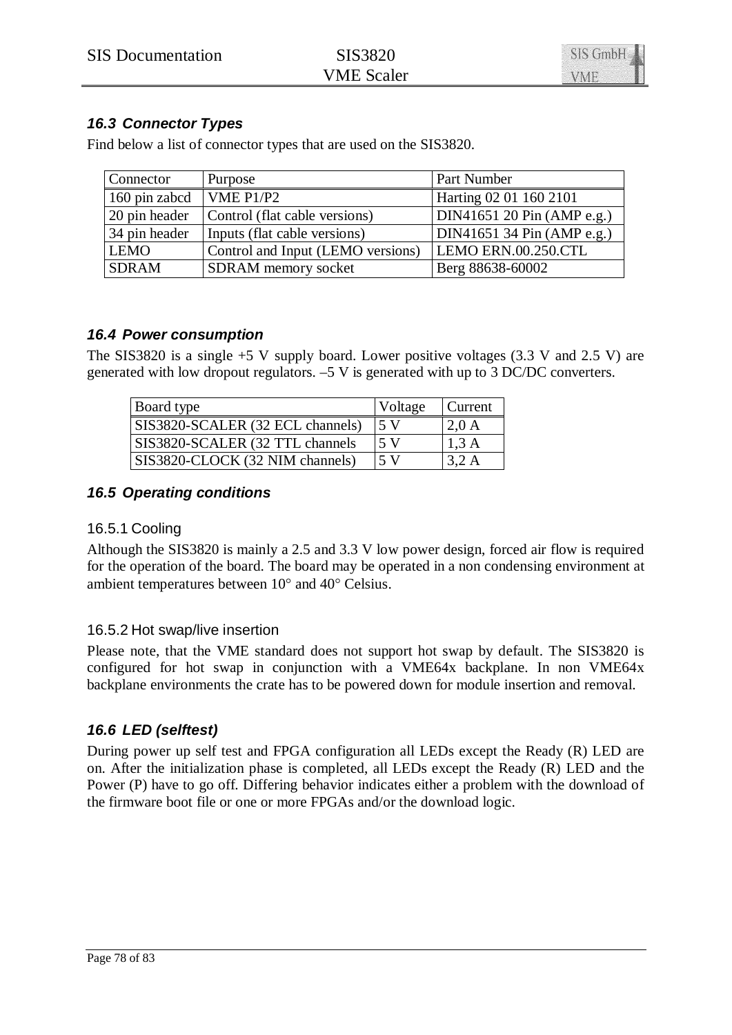### *16.3 Connector Types*

Find below a list of connector types that are used on the SIS3820.

| Connector | Purpose | Part Number |
|---|---|---|
| 160 pin zabcd | VME P1/P2 | Harting 02 01 160 2101 |
| 20 pin header | Control (flat cable versions) | DIN41651 20 Pin (AMP e.g.) |
| 34 pin header | Inputs (flat cable versions) | DIN41651 34 Pin (AMP e.g.) |
| LEMO | Control and Input (LEMO versions) | LEMO ERN.00.250.CTL |
| SDRAM | SDRAM memory socket | Berg 88638-60002 |

### *16.4 Power consumption*

The SIS3820 is a single +5 V supply board. Lower positive voltages (3.3 V and 2.5 V) are generated with low dropout regulators. –5 V is generated with up to 3 DC/DC converters.

| Board type | Voltage | Current |
|---|---|---|
| SIS3820-SCALER (32 ECL channels) | 5 V | 2,0 A |
| SIS3820-SCALER (32 TTL channels | 5 V | 1,3 A |
| SIS3820-CLOCK (32 NIM channels) | 5 V | 3,2 A |

### *16.5 Operating conditions*

#### 16.5.1 Cooling

Although the SIS3820 is mainly a 2.5 and 3.3 V low power design, forced air flow is required for the operation of the board. The board may be operated in a non condensing environment at ambient temperatures between 10° and 40° Celsius.

#### 16.5.2 Hot swap/live insertion

Please note, that the VME standard does not support hot swap by default. The SIS3820 is configured for hot swap in conjunction with a VME64x backplane. In non VME64x backplane environments the crate has to be powered down for module insertion and removal.

### *16.6 LED (selftest)*

During power up self test and FPGA configuration all LEDs except the Ready (R) LED are on. After the initialization phase is completed, all LEDs except the Ready (R) LED and the Power (P) have to go off. Differing behavior indicates either a problem with the download of the firmware boot file or one or more FPGAs and/or the download logic.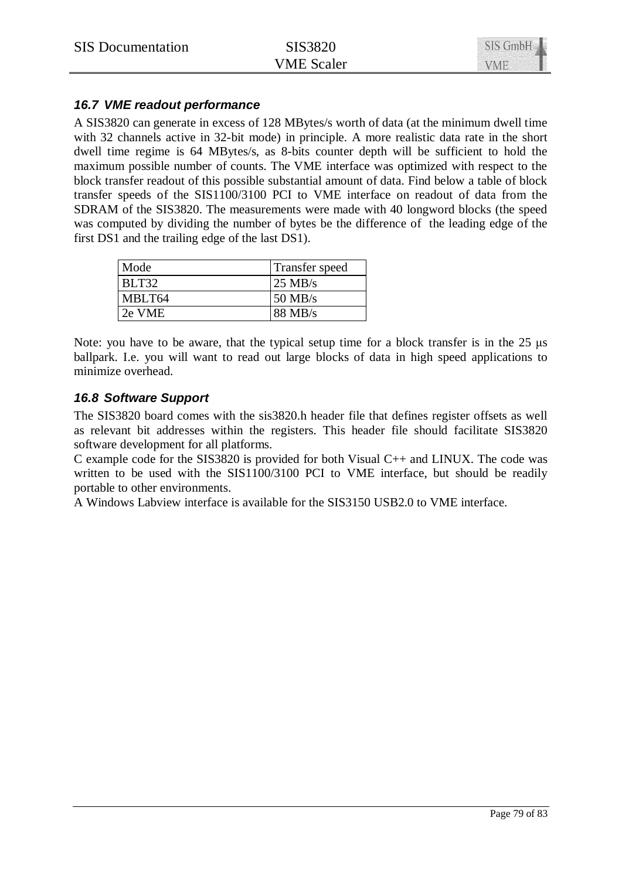### 16.7 VME readout performance

A SIS3820 can generate in excess of 128 MBytes/s worth of data (at the minimum dwell time with 32 channels active in 32-bit mode) in principle. A more realistic data rate in the short dwell time regime is 64 MBytes/s, as 8-bits counter depth will be sufficient to hold the maximum possible number of counts. The VME interface was optimized with respect to the block transfer readout of this possible substantial amount of data. Find below a table of block transfer speeds of the SIS1100/3100 PCI to VME interface on readout of data from the SDRAM of the SIS3820. The measurements were made with 40 longword blocks (the speed was computed by dividing the number of bytes be the difference of the leading edge of the first DS1 and the trailing edge of the last DS1).

| Mode | Transfer speed |
|---|---|
| BLT32 | 25 MB/s |
| MBLT64 | 50 MB/s |
| 2e VME | 88 MB/s |

Note: you have to be aware, that the typical setup time for a block transfer is in the 25 μs ballpark. I.e. you will want to read out large blocks of data in high speed applications to minimize overhead.

### 16.8 Software Support

The SIS3820 board comes with the sis3820.h header file that defines register offsets as well as relevant bit addresses within the registers. This header file should facilitate SIS3820 software development for all platforms.

C example code for the SIS3820 is provided for both Visual C++ and LINUX. The code was written to be used with the SIS1100/3100 PCI to VME interface, but should be readily portable to other environments.

A Windows Labview interface is available for the SIS3150 USB2.0 to VME interface.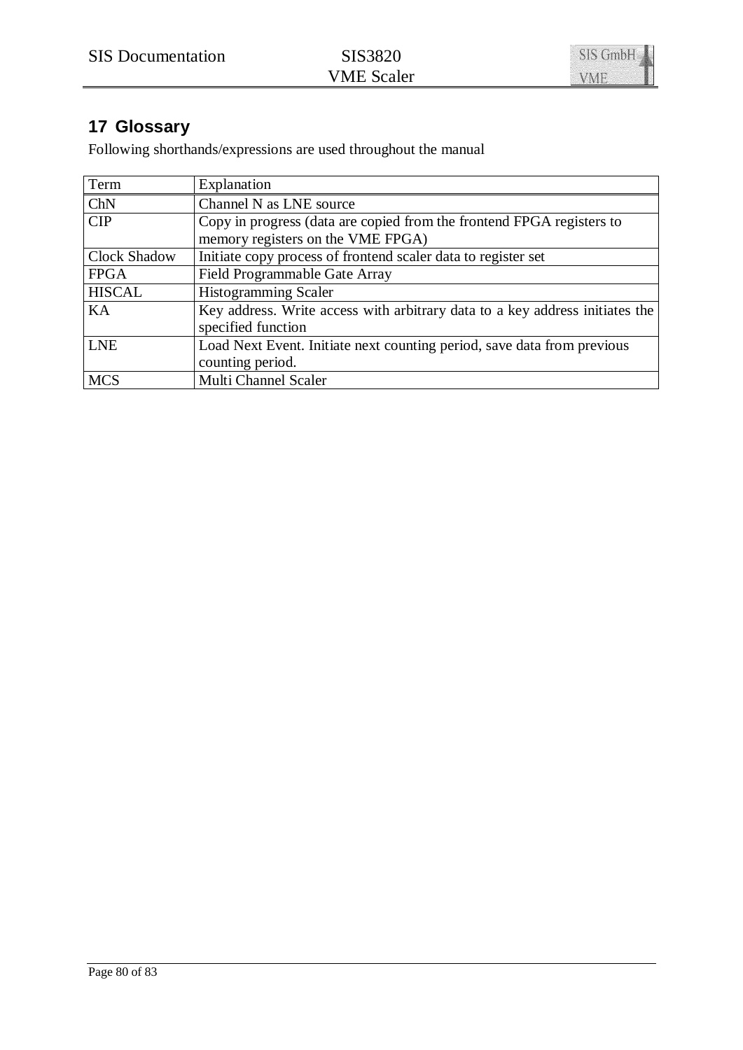# 17 Glossary

Following shorthands/expressions are used throughout the manual

| Term | Explanation |
|---|---|
| ChN | Channel N as LNE source |
| CIP | Copy in progress (data are copied from the frontend FPGA registers to memory registers on the VME FPGA) |
| Clock Shadow | Initiate copy process of frontend scaler data to register set |
| FPGA | Field Programmable Gate Array |
| HISCAL | Histogramming Scaler |
| KA | Key address. Write access with arbitrary data to a key address initiates the specified function |
| LNE | Load Next Event. Initiate next counting period, save data from previous counting period. |
| MCS | Multi Channel Scaler |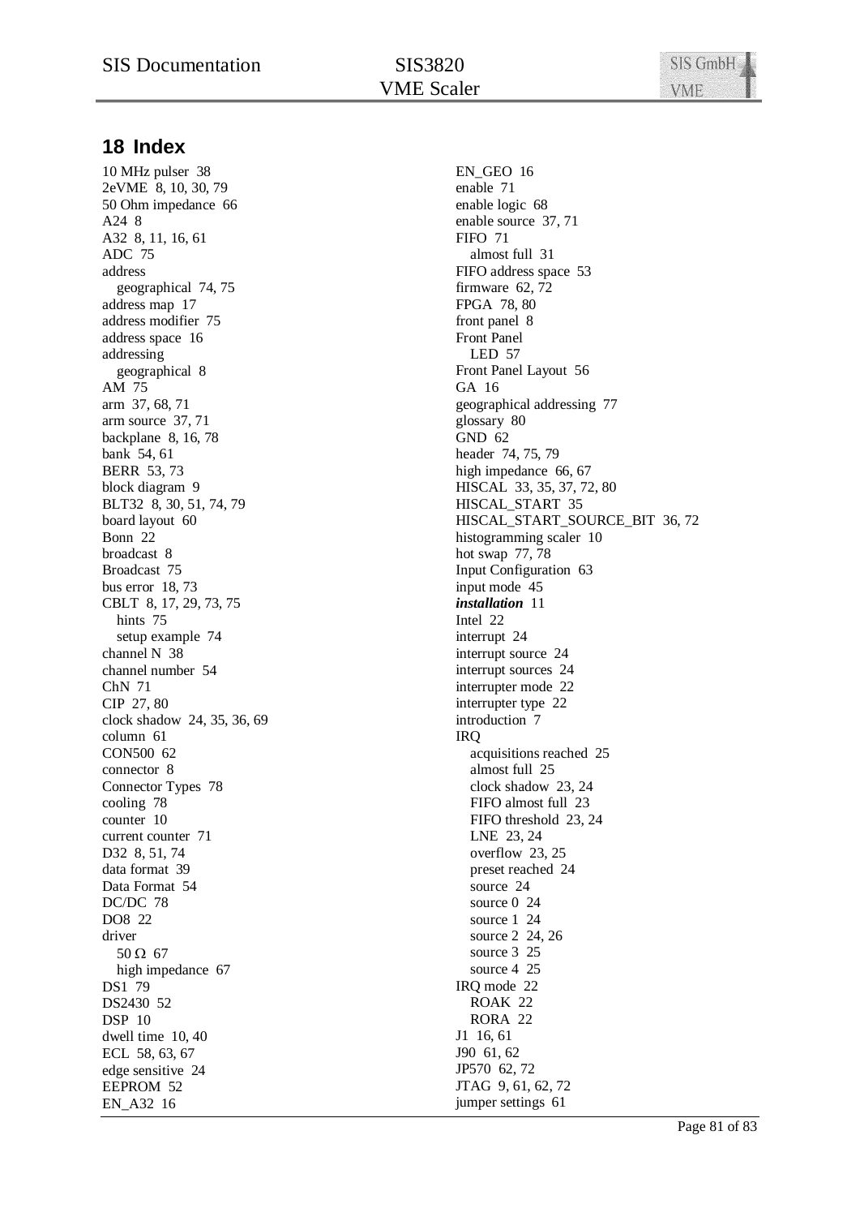## 18 Index

10 MHz pulser 38
2eVME 8, 10, 30, 79
50 Ohm impedance 66
A24 8
A32 8, 11, 16, 61
ADC 75
address
  geographical 74, 75
address map 17
address modifier 75
address space 16
addressing
  geographical 8
AM 75
arm 37, 68, 71
arm source 37, 71
backplane 8, 16, 78
bank 54, 61
BERR 53, 73
block diagram 9
BLT32 8, 30, 51, 74, 79
board layout 60
Bonn 22
broadcast 8
Broadcast 75
bus error 18, 73
CBLT 8, 17, 29, 73, 75
  hints 75
  setup example 74
channel N 38
channel number 54
ChN 71
CIP 27, 80
clock shadow 24, 35, 36, 69
column 61
CON500 62
connector 8
Connector Types 78
cooling 78
counter 10
current counter 71
D32 8, 51, 74
data format 39
Data Format 54
DC/DC 78
DO8 22
driver
  50 Ω 67
  high impedance 67
DS1 79
DS2430 52
DSP 10
dwell time 10, 40
ECL 58, 63, 67
edge sensitive 24
EEPROM 52
EN_A32 16
EN_GEO 16
enable 71
enable logic 68
enable source 37, 71
FIFO 71
  almost full 31
FIFO address space 53
firmware 62, 72
FPGA 78, 80
front panel 8
Front Panel
  LED 57
Front Panel Layout 56
GA 16
geographical addressing 77
glossary 80
GND 62
header 74, 75, 79
high impedance 66, 67
HISCAL 33, 35, 37, 72, 80
HISCAL_START 35
HISCAL_START_SOURCE_BIT 36, 72
histogramming scaler 10
hot swap 77, 78
Input Configuration 63
input mode 45
***installation*** 11
Intel 22
interrupt 24
interrupt source 24
interrupt sources 24
interrupter mode 22
interrupter type 22
introduction 7
IRQ
  acquisitions reached 25
  almost full 25
  clock shadow 23, 24
  FIFO almost full 23
  FIFO threshold 23, 24
  LNE 23, 24
  overflow 23, 25
  preset reached 24
  source 24
  source 0 24
  source 1 24
  source 2 24, 26
  source 3 25
  source 4 25
IRQ mode 22
  ROAK 22
  RORA 22
J1 16, 61
J90 61, 62
JP570 62, 72
JTAG 9, 61, 62, 72
jumper settings 61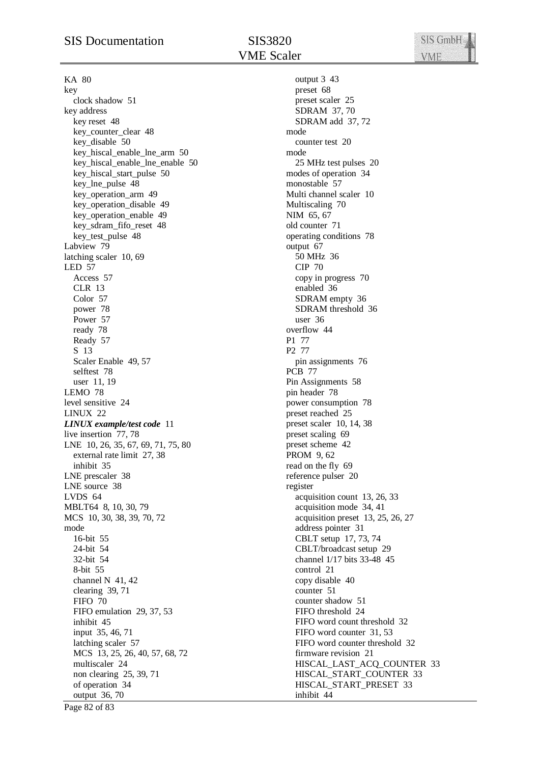KA 80
key
  clock shadow 51
key address
  key reset 48
  key_counter_clear 48
  key_disable 50
  key_hiscal_enable_lne_arm 50
  key_hiscal_enable_lne_enable 50
  key_hiscal_start_pulse 50
  key_lne_pulse 48
  key_operation_arm 49
  key_operation_disable 49
  key_operation_enable 49
  key_sdram_fifo_reset 48
  key_test_pulse 48
Labview 79
latching scaler 10, 69
LED 57
  Access 57
  CLR 13
  Color 57
  power 78
  Power 57
  ready 78
  Ready 57
  S 13
  Scaler Enable 49, 57
  selftest 78
  user 11, 19
LEMO 78
level sensitive 24
LINUX 22
***LINUX example/test code*** 11
live insertion 77, 78
LNE 10, 26, 35, 67, 69, 71, 75, 80
  external rate limit 27, 38
  inhibit 35
LNE prescaler 38
LNE source 38
LVDS 64
MBLT64 8, 10, 30, 79
MCS 10, 30, 38, 39, 70, 72
mode
  16-bit 55
  24-bit 54
  32-bit 54
  8-bit 55
  channel N 41, 42
  clearing 39, 71
  FIFO 70
  FIFO emulation 29, 37, 53
  inhibit 45
  input 35, 46, 71
  latching scaler 57
  MCS 13, 25, 26, 40, 57, 68, 72
  multiscaler 24
  non clearing 25, 39, 71
  of operation 34
  output 36, 70
  output 3 43
  preset 68
  preset scaler 25
  SDRAM 37, 70
  SDRAM add 37, 72
mode
  counter test 20
mode
  25 MHz test pulses 20
modes of operation 34
monostable 57
Multi channel scaler 10
Multiscaling 70
NIM 65, 67
old counter 71
operating conditions 78
output 67
  50 MHz 36
  CIP 70
  copy in progress 70
  enabled 36
  SDRAM empty 36
  SDRAM threshold 36
  user 36
overflow 44
P1 77
P2 77
  pin assignments 76
PCB 77
Pin Assignments 58
pin header 78
power consumption 78
preset reached 25
preset scaler 10, 14, 38
preset scaling 69
preset scheme 42
PROM 9, 62
read on the fly 69
reference pulser 20
register
  acquisition count 13, 26, 33
  acquisition mode 34, 41
  acquisition preset 13, 25, 26, 27
  address pointer 31
  CBLT setup 17, 73, 74
  CBLT/broadcast setup 29
  channel 1/17 bits 33-48 45
  control 21
  copy disable 40
  counter 51
  counter shadow 51
  FIFO threshold 24
  FIFO word count threshold 32
  FIFO word counter 31, 53
  FIFO word counter threshold 32
  firmware revision 21
  HISCAL_LAST_ACQ_COUNTER 33
  HISCAL_START_COUNTER 33
  HISCAL_START_PRESET 33
  inhibit 44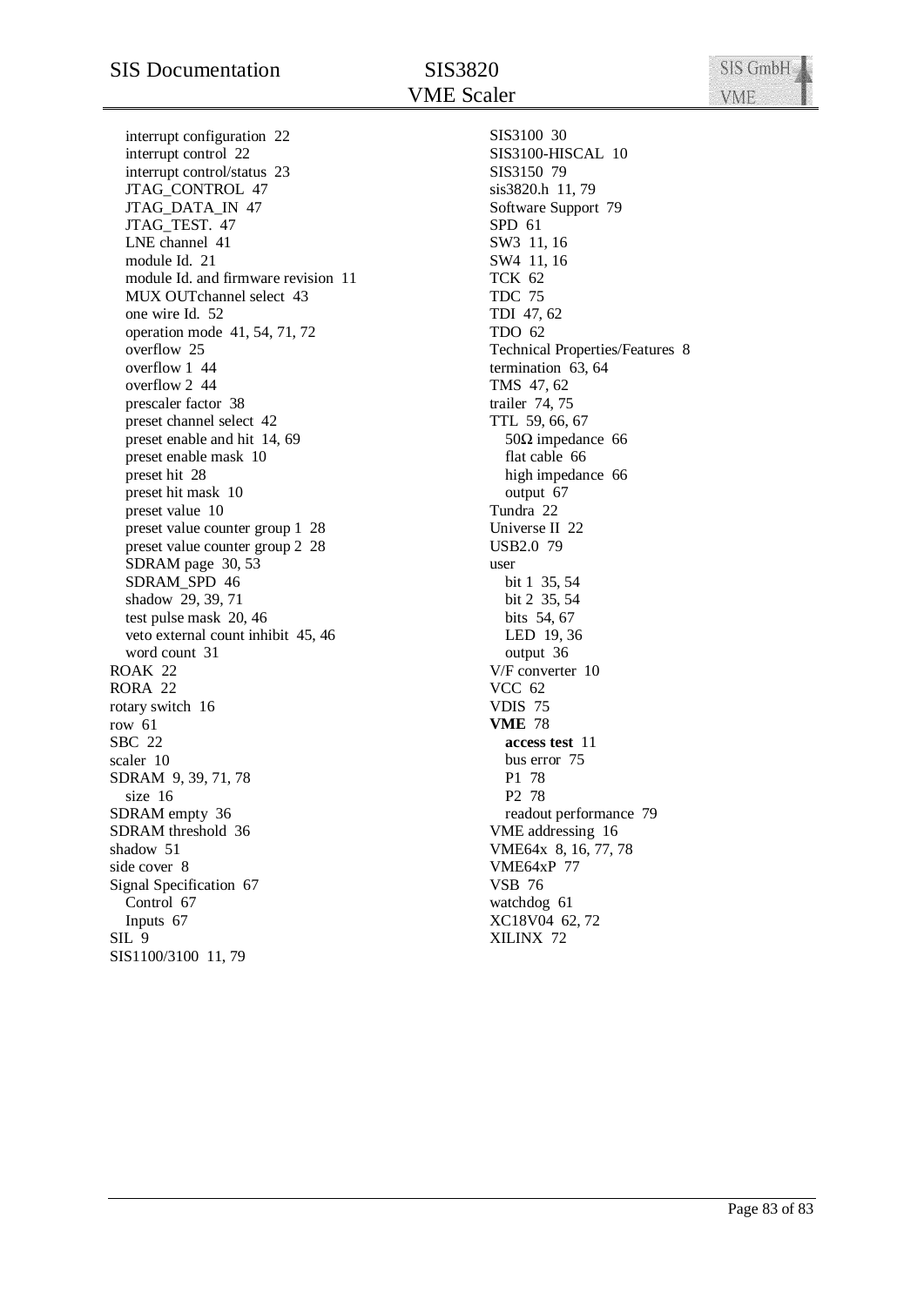interrupt configuration 22
interrupt control 22
interrupt control/status 23
JTAG_CONTROL 47
JTAG_DATA_IN 47
JTAG_TEST. 47
LNE channel 41
module Id. 21
module Id. and firmware revision 11
MUX OUTchannel select 43
one wire Id. 52
operation mode 41, 54, 71, 72
overflow 25
overflow 1 44
overflow 2 44
prescaler factor 38
preset channel select 42
preset enable and hit 14, 69
preset enable mask 10
preset hit 28
preset hit mask 10
preset value 10
preset value counter group 1 28
preset value counter group 2 28
SDRAM page 30, 53
SDRAM_SPD 46
shadow 29, 39, 71
test pulse mask 20, 46
veto external count inhibit 45, 46
word count 31

ROAK 22
RORA 22
rotary switch 16
row 61
SBC 22
scaler 10
SDRAM 9, 39, 71, 78
size 16
SDRAM empty 36
SDRAM threshold 36
shadow 51
side cover 8
Signal Specification 67
Control 67
Inputs 67
SIL 9
SIS1100/3100 11, 79
SIS3100 30
SIS3100-HISCAL 10
SIS3150 79
sis3820.h 11, 79
Software Support 79
SPD 61
SW3 11, 16
SW4 11, 16
TCK 62
TDC 75
TDI 47, 62
TDO 62
Technical Properties/Features 8
termination 63, 64
TMS 47, 62
trailer 74, 75
TTL 59, 66, 67
50Ω impedance 66
flat cable 66
high impedance 66
output 67
Tundra 22
Universe II 22
USB2.0 79
user
bit 1 35, 54
bit 2 35, 54
bits 54, 67
LED 19, 36
output 36
V/F converter 10
VCC 62
VDIS 75
**VME** 78
**access test** 11
bus error 75
P1 78
P2 78
readout performance 79
VME addressing 16
VME64x 8, 16, 77, 78
VME64xP 77
VSB 76
watchdog 61
XC18V04 62, 72
XILINX 72